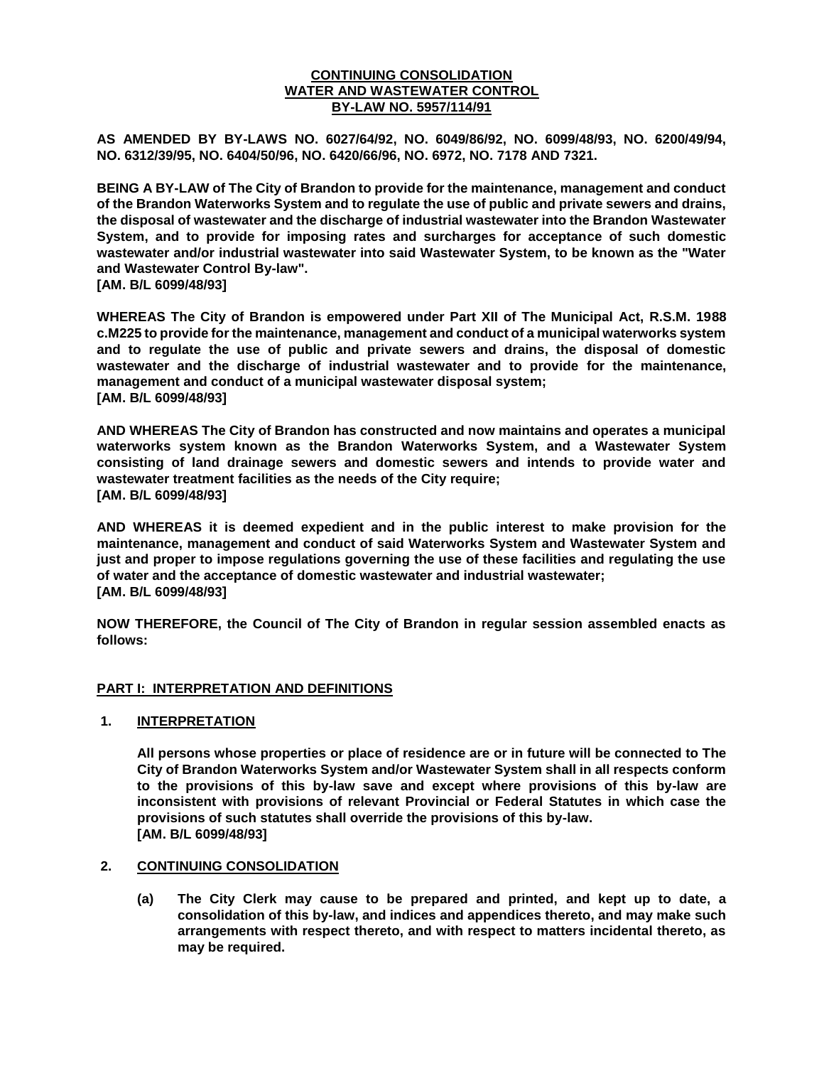# CONTINUING CONSOLIDATION
# WATER AND WASTEWATER CONTROL
# BY-LAW NO. 5957/114/91

**AS AMENDED BY BY-LAWS NO. 6027/64/92, NO. 6049/86/92, NO. 6099/48/93, NO. 6200/49/94, NO. 6312/39/95, NO. 6404/50/96, NO. 6420/66/96, NO. 6972, NO. 7178 AND 7321.**

**BEING A BY-LAW of The City of Brandon to provide for the maintenance, management and conduct of the Brandon Waterworks System and to regulate the use of public and private sewers and drains, the disposal of wastewater and the discharge of industrial wastewater into the Brandon Wastewater System, and to provide for imposing rates and surcharges for acceptance of such domestic wastewater and/or industrial wastewater into said Wastewater System, to be known as the "Water and Wastewater Control By-law".**
**[AM. B/L 6099/48/93]**

**WHEREAS The City of Brandon is empowered under Part XII of The Municipal Act, R.S.M. 1988 c.M225 to provide for the maintenance, management and conduct of a municipal waterworks system and to regulate the use of public and private sewers and drains, the disposal of domestic wastewater and the discharge of industrial wastewater and to provide for the maintenance, management and conduct of a municipal wastewater disposal system;**
**[AM. B/L 6099/48/93]**

**AND WHEREAS The City of Brandon has constructed and now maintains and operates a municipal waterworks system known as the Brandon Waterworks System, and a Wastewater System consisting of land drainage sewers and domestic sewers and intends to provide water and wastewater treatment facilities as the needs of the City require;**
**[AM. B/L 6099/48/93]**

**AND WHEREAS it is deemed expedient and in the public interest to make provision for the maintenance, management and conduct of said Waterworks System and Wastewater System and just and proper to impose regulations governing the use of these facilities and regulating the use of water and the acceptance of domestic wastewater and industrial wastewater;**
**[AM. B/L 6099/48/93]**

**NOW THEREFORE, the Council of The City of Brandon in regular session assembled enacts as follows:**

## PART I: INTERPRETATION AND DEFINITIONS

### 1. INTERPRETATION

**All persons whose properties or place of residence are or in future will be connected to The City of Brandon Waterworks System and/or Wastewater System shall in all respects conform to the provisions of this by-law save and except where provisions of this by-law are inconsistent with provisions of relevant Provincial or Federal Statutes in which case the provisions of such statutes shall override the provisions of this by-law.**
**[AM. B/L 6099/48/93]**

### 2. CONTINUING CONSOLIDATION

**(a) The City Clerk may cause to be prepared and printed, and kept up to date, a consolidation of this by-law, and indices and appendices thereto, and may make such arrangements with respect thereto, and with respect to matters incidental thereto, as may be required.**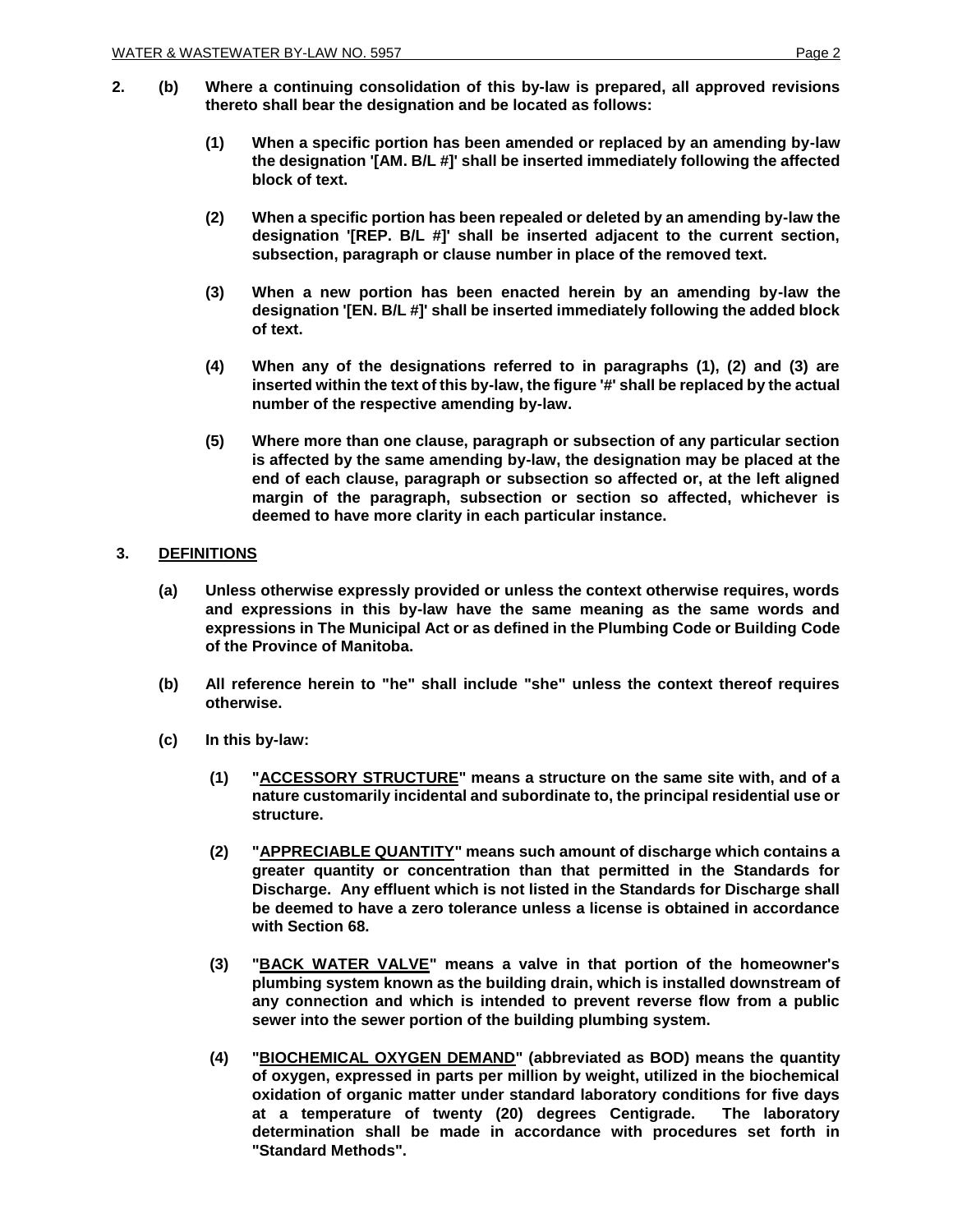**2. (b) Where a continuing consolidation of this by-law is prepared, all approved revisions thereto shall bear the designation and be located as follows:**

**(1) When a specific portion has been amended or replaced by an amending by-law the designation '[AM. B/L #]' shall be inserted immediately following the affected block of text.**

**(2) When a specific portion has been repealed or deleted by an amending by-law the designation '[REP. B/L #]' shall be inserted adjacent to the current section, subsection, paragraph or clause number in place of the removed text.**

**(3) When a new portion has been enacted herein by an amending by-law the designation '[EN. B/L #]' shall be inserted immediately following the added block of text.**

**(4) When any of the designations referred to in paragraphs (1), (2) and (3) are inserted within the text of this by-law, the figure '#' shall be replaced by the actual number of the respective amending by-law.**

**(5) Where more than one clause, paragraph or subsection of any particular section is affected by the same amending by-law, the designation may be placed at the end of each clause, paragraph or subsection so affected or, at the left aligned margin of the paragraph, subsection or section so affected, whichever is deemed to have more clarity in each particular instance.**

## 3. DEFINITIONS

**(a) Unless otherwise expressly provided or unless the context otherwise requires, words and expressions in this by-law have the same meaning as the same words and expressions in The Municipal Act or as defined in the Plumbing Code or Building Code of the Province of Manitoba.**

**(b) All reference herein to "he" shall include "she" unless the context thereof requires otherwise.**

**(c) In this by-law:**

**(1) "ACCESSORY STRUCTURE" means a structure on the same site with, and of a nature customarily incidental and subordinate to, the principal residential use or structure.**

**(2) "APPRECIABLE QUANTITY" means such amount of discharge which contains a greater quantity or concentration than that permitted in the Standards for Discharge. Any effluent which is not listed in the Standards for Discharge shall be deemed to have a zero tolerance unless a license is obtained in accordance with Section 68.**

**(3) "BACK WATER VALVE" means a valve in that portion of the homeowner's plumbing system known as the building drain, which is installed downstream of any connection and which is intended to prevent reverse flow from a public sewer into the sewer portion of the building plumbing system.**

**(4) "BIOCHEMICAL OXYGEN DEMAND" (abbreviated as BOD) means the quantity of oxygen, expressed in parts per million by weight, utilized in the biochemical oxidation of organic matter under standard laboratory conditions for five days at a temperature of twenty (20) degrees Centigrade. The laboratory determination shall be made in accordance with procedures set forth in "Standard Methods".**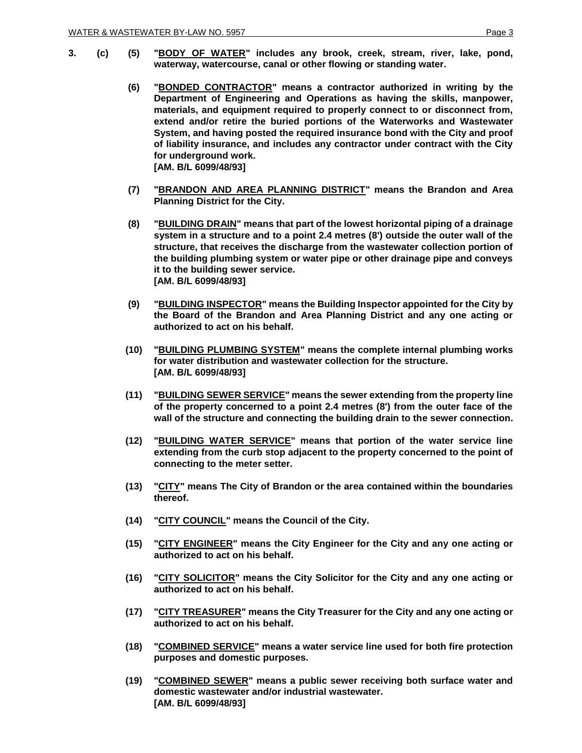**3. (c) (5) "<u>BODY OF WATER</u>" includes any brook, creek, stream, river, lake, pond, waterway, watercourse, canal or other flowing or standing water.**

**(6) "<u>BONDED CONTRACTOR</u>" means a contractor authorized in writing by the Department of Engineering and Operations as having the skills, manpower, materials, and equipment required to properly connect to or disconnect from, extend and/or retire the buried portions of the Waterworks and Wastewater System, and having posted the required insurance bond with the City and proof of liability insurance, and includes any contractor under contract with the City for underground work.**
**[AM. B/L 6099/48/93]**

**(7) "<u>BRANDON AND AREA PLANNING DISTRICT</u>" means the Brandon and Area Planning District for the City.**

**(8) "<u>BUILDING DRAIN</u>" means that part of the lowest horizontal piping of a drainage system in a structure and to a point 2.4 metres (8') outside the outer wall of the structure, that receives the discharge from the wastewater collection portion of the building plumbing system or water pipe or other drainage pipe and conveys it to the building sewer service.**
**[AM. B/L 6099/48/93]**

**(9) "<u>BUILDING INSPECTOR</u>" means the Building Inspector appointed for the City by the Board of the Brandon and Area Planning District and any one acting or authorized to act on his behalf.**

**(10) "<u>BUILDING PLUMBING SYSTEM</u>" means the complete internal plumbing works for water distribution and wastewater collection for the structure.**
**[AM. B/L 6099/48/93]**

**(11) "<u>BUILDING SEWER SERVICE</u>" means the sewer extending from the property line of the property concerned to a point 2.4 metres (8') from the outer face of the wall of the structure and connecting the building drain to the sewer connection.**

**(12) "<u>BUILDING WATER SERVICE</u>" means that portion of the water service line extending from the curb stop adjacent to the property concerned to the point of connecting to the meter setter.**

**(13) "<u>CITY</u>" means The City of Brandon or the area contained within the boundaries thereof.**

**(14) "<u>CITY COUNCIL</u>" means the Council of the City.**

**(15) "<u>CITY ENGINEER</u>" means the City Engineer for the City and any one acting or authorized to act on his behalf.**

**(16) "<u>CITY SOLICITOR</u>" means the City Solicitor for the City and any one acting or authorized to act on his behalf.**

**(17) "<u>CITY TREASURER</u>" means the City Treasurer for the City and any one acting or authorized to act on his behalf.**

**(18) "<u>COMBINED SERVICE</u>" means a water service line used for both fire protection purposes and domestic purposes.**

**(19) "<u>COMBINED SEWER</u>" means a public sewer receiving both surface water and domestic wastewater and/or industrial wastewater.**
**[AM. B/L 6099/48/93]**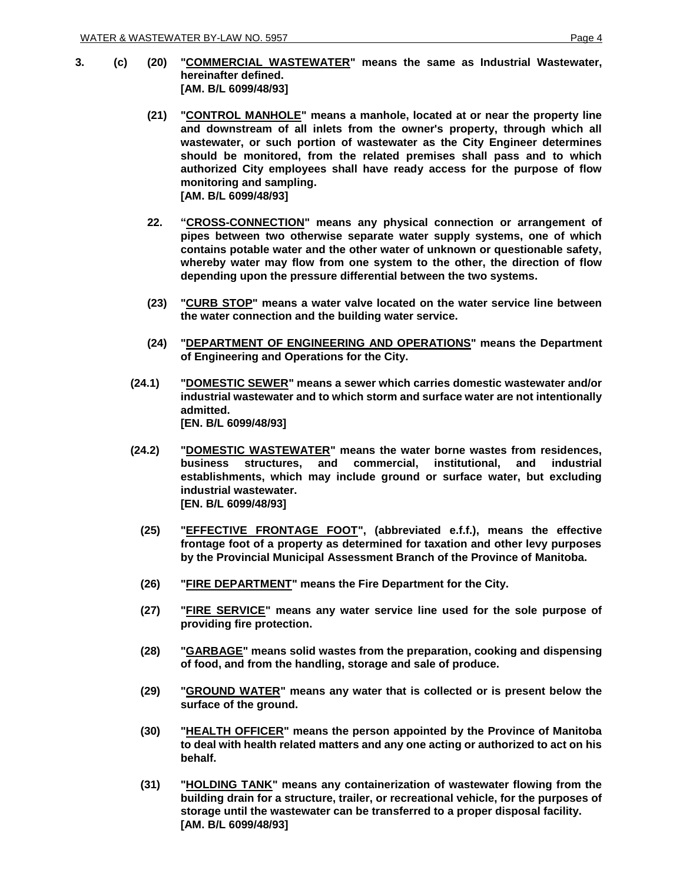**3. (c) (20) "<u>COMMERCIAL WASTEWATER</u>" means the same as Industrial Wastewater, hereinafter defined.**
**[AM. B/L 6099/48/93]**

**(21) "<u>CONTROL MANHOLE</u>" means a manhole, located at or near the property line and downstream of all inlets from the owner's property, through which all wastewater, or such portion of wastewater as the City Engineer determines should be monitored, from the related premises shall pass and to which authorized City employees shall have ready access for the purpose of flow monitoring and sampling.**
**[AM. B/L 6099/48/93]**

**22. "<u>CROSS-CONNECTION</u>" means any physical connection or arrangement of pipes between two otherwise separate water supply systems, one of which contains potable water and the other water of unknown or questionable safety, whereby water may flow from one system to the other, the direction of flow depending upon the pressure differential between the two systems.**

**(23) "<u>CURB STOP</u>" means a water valve located on the water service line between the water connection and the building water service.**

**(24) "<u>DEPARTMENT OF ENGINEERING AND OPERATIONS</u>" means the Department of Engineering and Operations for the City.**

**(24.1) "<u>DOMESTIC SEWER</u>" means a sewer which carries domestic wastewater and/or industrial wastewater and to which storm and surface water are not intentionally admitted.**
**[EN. B/L 6099/48/93]**

**(24.2) "<u>DOMESTIC WASTEWATER</u>" means the water borne wastes from residences, business structures, and commercial, institutional, and industrial establishments, which may include ground or surface water, but excluding industrial wastewater.**
**[EN. B/L 6099/48/93]**

**(25) "<u>EFFECTIVE FRONTAGE FOOT</u>", (abbreviated e.f.f.), means the effective frontage foot of a property as determined for taxation and other levy purposes by the Provincial Municipal Assessment Branch of the Province of Manitoba.**

**(26) "<u>FIRE DEPARTMENT</u>" means the Fire Department for the City.**

**(27) "<u>FIRE SERVICE</u>" means any water service line used for the sole purpose of providing fire protection.**

**(28) "<u>GARBAGE</u>" means solid wastes from the preparation, cooking and dispensing of food, and from the handling, storage and sale of produce.**

**(29) "<u>GROUND WATER</u>" means any water that is collected or is present below the surface of the ground.**

**(30) "<u>HEALTH OFFICER</u>" means the person appointed by the Province of Manitoba to deal with health related matters and any one acting or authorized to act on his behalf.**

**(31) "<u>HOLDING TANK</u>" means any containerization of wastewater flowing from the building drain for a structure, trailer, or recreational vehicle, for the purposes of storage until the wastewater can be transferred to a proper disposal facility.**
**[AM. B/L 6099/48/93]**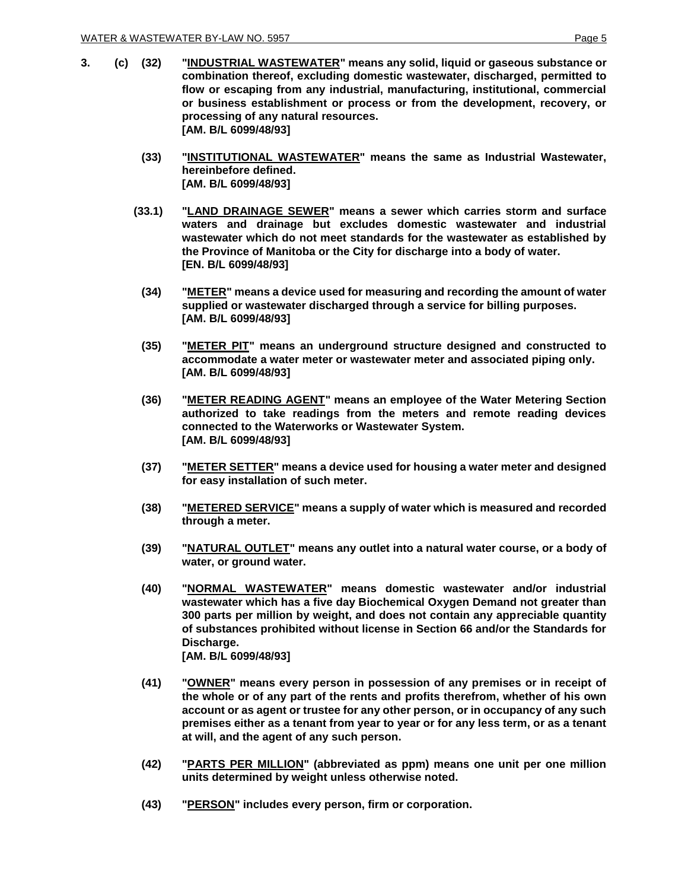**3. (c) (32) "<u>INDUSTRIAL WASTEWATER</u>" means any solid, liquid or gaseous substance or combination thereof, excluding domestic wastewater, discharged, permitted to flow or escaping from any industrial, manufacturing, institutional, commercial or business establishment or process or from the development, recovery, or processing of any natural resources.**
**[AM. B/L 6099/48/93]**

**(33) "<u>INSTITUTIONAL WASTEWATER</u>" means the same as Industrial Wastewater, hereinbefore defined.**
**[AM. B/L 6099/48/93]**

**(33.1) "<u>LAND DRAINAGE SEWER</u>" means a sewer which carries storm and surface waters and drainage but excludes domestic wastewater and industrial wastewater which do not meet standards for the wastewater as established by the Province of Manitoba or the City for discharge into a body of water.**
**[EN. B/L 6099/48/93]**

**(34) "<u>METER</u>" means a device used for measuring and recording the amount of water supplied or wastewater discharged through a service for billing purposes.**
**[AM. B/L 6099/48/93]**

**(35) "<u>METER PIT</u>" means an underground structure designed and constructed to accommodate a water meter or wastewater meter and associated piping only.**
**[AM. B/L 6099/48/93]**

**(36) "<u>METER READING AGENT</u>" means an employee of the Water Metering Section authorized to take readings from the meters and remote reading devices connected to the Waterworks or Wastewater System.**
**[AM. B/L 6099/48/93]**

**(37) "<u>METER SETTER</u>" means a device used for housing a water meter and designed for easy installation of such meter.**

**(38) "<u>METERED SERVICE</u>" means a supply of water which is measured and recorded through a meter.**

**(39) "<u>NATURAL OUTLET</u>" means any outlet into a natural water course, or a body of water, or ground water.**

**(40) "<u>NORMAL WASTEWATER</u>" means domestic wastewater and/or industrial wastewater which has a five day Biochemical Oxygen Demand not greater than 300 parts per million by weight, and does not contain any appreciable quantity of substances prohibited without license in Section 66 and/or the Standards for Discharge.**
**[AM. B/L 6099/48/93]**

**(41) "<u>OWNER</u>" means every person in possession of any premises or in receipt of the whole or of any part of the rents and profits therefrom, whether of his own account or as agent or trustee for any other person, or in occupancy of any such premises either as a tenant from year to year or for any less term, or as a tenant at will, and the agent of any such person.**

**(42) "<u>PARTS PER MILLION</u>" (abbreviated as ppm) means one unit per one million units determined by weight unless otherwise noted.**

**(43) "<u>PERSON</u>" includes every person, firm or corporation.**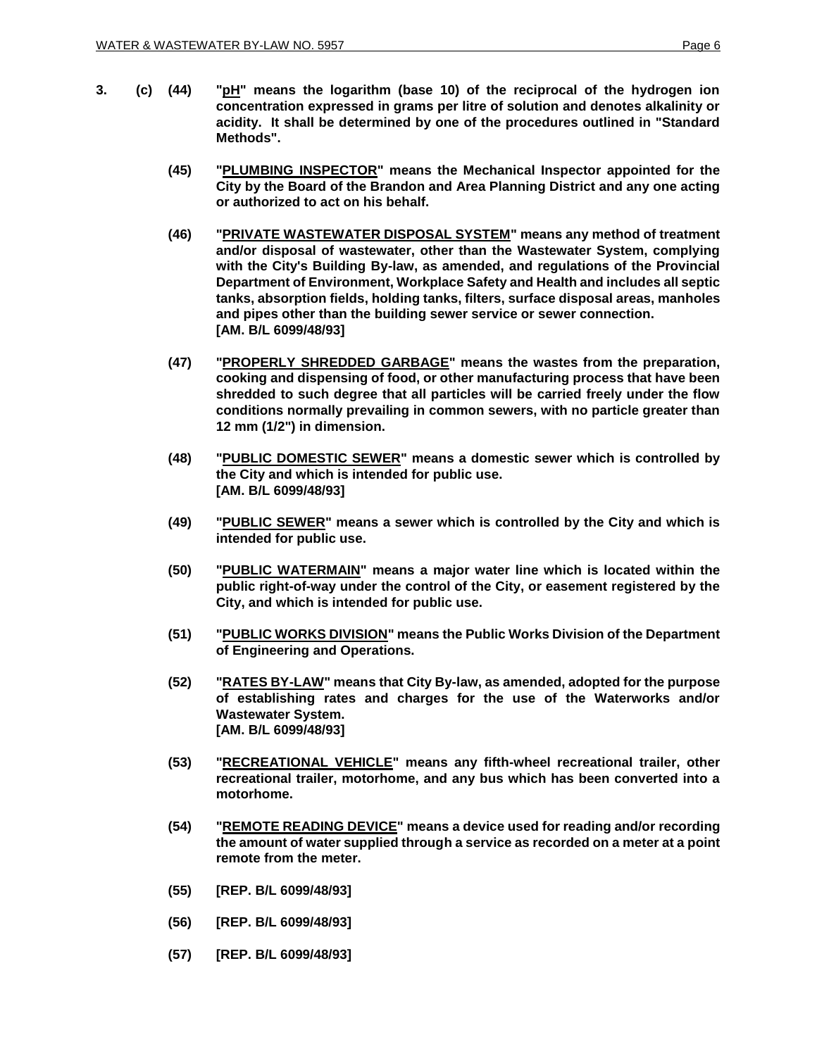**3. (c) (44) "<u>pH</u>" means the logarithm (base 10) of the reciprocal of the hydrogen ion concentration expressed in grams per litre of solution and denotes alkalinity or acidity. It shall be determined by one of the procedures outlined in "Standard Methods".**

**(45) "<u>PLUMBING INSPECTOR</u>" means the Mechanical Inspector appointed for the City by the Board of the Brandon and Area Planning District and any one acting or authorized to act on his behalf.**

**(46) "<u>PRIVATE WASTEWATER DISPOSAL SYSTEM</u>" means any method of treatment and/or disposal of wastewater, other than the Wastewater System, complying with the City's Building By-law, as amended, and regulations of the Provincial Department of Environment, Workplace Safety and Health and includes all septic tanks, absorption fields, holding tanks, filters, surface disposal areas, manholes and pipes other than the building sewer service or sewer connection. [AM. B/L 6099/48/93]**

**(47) "<u>PROPERLY SHREDDED GARBAGE</u>" means the wastes from the preparation, cooking and dispensing of food, or other manufacturing process that have been shredded to such degree that all particles will be carried freely under the flow conditions normally prevailing in common sewers, with no particle greater than 12 mm (1/2") in dimension.**

**(48) "<u>PUBLIC DOMESTIC SEWER</u>" means a domestic sewer which is controlled by the City and which is intended for public use. [AM. B/L 6099/48/93]**

**(49) "<u>PUBLIC SEWER</u>" means a sewer which is controlled by the City and which is intended for public use.**

**(50) "<u>PUBLIC WATERMAIN</u>" means a major water line which is located within the public right-of-way under the control of the City, or easement registered by the City, and which is intended for public use.**

**(51) "<u>PUBLIC WORKS DIVISION</u>" means the Public Works Division of the Department of Engineering and Operations.**

**(52) "<u>RATES BY-LAW</u>" means that City By-law, as amended, adopted for the purpose of establishing rates and charges for the use of the Waterworks and/or Wastewater System. [AM. B/L 6099/48/93]**

**(53) "<u>RECREATIONAL VEHICLE</u>" means any fifth-wheel recreational trailer, other recreational trailer, motorhome, and any bus which has been converted into a motorhome.**

**(54) "<u>REMOTE READING DEVICE</u>" means a device used for reading and/or recording the amount of water supplied through a service as recorded on a meter at a point remote from the meter.**

**(55) [REP. B/L 6099/48/93]**

**(56) [REP. B/L 6099/48/93]**

**(57) [REP. B/L 6099/48/93]**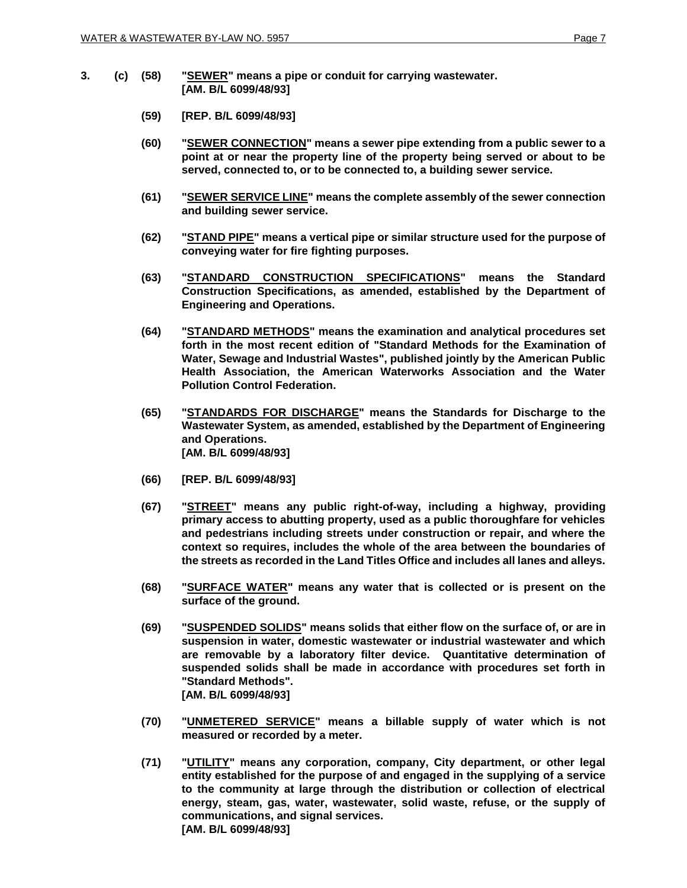**3. (c) (58) "<u>SEWER</u>" means a pipe or conduit for carrying wastewater.**
**[AM. B/L 6099/48/93]**

**(59) [REP. B/L 6099/48/93]**

**(60) "<u>SEWER CONNECTION</u>" means a sewer pipe extending from a public sewer to a point at or near the property line of the property being served or about to be served, connected to, or to be connected to, a building sewer service.**

**(61) "<u>SEWER SERVICE LINE</u>" means the complete assembly of the sewer connection and building sewer service.**

**(62) "<u>STAND PIPE</u>" means a vertical pipe or similar structure used for the purpose of conveying water for fire fighting purposes.**

**(63) "<u>STANDARD CONSTRUCTION SPECIFICATIONS</u>" means the Standard Construction Specifications, as amended, established by the Department of Engineering and Operations.**

**(64) "<u>STANDARD METHODS</u>" means the examination and analytical procedures set forth in the most recent edition of "Standard Methods for the Examination of Water, Sewage and Industrial Wastes", published jointly by the American Public Health Association, the American Waterworks Association and the Water Pollution Control Federation.**

**(65) "<u>STANDARDS FOR DISCHARGE</u>" means the Standards for Discharge to the Wastewater System, as amended, established by the Department of Engineering and Operations.**
**[AM. B/L 6099/48/93]**

**(66) [REP. B/L 6099/48/93]**

**(67) "<u>STREET</u>" means any public right-of-way, including a highway, providing primary access to abutting property, used as a public thoroughfare for vehicles and pedestrians including streets under construction or repair, and where the context so requires, includes the whole of the area between the boundaries of the streets as recorded in the Land Titles Office and includes all lanes and alleys.**

**(68) "<u>SURFACE WATER</u>" means any water that is collected or is present on the surface of the ground.**

**(69) "<u>SUSPENDED SOLIDS</u>" means solids that either flow on the surface of, or are in suspension in water, domestic wastewater or industrial wastewater and which are removable by a laboratory filter device. Quantitative determination of suspended solids shall be made in accordance with procedures set forth in "Standard Methods".**
**[AM. B/L 6099/48/93]**

**(70) "<u>UNMETERED SERVICE</u>" means a billable supply of water which is not measured or recorded by a meter.**

**(71) "<u>UTILITY</u>" means any corporation, company, City department, or other legal entity established for the purpose of and engaged in the supplying of a service to the community at large through the distribution or collection of electrical energy, steam, gas, water, wastewater, solid waste, refuse, or the supply of communications, and signal services.**
**[AM. B/L 6099/48/93]**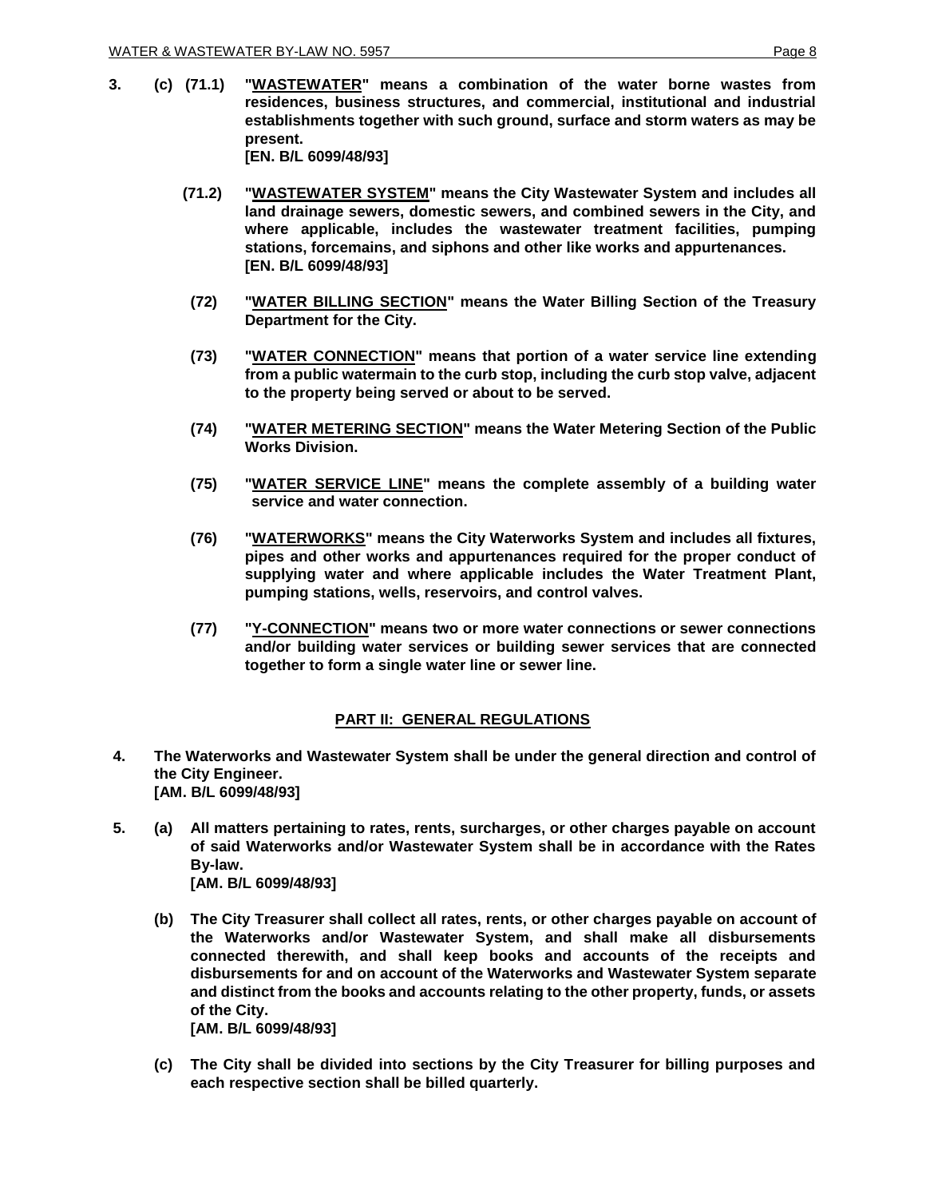**3. (c) (71.1) "<u>WASTEWATER</u>" means a combination of the water borne wastes from residences, business structures, and commercial, institutional and industrial establishments together with such ground, surface and storm waters as may be present.**
**[EN. B/L 6099/48/93]**

**(71.2) "<u>WASTEWATER SYSTEM</u>" means the City Wastewater System and includes all land drainage sewers, domestic sewers, and combined sewers in the City, and where applicable, includes the wastewater treatment facilities, pumping stations, forcemains, and siphons and other like works and appurtenances.**
**[EN. B/L 6099/48/93]**

**(72) "<u>WATER BILLING SECTION</u>" means the Water Billing Section of the Treasury Department for the City.**

**(73) "<u>WATER CONNECTION</u>" means that portion of a water service line extending from a public watermain to the curb stop, including the curb stop valve, adjacent to the property being served or about to be served.**

**(74) "<u>WATER METERING SECTION</u>" means the Water Metering Section of the Public Works Division.**

**(75) "<u>WATER SERVICE LINE</u>" means the complete assembly of a building water service and water connection.**

**(76) "<u>WATERWORKS</u>" means the City Waterworks System and includes all fixtures, pipes and other works and appurtenances required for the proper conduct of supplying water and where applicable includes the Water Treatment Plant, pumping stations, wells, reservoirs, and control valves.**

**(77) "<u>Y-CONNECTION</u>" means two or more water connections or sewer connections and/or building water services or building sewer services that are connected together to form a single water line or sewer line.**

## <u>PART II: GENERAL REGULATIONS</u>

**4. The Waterworks and Wastewater System shall be under the general direction and control of the City Engineer.**
**[AM. B/L 6099/48/93]**

**5. (a) All matters pertaining to rates, rents, surcharges, or other charges payable on account of said Waterworks and/or Wastewater System shall be in accordance with the Rates By-law.**
**[AM. B/L 6099/48/93]**

**(b) The City Treasurer shall collect all rates, rents, or other charges payable on account of the Waterworks and/or Wastewater System, and shall make all disbursements connected therewith, and shall keep books and accounts of the receipts and disbursements for and on account of the Waterworks and Wastewater System separate and distinct from the books and accounts relating to the other property, funds, or assets of the City.**
**[AM. B/L 6099/48/93]**

**(c) The City shall be divided into sections by the City Treasurer for billing purposes and each respective section shall be billed quarterly.**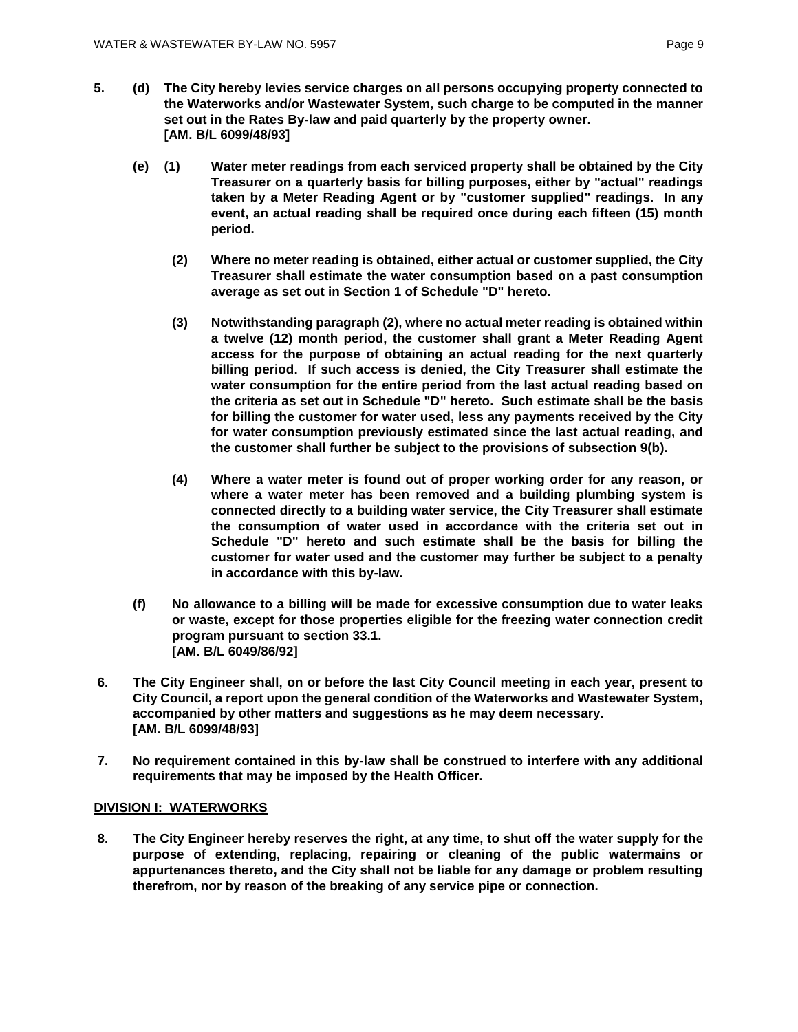**5. (d) The City hereby levies service charges on all persons occupying property connected to the Waterworks and/or Wastewater System, such charge to be computed in the manner set out in the Rates By-law and paid quarterly by the property owner.**
**[AM. B/L 6099/48/93]**

**(e) (1) Water meter readings from each serviced property shall be obtained by the City Treasurer on a quarterly basis for billing purposes, either by "actual" readings taken by a Meter Reading Agent or by "customer supplied" readings. In any event, an actual reading shall be required once during each fifteen (15) month period.**

**(2) Where no meter reading is obtained, either actual or customer supplied, the City Treasurer shall estimate the water consumption based on a past consumption average as set out in Section 1 of Schedule "D" hereto.**

**(3) Notwithstanding paragraph (2), where no actual meter reading is obtained within a twelve (12) month period, the customer shall grant a Meter Reading Agent access for the purpose of obtaining an actual reading for the next quarterly billing period. If such access is denied, the City Treasurer shall estimate the water consumption for the entire period from the last actual reading based on the criteria as set out in Schedule "D" hereto. Such estimate shall be the basis for billing the customer for water used, less any payments received by the City for water consumption previously estimated since the last actual reading, and the customer shall further be subject to the provisions of subsection 9(b).**

**(4) Where a water meter is found out of proper working order for any reason, or where a water meter has been removed and a building plumbing system is connected directly to a building water service, the City Treasurer shall estimate the consumption of water used in accordance with the criteria set out in Schedule "D" hereto and such estimate shall be the basis for billing the customer for water used and the customer may further be subject to a penalty in accordance with this by-law.**

**(f) No allowance to a billing will be made for excessive consumption due to water leaks or waste, except for those properties eligible for the freezing water connection credit program pursuant to section 33.1.**
**[AM. B/L 6049/86/92]**

**6. The City Engineer shall, on or before the last City Council meeting in each year, present to City Council, a report upon the general condition of the Waterworks and Wastewater System, accompanied by other matters and suggestions as he may deem necessary.**
**[AM. B/L 6099/48/93]**

**7. No requirement contained in this by-law shall be construed to interfere with any additional requirements that may be imposed by the Health Officer.**

## DIVISION I: WATERWORKS

**8. The City Engineer hereby reserves the right, at any time, to shut off the water supply for the purpose of extending, replacing, repairing or cleaning of the public watermains or appurtenances thereto, and the City shall not be liable for any damage or problem resulting therefrom, nor by reason of the breaking of any service pipe or connection.**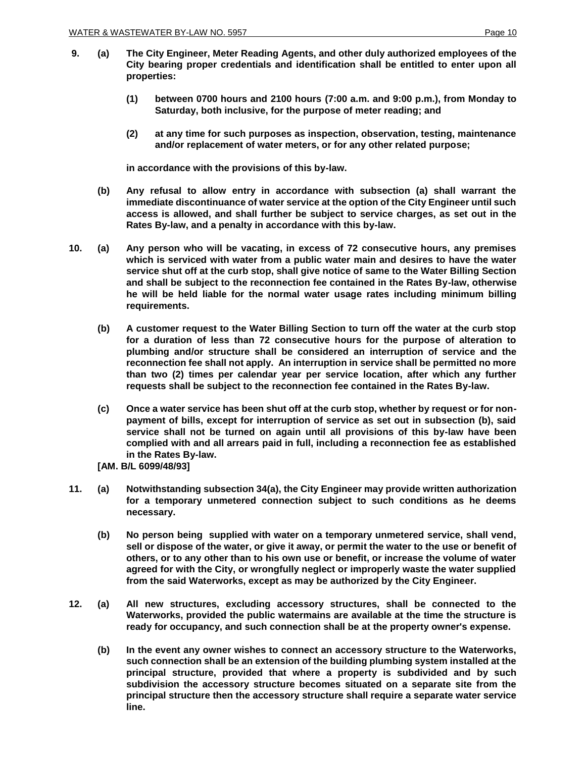**9. (a) The City Engineer, Meter Reading Agents, and other duly authorized employees of the City bearing proper credentials and identification shall be entitled to enter upon all properties:**

**(1) between 0700 hours and 2100 hours (7:00 a.m. and 9:00 p.m.), from Monday to Saturday, both inclusive, for the purpose of meter reading; and**

**(2) at any time for such purposes as inspection, observation, testing, maintenance and/or replacement of water meters, or for any other related purpose;**

**in accordance with the provisions of this by-law.**

**(b) Any refusal to allow entry in accordance with subsection (a) shall warrant the immediate discontinuance of water service at the option of the City Engineer until such access is allowed, and shall further be subject to service charges, as set out in the Rates By-law, and a penalty in accordance with this by-law.**

**10. (a) Any person who will be vacating, in excess of 72 consecutive hours, any premises which is serviced with water from a public water main and desires to have the water service shut off at the curb stop, shall give notice of same to the Water Billing Section and shall be subject to the reconnection fee contained in the Rates By-law, otherwise he will be held liable for the normal water usage rates including minimum billing requirements.**

**(b) A customer request to the Water Billing Section to turn off the water at the curb stop for a duration of less than 72 consecutive hours for the purpose of alteration to plumbing and/or structure shall be considered an interruption of service and the reconnection fee shall not apply. An interruption in service shall be permitted no more than two (2) times per calendar year per service location, after which any further requests shall be subject to the reconnection fee contained in the Rates By-law.**

**(c) Once a water service has been shut off at the curb stop, whether by request or for non-payment of bills, except for interruption of service as set out in subsection (b), said service shall not be turned on again until all provisions of this by-law have been complied with and all arrears paid in full, including a reconnection fee as established in the Rates By-law.**

**[AM. B/L 6099/48/93]**

**11. (a) Notwithstanding subsection 34(a), the City Engineer may provide written authorization for a temporary unmetered connection subject to such conditions as he deems necessary.**

**(b) No person being supplied with water on a temporary unmetered service, shall vend, sell or dispose of the water, or give it away, or permit the water to the use or benefit of others, or to any other than to his own use or benefit, or increase the volume of water agreed for with the City, or wrongfully neglect or improperly waste the water supplied from the said Waterworks, except as may be authorized by the City Engineer.**

**12. (a) All new structures, excluding accessory structures, shall be connected to the Waterworks, provided the public watermains are available at the time the structure is ready for occupancy, and such connection shall be at the property owner's expense.**

**(b) In the event any owner wishes to connect an accessory structure to the Waterworks, such connection shall be an extension of the building plumbing system installed at the principal structure, provided that where a property is subdivided and by such subdivision the accessory structure becomes situated on a separate site from the principal structure then the accessory structure shall require a separate water service line.**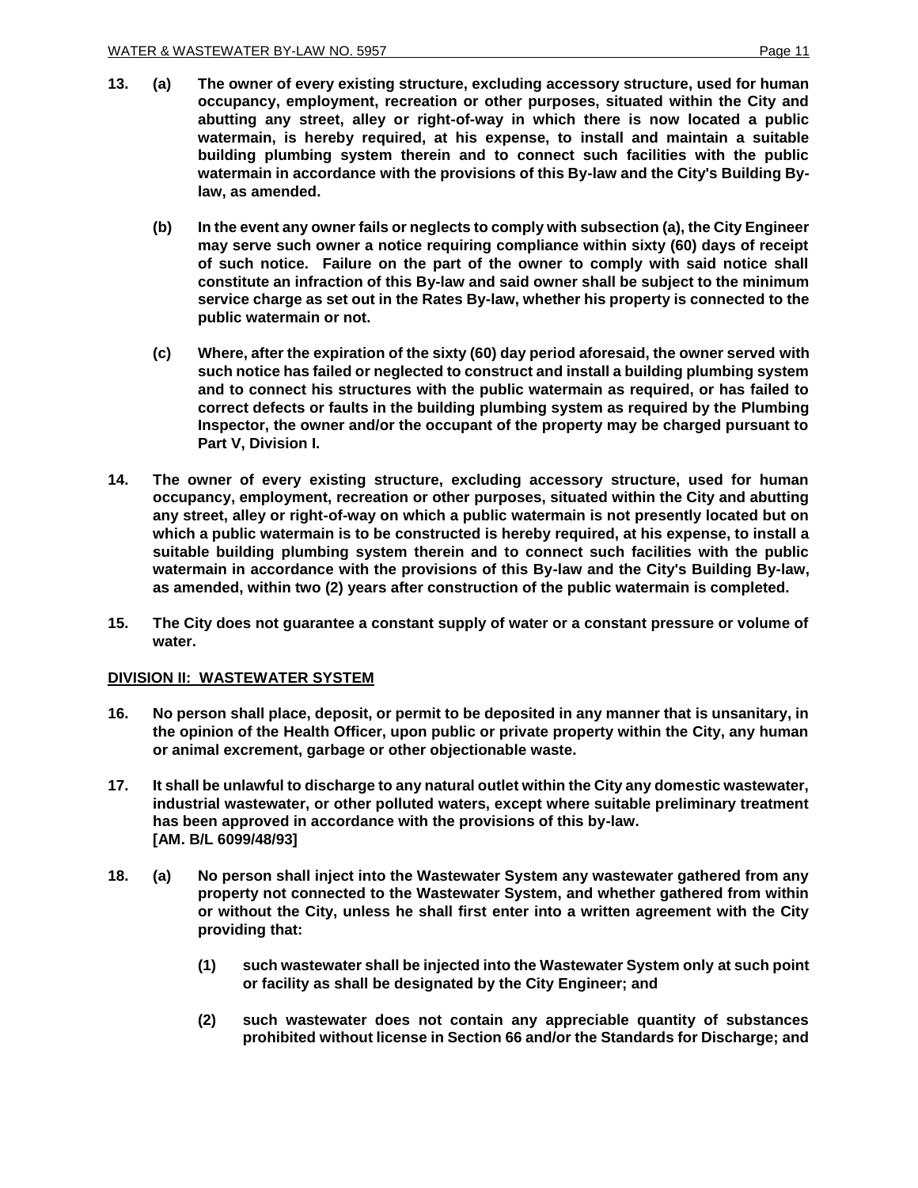**13. (a) The owner of every existing structure, excluding accessory structure, used for human occupancy, employment, recreation or other purposes, situated within the City and abutting any street, alley or right-of-way in which there is now located a public watermain, is hereby required, at his expense, to install and maintain a suitable building plumbing system therein and to connect such facilities with the public watermain in accordance with the provisions of this By-law and the City's Building By-law, as amended.**

**(b) In the event any owner fails or neglects to comply with subsection (a), the City Engineer may serve such owner a notice requiring compliance within sixty (60) days of receipt of such notice. Failure on the part of the owner to comply with said notice shall constitute an infraction of this By-law and said owner shall be subject to the minimum service charge as set out in the Rates By-law, whether his property is connected to the public watermain or not.**

**(c) Where, after the expiration of the sixty (60) day period aforesaid, the owner served with such notice has failed or neglected to construct and install a building plumbing system and to connect his structures with the public watermain as required, or has failed to correct defects or faults in the building plumbing system as required by the Plumbing Inspector, the owner and/or the occupant of the property may be charged pursuant to Part V, Division I.**

**14. The owner of every existing structure, excluding accessory structure, used for human occupancy, employment, recreation or other purposes, situated within the City and abutting any street, alley or right-of-way on which a public watermain is not presently located but on which a public watermain is to be constructed is hereby required, at his expense, to install a suitable building plumbing system therein and to connect such facilities with the public watermain in accordance with the provisions of this By-law and the City's Building By-law, as amended, within two (2) years after construction of the public watermain is completed.**

**15. The City does not guarantee a constant supply of water or a constant pressure or volume of water.**

## DIVISION II: WASTEWATER SYSTEM

**16. No person shall place, deposit, or permit to be deposited in any manner that is unsanitary, in the opinion of the Health Officer, upon public or private property within the City, any human or animal excrement, garbage or other objectionable waste.**

**17. It shall be unlawful to discharge to any natural outlet within the City any domestic wastewater, industrial wastewater, or other polluted waters, except where suitable preliminary treatment has been approved in accordance with the provisions of this by-law.
[AM. B/L 6099/48/93]**

**18. (a) No person shall inject into the Wastewater System any wastewater gathered from any property not connected to the Wastewater System, and whether gathered from within or without the City, unless he shall first enter into a written agreement with the City providing that:**

**(1) such wastewater shall be injected into the Wastewater System only at such point or facility as shall be designated by the City Engineer; and**

**(2) such wastewater does not contain any appreciable quantity of substances prohibited without license in Section 66 and/or the Standards for Discharge; and**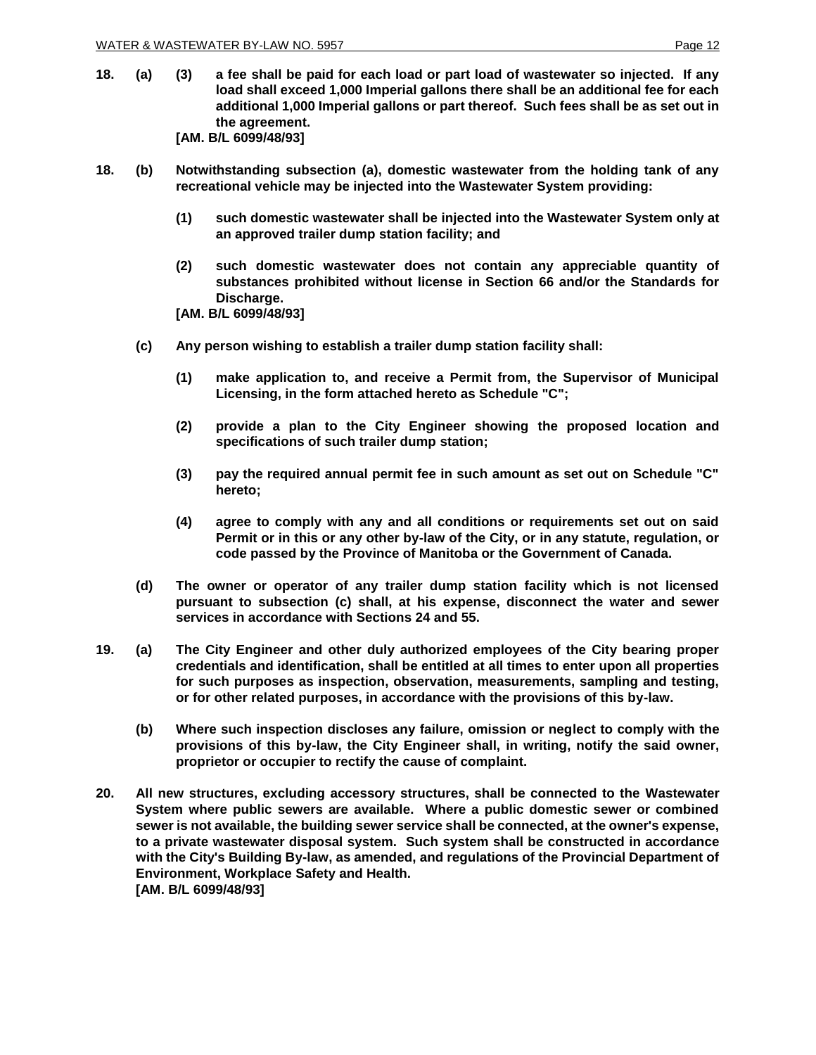**18. (a) (3) a fee shall be paid for each load or part load of wastewater so injected. If any load shall exceed 1,000 Imperial gallons there shall be an additional fee for each additional 1,000 Imperial gallons or part thereof. Such fees shall be as set out in the agreement.**
**[AM. B/L 6099/48/93]**

**18. (b) Notwithstanding subsection (a), domestic wastewater from the holding tank of any recreational vehicle may be injected into the Wastewater System providing:**

**(1) such domestic wastewater shall be injected into the Wastewater System only at an approved trailer dump station facility; and**

**(2) such domestic wastewater does not contain any appreciable quantity of substances prohibited without license in Section 66 and/or the Standards for Discharge.**
**[AM. B/L 6099/48/93]**

**(c) Any person wishing to establish a trailer dump station facility shall:**

**(1) make application to, and receive a Permit from, the Supervisor of Municipal Licensing, in the form attached hereto as Schedule "C";**

**(2) provide a plan to the City Engineer showing the proposed location and specifications of such trailer dump station;**

**(3) pay the required annual permit fee in such amount as set out on Schedule "C" hereto;**

**(4) agree to comply with any and all conditions or requirements set out on said Permit or in this or any other by-law of the City, or in any statute, regulation, or code passed by the Province of Manitoba or the Government of Canada.**

**(d) The owner or operator of any trailer dump station facility which is not licensed pursuant to subsection (c) shall, at his expense, disconnect the water and sewer services in accordance with Sections 24 and 55.**

**19. (a) The City Engineer and other duly authorized employees of the City bearing proper credentials and identification, shall be entitled at all times to enter upon all properties for such purposes as inspection, observation, measurements, sampling and testing, or for other related purposes, in accordance with the provisions of this by-law.**

**(b) Where such inspection discloses any failure, omission or neglect to comply with the provisions of this by-law, the City Engineer shall, in writing, notify the said owner, proprietor or occupier to rectify the cause of complaint.**

**20. All new structures, excluding accessory structures, shall be connected to the Wastewater System where public sewers are available. Where a public domestic sewer or combined sewer is not available, the building sewer service shall be connected, at the owner's expense, to a private wastewater disposal system. Such system shall be constructed in accordance with the City's Building By-law, as amended, and regulations of the Provincial Department of Environment, Workplace Safety and Health.**
**[AM. B/L 6099/48/93]**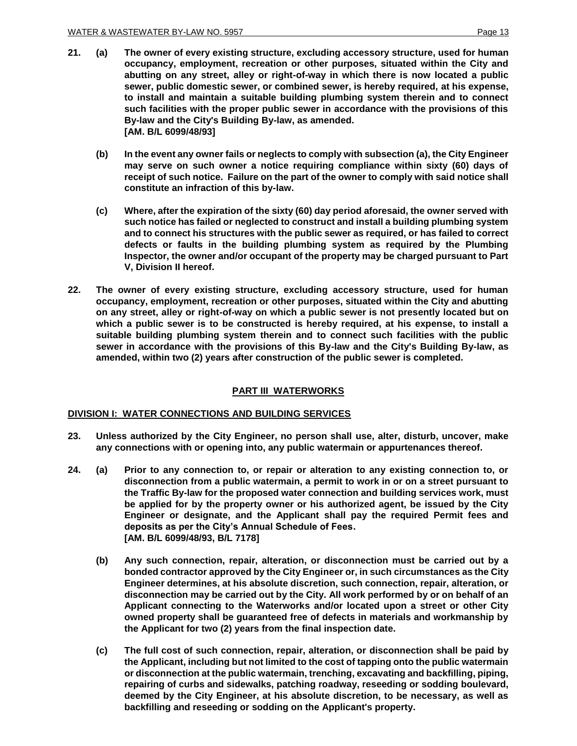**21. (a) The owner of every existing structure, excluding accessory structure, used for human occupancy, employment, recreation or other purposes, situated within the City and abutting on any street, alley or right-of-way in which there is now located a public sewer, public domestic sewer, or combined sewer, is hereby required, at his expense, to install and maintain a suitable building plumbing system therein and to connect such facilities with the proper public sewer in accordance with the provisions of this By-law and the City's Building By-law, as amended.**
**[AM. B/L 6099/48/93]**

**(b) In the event any owner fails or neglects to comply with subsection (a), the City Engineer may serve on such owner a notice requiring compliance within sixty (60) days of receipt of such notice. Failure on the part of the owner to comply with said notice shall constitute an infraction of this by-law.**

**(c) Where, after the expiration of the sixty (60) day period aforesaid, the owner served with such notice has failed or neglected to construct and install a building plumbing system and to connect his structures with the public sewer as required, or has failed to correct defects or faults in the building plumbing system as required by the Plumbing Inspector, the owner and/or occupant of the property may be charged pursuant to Part V, Division II hereof.**

**22. The owner of every existing structure, excluding accessory structure, used for human occupancy, employment, recreation or other purposes, situated within the City and abutting on any street, alley or right-of-way on which a public sewer is not presently located but on which a public sewer is to be constructed is hereby required, at his expense, to install a suitable building plumbing system therein and to connect such facilities with the public sewer in accordance with the provisions of this By-law and the City's Building By-law, as amended, within two (2) years after construction of the public sewer is completed.**

## PART III WATERWORKS

### DIVISION I: WATER CONNECTIONS AND BUILDING SERVICES

**23. Unless authorized by the City Engineer, no person shall use, alter, disturb, uncover, make any connections with or opening into, any public watermain or appurtenances thereof.**

**24. (a) Prior to any connection to, or repair or alteration to any existing connection to, or disconnection from a public watermain, a permit to work in or on a street pursuant to the Traffic By-law for the proposed water connection and building services work, must be applied for by the property owner or his authorized agent, be issued by the City Engineer or designate, and the Applicant shall pay the required Permit fees and deposits as per the City's Annual Schedule of Fees.**
**[AM. B/L 6099/48/93, B/L 7178]**

**(b) Any such connection, repair, alteration, or disconnection must be carried out by a bonded contractor approved by the City Engineer or, in such circumstances as the City Engineer determines, at his absolute discretion, such connection, repair, alteration, or disconnection may be carried out by the City. All work performed by or on behalf of an Applicant connecting to the Waterworks and/or located upon a street or other City owned property shall be guaranteed free of defects in materials and workmanship by the Applicant for two (2) years from the final inspection date.**

**(c) The full cost of such connection, repair, alteration, or disconnection shall be paid by the Applicant, including but not limited to the cost of tapping onto the public watermain or disconnection at the public watermain, trenching, excavating and backfilling, piping, repairing of curbs and sidewalks, patching roadway, reseeding or sodding boulevard, deemed by the City Engineer, at his absolute discretion, to be necessary, as well as backfilling and reseeding or sodding on the Applicant's property.**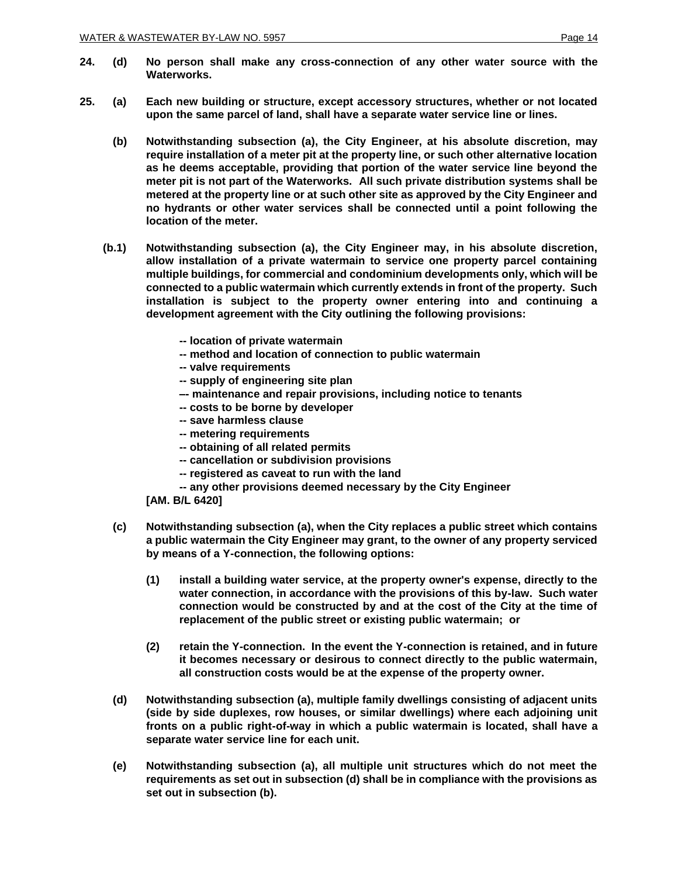**24. (d) No person shall make any cross-connection of any other water source with the Waterworks.**

**25. (a) Each new building or structure, except accessory structures, whether or not located upon the same parcel of land, shall have a separate water service line or lines.**

**(b) Notwithstanding subsection (a), the City Engineer, at his absolute discretion, may require installation of a meter pit at the property line, or such other alternative location as he deems acceptable, providing that portion of the water service line beyond the meter pit is not part of the Waterworks. All such private distribution systems shall be metered at the property line or at such other site as approved by the City Engineer and no hydrants or other water services shall be connected until a point following the location of the meter.**

**(b.1) Notwithstanding subsection (a), the City Engineer may, in his absolute discretion, allow installation of a private watermain to service one property parcel containing multiple buildings, for commercial and condominium developments only, which will be connected to a public watermain which currently extends in front of the property. Such installation is subject to the property owner entering into and continuing a development agreement with the City outlining the following provisions:**

**-- location of private watermain**
**-- method and location of connection to public watermain**
**-- valve requirements**
**-- supply of engineering site plan**
**–- maintenance and repair provisions, including notice to tenants**
**-- costs to be borne by developer**
**-- save harmless clause**
**-- metering requirements**
**-- obtaining of all related permits**
**-- cancellation or subdivision provisions**
**-- registered as caveat to run with the land**
**-- any other provisions deemed necessary by the City Engineer**

**[AM. B/L 6420]**

**(c) Notwithstanding subsection (a), when the City replaces a public street which contains a public watermain the City Engineer may grant, to the owner of any property serviced by means of a Y-connection, the following options:**

**(1) install a building water service, at the property owner's expense, directly to the water connection, in accordance with the provisions of this by-law. Such water connection would be constructed by and at the cost of the City at the time of replacement of the public street or existing public watermain; or**

**(2) retain the Y-connection. In the event the Y-connection is retained, and in future it becomes necessary or desirous to connect directly to the public watermain, all construction costs would be at the expense of the property owner.**

**(d) Notwithstanding subsection (a), multiple family dwellings consisting of adjacent units (side by side duplexes, row houses, or similar dwellings) where each adjoining unit fronts on a public right-of-way in which a public watermain is located, shall have a separate water service line for each unit.**

**(e) Notwithstanding subsection (a), all multiple unit structures which do not meet the requirements as set out in subsection (d) shall be in compliance with the provisions as set out in subsection (b).**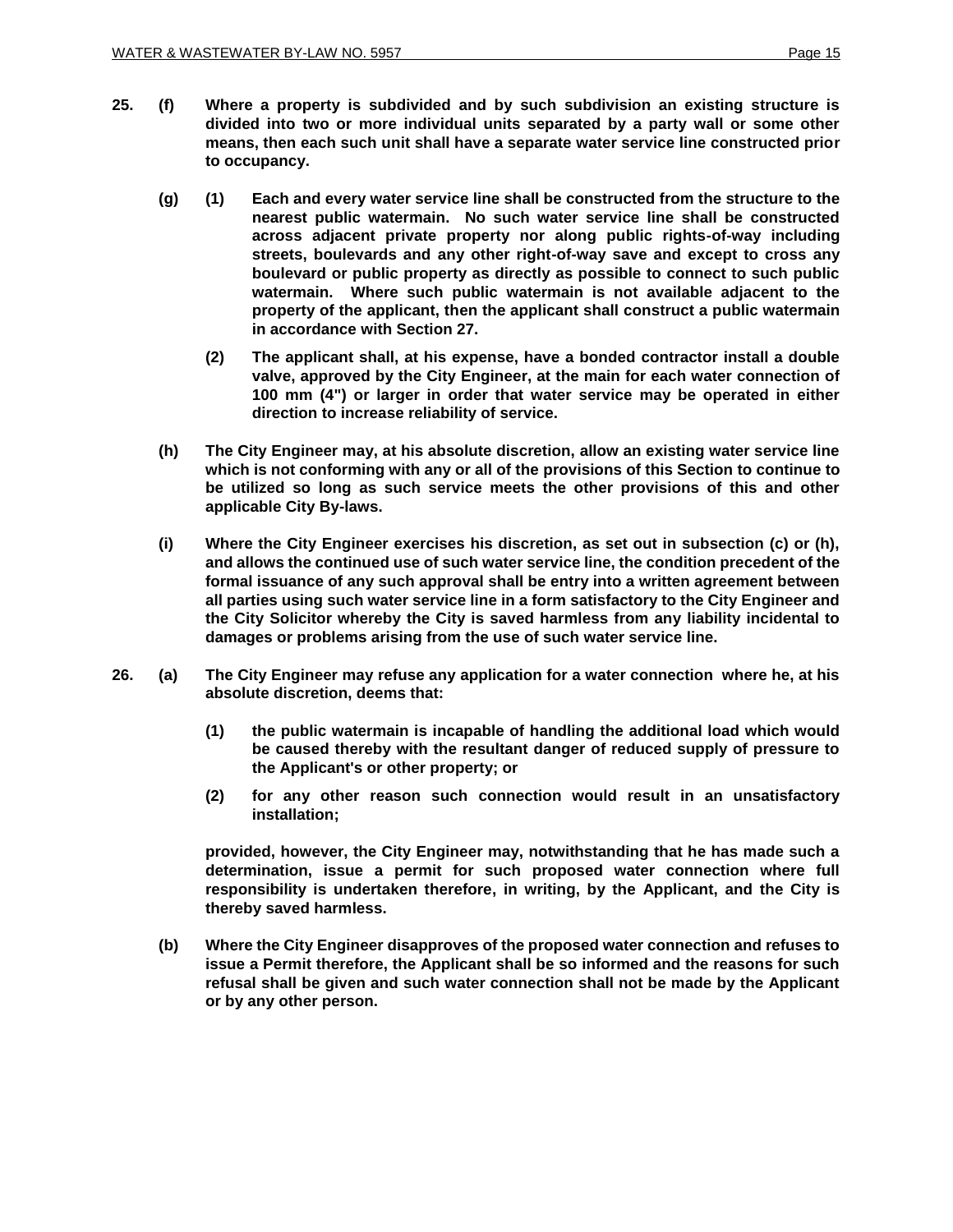**25. (f) Where a property is subdivided and by such subdivision an existing structure is divided into two or more individual units separated by a party wall or some other means, then each such unit shall have a separate water service line constructed prior to occupancy.**

**(g) (1) Each and every water service line shall be constructed from the structure to the nearest public watermain. No such water service line shall be constructed across adjacent private property nor along public rights-of-way including streets, boulevards and any other right-of-way save and except to cross any boulevard or public property as directly as possible to connect to such public watermain. Where such public watermain is not available adjacent to the property of the applicant, then the applicant shall construct a public watermain in accordance with Section 27.**

**(2) The applicant shall, at his expense, have a bonded contractor install a double valve, approved by the City Engineer, at the main for each water connection of 100 mm (4") or larger in order that water service may be operated in either direction to increase reliability of service.**

**(h) The City Engineer may, at his absolute discretion, allow an existing water service line which is not conforming with any or all of the provisions of this Section to continue to be utilized so long as such service meets the other provisions of this and other applicable City By-laws.**

**(i) Where the City Engineer exercises his discretion, as set out in subsection (c) or (h), and allows the continued use of such water service line, the condition precedent of the formal issuance of any such approval shall be entry into a written agreement between all parties using such water service line in a form satisfactory to the City Engineer and the City Solicitor whereby the City is saved harmless from any liability incidental to damages or problems arising from the use of such water service line.**

**26. (a) The City Engineer may refuse any application for a water connection where he, at his absolute discretion, deems that:**

**(1) the public watermain is incapable of handling the additional load which would be caused thereby with the resultant danger of reduced supply of pressure to the Applicant's or other property; or**

**(2) for any other reason such connection would result in an unsatisfactory installation;**

**provided, however, the City Engineer may, notwithstanding that he has made such a determination, issue a permit for such proposed water connection where full responsibility is undertaken therefore, in writing, by the Applicant, and the City is thereby saved harmless.**

**(b) Where the City Engineer disapproves of the proposed water connection and refuses to issue a Permit therefore, the Applicant shall be so informed and the reasons for such refusal shall be given and such water connection shall not be made by the Applicant or by any other person.**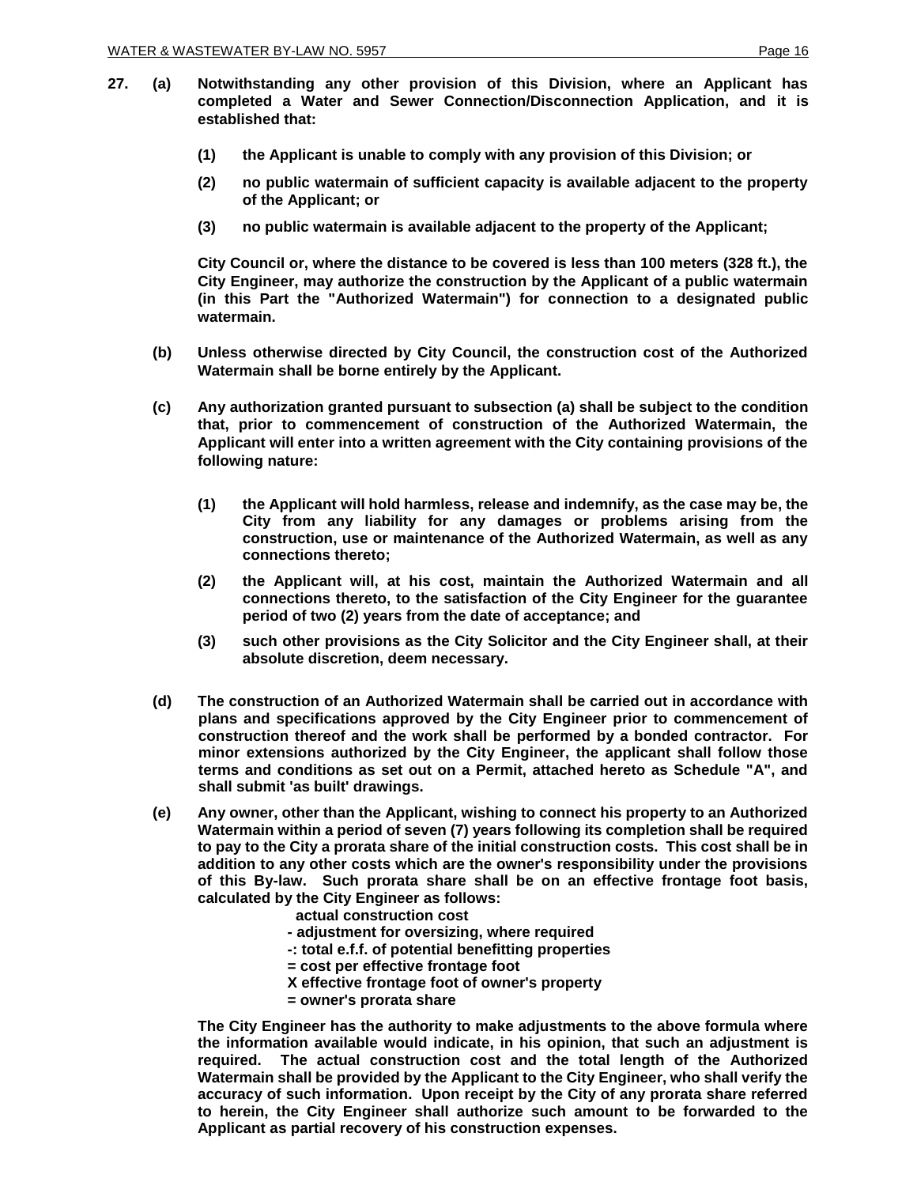**27. (a) Notwithstanding any other provision of this Division, where an Applicant has completed a Water and Sewer Connection/Disconnection Application, and it is established that:**

> **(1) the Applicant is unable to comply with any provision of this Division; or**
>
> **(2) no public watermain of sufficient capacity is available adjacent to the property of the Applicant; or**
>
> **(3) no public watermain is available adjacent to the property of the Applicant;**

**City Council or, where the distance to be covered is less than 100 meters (328 ft.), the City Engineer, may authorize the construction by the Applicant of a public watermain (in this Part the "Authorized Watermain") for connection to a designated public watermain.**

**(b) Unless otherwise directed by City Council, the construction cost of the Authorized Watermain shall be borne entirely by the Applicant.**

**(c) Any authorization granted pursuant to subsection (a) shall be subject to the condition that, prior to commencement of construction of the Authorized Watermain, the Applicant will enter into a written agreement with the City containing provisions of the following nature:**

> **(1) the Applicant will hold harmless, release and indemnify, as the case may be, the City from any liability for any damages or problems arising from the construction, use or maintenance of the Authorized Watermain, as well as any connections thereto;**
>
> **(2) the Applicant will, at his cost, maintain the Authorized Watermain and all connections thereto, to the satisfaction of the City Engineer for the guarantee period of two (2) years from the date of acceptance; and**
>
> **(3) such other provisions as the City Solicitor and the City Engineer shall, at their absolute discretion, deem necessary.**

**(d) The construction of an Authorized Watermain shall be carried out in accordance with plans and specifications approved by the City Engineer prior to commencement of construction thereof and the work shall be performed by a bonded contractor. For minor extensions authorized by the City Engineer, the applicant shall follow those terms and conditions as set out on a Permit, attached hereto as Schedule "A", and shall submit 'as built' drawings.**

**(e) Any owner, other than the Applicant, wishing to connect his property to an Authorized Watermain within a period of seven (7) years following its completion shall be required to pay to the City a prorata share of the initial construction costs. This cost shall be in addition to any other costs which are the owner's responsibility under the provisions of this By-law. Such prorata share shall be on an effective frontage foot basis, calculated by the City Engineer as follows:**

> **actual construction cost**
> **- adjustment for oversizing, where required**
> **-: total e.f.f. of potential benefitting properties**
> **= cost per effective frontage foot**
> **X effective frontage foot of owner's property**
> **= owner's prorata share**

**The City Engineer has the authority to make adjustments to the above formula where the information available would indicate, in his opinion, that such an adjustment is required. The actual construction cost and the total length of the Authorized Watermain shall be provided by the Applicant to the City Engineer, who shall verify the accuracy of such information. Upon receipt by the City of any prorata share referred to herein, the City Engineer shall authorize such amount to be forwarded to the Applicant as partial recovery of his construction expenses.**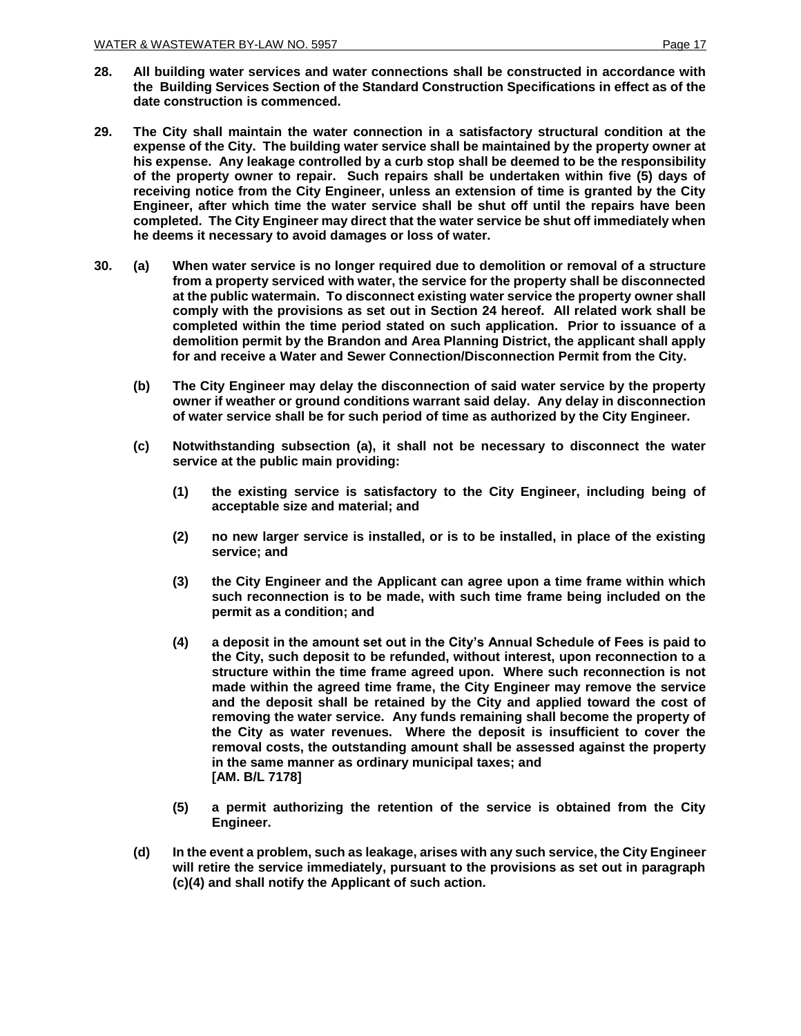**28. All building water services and water connections shall be constructed in accordance with the Building Services Section of the Standard Construction Specifications in effect as of the date construction is commenced.**

**29. The City shall maintain the water connection in a satisfactory structural condition at the expense of the City. The building water service shall be maintained by the property owner at his expense. Any leakage controlled by a curb stop shall be deemed to be the responsibility of the property owner to repair. Such repairs shall be undertaken within five (5) days of receiving notice from the City Engineer, unless an extension of time is granted by the City Engineer, after which time the water service shall be shut off until the repairs have been completed. The City Engineer may direct that the water service be shut off immediately when he deems it necessary to avoid damages or loss of water.**

**30. (a) When water service is no longer required due to demolition or removal of a structure from a property serviced with water, the service for the property shall be disconnected at the public watermain. To disconnect existing water service the property owner shall comply with the provisions as set out in Section 24 hereof. All related work shall be completed within the time period stated on such application. Prior to issuance of a demolition permit by the Brandon and Area Planning District, the applicant shall apply for and receive a Water and Sewer Connection/Disconnection Permit from the City.**

**(b) The City Engineer may delay the disconnection of said water service by the property owner if weather or ground conditions warrant said delay. Any delay in disconnection of water service shall be for such period of time as authorized by the City Engineer.**

**(c) Notwithstanding subsection (a), it shall not be necessary to disconnect the water service at the public main providing:**

**(1) the existing service is satisfactory to the City Engineer, including being of acceptable size and material; and**

**(2) no new larger service is installed, or is to be installed, in place of the existing service; and**

**(3) the City Engineer and the Applicant can agree upon a time frame within which such reconnection is to be made, with such time frame being included on the permit as a condition; and**

**(4) a deposit in the amount set out in the City's Annual Schedule of Fees is paid to the City, such deposit to be refunded, without interest, upon reconnection to a structure within the time frame agreed upon. Where such reconnection is not made within the agreed time frame, the City Engineer may remove the service and the deposit shall be retained by the City and applied toward the cost of removing the water service. Any funds remaining shall become the property of the City as water revenues. Where the deposit is insufficient to cover the removal costs, the outstanding amount shall be assessed against the property in the same manner as ordinary municipal taxes; and [AM. B/L 7178]**

**(5) a permit authorizing the retention of the service is obtained from the City Engineer.**

**(d) In the event a problem, such as leakage, arises with any such service, the City Engineer will retire the service immediately, pursuant to the provisions as set out in paragraph (c)(4) and shall notify the Applicant of such action.**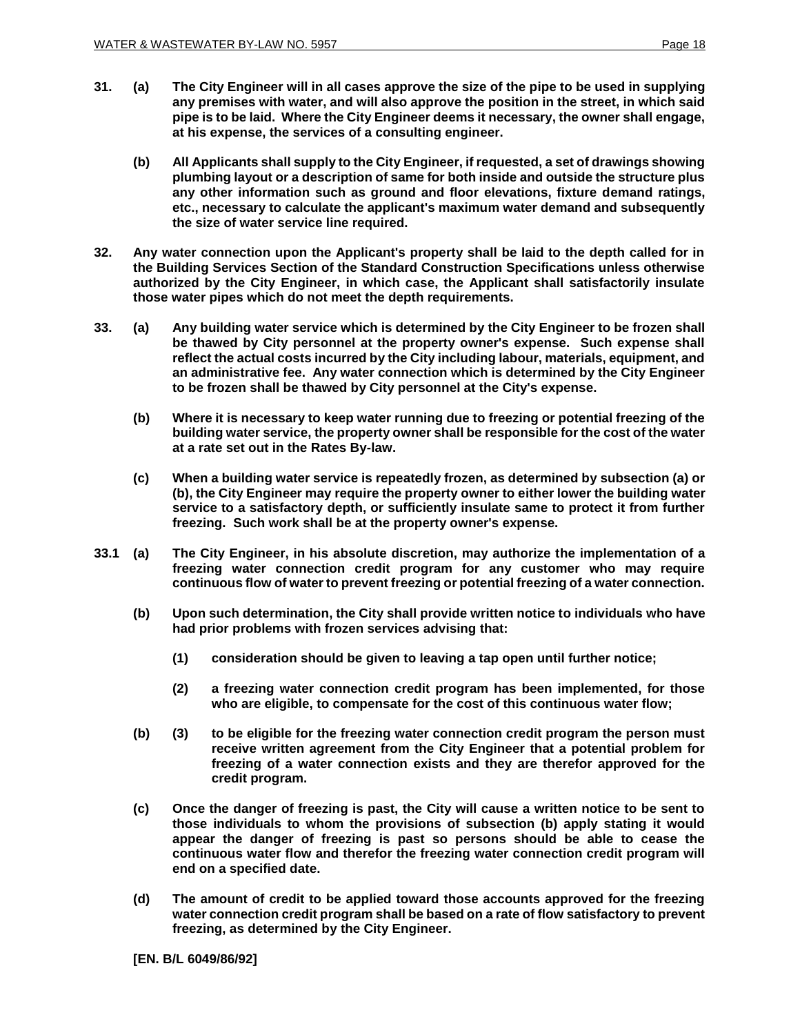**31. (a) The City Engineer will in all cases approve the size of the pipe to be used in supplying any premises with water, and will also approve the position in the street, in which said pipe is to be laid. Where the City Engineer deems it necessary, the owner shall engage, at his expense, the services of a consulting engineer.**

**(b) All Applicants shall supply to the City Engineer, if requested, a set of drawings showing plumbing layout or a description of same for both inside and outside the structure plus any other information such as ground and floor elevations, fixture demand ratings, etc., necessary to calculate the applicant's maximum water demand and subsequently the size of water service line required.**

**32. Any water connection upon the Applicant's property shall be laid to the depth called for in the Building Services Section of the Standard Construction Specifications unless otherwise authorized by the City Engineer, in which case, the Applicant shall satisfactorily insulate those water pipes which do not meet the depth requirements.**

**33. (a) Any building water service which is determined by the City Engineer to be frozen shall be thawed by City personnel at the property owner's expense. Such expense shall reflect the actual costs incurred by the City including labour, materials, equipment, and an administrative fee. Any water connection which is determined by the City Engineer to be frozen shall be thawed by City personnel at the City's expense.**

**(b) Where it is necessary to keep water running due to freezing or potential freezing of the building water service, the property owner shall be responsible for the cost of the water at a rate set out in the Rates By-law.**

**(c) When a building water service is repeatedly frozen, as determined by subsection (a) or (b), the City Engineer may require the property owner to either lower the building water service to a satisfactory depth, or sufficiently insulate same to protect it from further freezing. Such work shall be at the property owner's expense.**

**33.1 (a) The City Engineer, in his absolute discretion, may authorize the implementation of a freezing water connection credit program for any customer who may require continuous flow of water to prevent freezing or potential freezing of a water connection.**

**(b) Upon such determination, the City shall provide written notice to individuals who have had prior problems with frozen services advising that:**

**(1) consideration should be given to leaving a tap open until further notice;**

**(2) a freezing water connection credit program has been implemented, for those who are eligible, to compensate for the cost of this continuous water flow;**

**(b) (3) to be eligible for the freezing water connection credit program the person must receive written agreement from the City Engineer that a potential problem for freezing of a water connection exists and they are therefor approved for the credit program.**

**(c) Once the danger of freezing is past, the City will cause a written notice to be sent to those individuals to whom the provisions of subsection (b) apply stating it would appear the danger of freezing is past so persons should be able to cease the continuous water flow and therefor the freezing water connection credit program will end on a specified date.**

**(d) The amount of credit to be applied toward those accounts approved for the freezing water connection credit program shall be based on a rate of flow satisfactory to prevent freezing, as determined by the City Engineer.**

**[EN. B/L 6049/86/92]**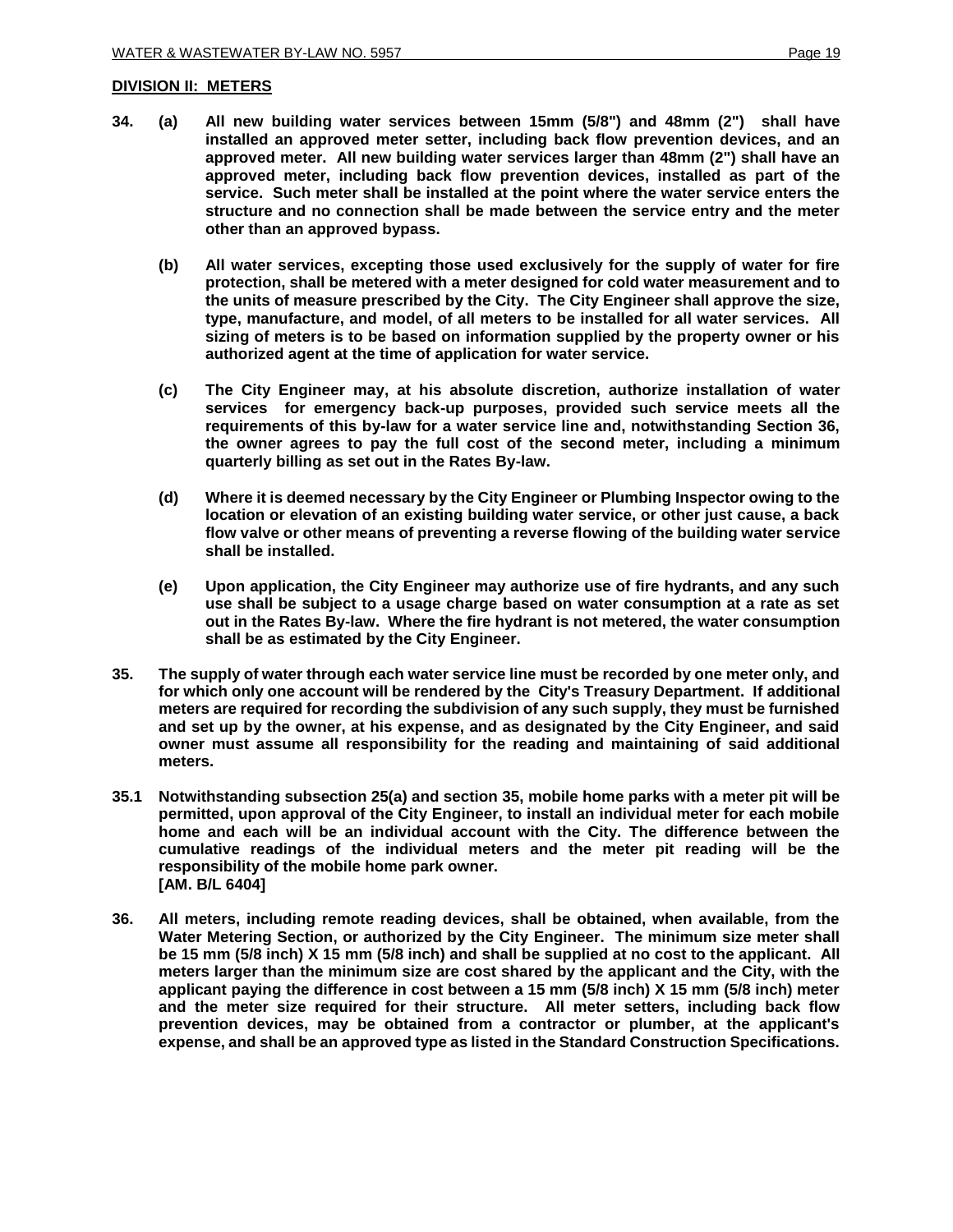## DIVISION II: METERS

**34. (a) All new building water services between 15mm (5/8") and 48mm (2") shall have installed an approved meter setter, including back flow prevention devices, and an approved meter. All new building water services larger than 48mm (2") shall have an approved meter, including back flow prevention devices, installed as part of the service. Such meter shall be installed at the point where the water service enters the structure and no connection shall be made between the service entry and the meter other than an approved bypass.**

**(b) All water services, excepting those used exclusively for the supply of water for fire protection, shall be metered with a meter designed for cold water measurement and to the units of measure prescribed by the City. The City Engineer shall approve the size, type, manufacture, and model, of all meters to be installed for all water services. All sizing of meters is to be based on information supplied by the property owner or his authorized agent at the time of application for water service.**

**(c) The City Engineer may, at his absolute discretion, authorize installation of water services for emergency back-up purposes, provided such service meets all the requirements of this by-law for a water service line and, notwithstanding Section 36, the owner agrees to pay the full cost of the second meter, including a minimum quarterly billing as set out in the Rates By-law.**

**(d) Where it is deemed necessary by the City Engineer or Plumbing Inspector owing to the location or elevation of an existing building water service, or other just cause, a back flow valve or other means of preventing a reverse flowing of the building water service shall be installed.**

**(e) Upon application, the City Engineer may authorize use of fire hydrants, and any such use shall be subject to a usage charge based on water consumption at a rate as set out in the Rates By-law. Where the fire hydrant is not metered, the water consumption shall be as estimated by the City Engineer.**

**35. The supply of water through each water service line must be recorded by one meter only, and for which only one account will be rendered by the City's Treasury Department. If additional meters are required for recording the subdivision of any such supply, they must be furnished and set up by the owner, at his expense, and as designated by the City Engineer, and said owner must assume all responsibility for the reading and maintaining of said additional meters.**

**35.1 Notwithstanding subsection 25(a) and section 35, mobile home parks with a meter pit will be permitted, upon approval of the City Engineer, to install an individual meter for each mobile home and each will be an individual account with the City. The difference between the cumulative readings of the individual meters and the meter pit reading will be the responsibility of the mobile home park owner.**
**[AM. B/L 6404]**

**36. All meters, including remote reading devices, shall be obtained, when available, from the Water Metering Section, or authorized by the City Engineer. The minimum size meter shall be 15 mm (5/8 inch) X 15 mm (5/8 inch) and shall be supplied at no cost to the applicant. All meters larger than the minimum size are cost shared by the applicant and the City, with the applicant paying the difference in cost between a 15 mm (5/8 inch) X 15 mm (5/8 inch) meter and the meter size required for their structure. All meter setters, including back flow prevention devices, may be obtained from a contractor or plumber, at the applicant's expense, and shall be an approved type as listed in the Standard Construction Specifications.**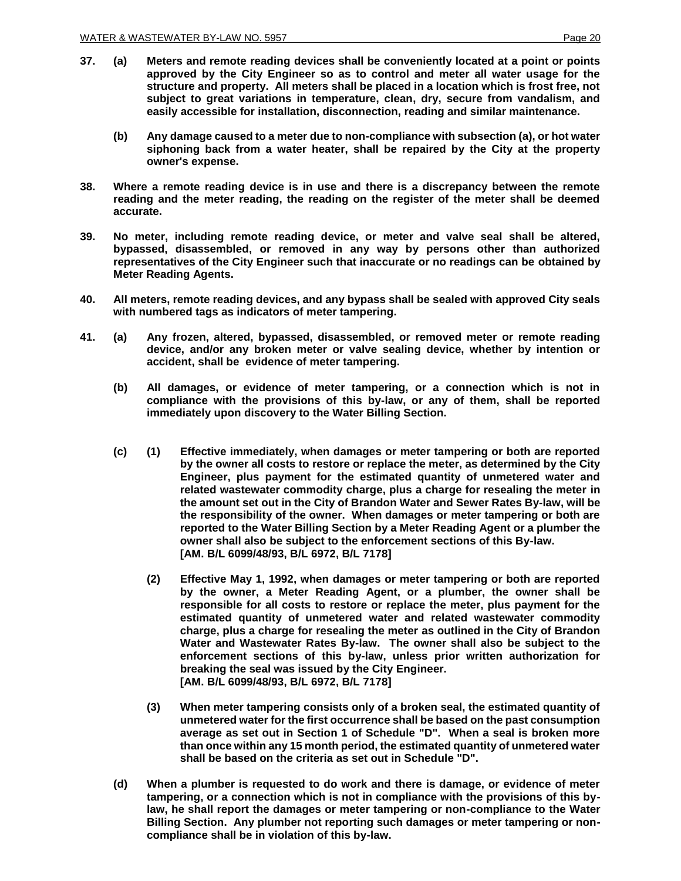**37. (a) Meters and remote reading devices shall be conveniently located at a point or points approved by the City Engineer so as to control and meter all water usage for the structure and property. All meters shall be placed in a location which is frost free, not subject to great variations in temperature, clean, dry, secure from vandalism, and easily accessible for installation, disconnection, reading and similar maintenance.**

**(b) Any damage caused to a meter due to non-compliance with subsection (a), or hot water siphoning back from a water heater, shall be repaired by the City at the property owner's expense.**

**38. Where a remote reading device is in use and there is a discrepancy between the remote reading and the meter reading, the reading on the register of the meter shall be deemed accurate.**

**39. No meter, including remote reading device, or meter and valve seal shall be altered, bypassed, disassembled, or removed in any way by persons other than authorized representatives of the City Engineer such that inaccurate or no readings can be obtained by Meter Reading Agents.**

**40. All meters, remote reading devices, and any bypass shall be sealed with approved City seals with numbered tags as indicators of meter tampering.**

**41. (a) Any frozen, altered, bypassed, disassembled, or removed meter or remote reading device, and/or any broken meter or valve sealing device, whether by intention or accident, shall be evidence of meter tampering.**

**(b) All damages, or evidence of meter tampering, or a connection which is not in compliance with the provisions of this by-law, or any of them, shall be reported immediately upon discovery to the Water Billing Section.**

**(c) (1) Effective immediately, when damages or meter tampering or both are reported by the owner all costs to restore or replace the meter, as determined by the City Engineer, plus payment for the estimated quantity of unmetered water and related wastewater commodity charge, plus a charge for resealing the meter in the amount set out in the City of Brandon Water and Sewer Rates By-law, will be the responsibility of the owner. When damages or meter tampering or both are reported to the Water Billing Section by a Meter Reading Agent or a plumber the owner shall also be subject to the enforcement sections of this By-law.**
**[AM. B/L 6099/48/93, B/L 6972, B/L 7178]**

**(2) Effective May 1, 1992, when damages or meter tampering or both are reported by the owner, a Meter Reading Agent, or a plumber, the owner shall be responsible for all costs to restore or replace the meter, plus payment for the estimated quantity of unmetered water and related wastewater commodity charge, plus a charge for resealing the meter as outlined in the City of Brandon Water and Wastewater Rates By-law. The owner shall also be subject to the enforcement sections of this by-law, unless prior written authorization for breaking the seal was issued by the City Engineer.**
**[AM. B/L 6099/48/93, B/L 6972, B/L 7178]**

**(3) When meter tampering consists only of a broken seal, the estimated quantity of unmetered water for the first occurrence shall be based on the past consumption average as set out in Section 1 of Schedule "D". When a seal is broken more than once within any 15 month period, the estimated quantity of unmetered water shall be based on the criteria as set out in Schedule "D".**

**(d) When a plumber is requested to do work and there is damage, or evidence of meter tampering, or a connection which is not in compliance with the provisions of this by-law, he shall report the damages or meter tampering or non-compliance to the Water Billing Section. Any plumber not reporting such damages or meter tampering or non-compliance shall be in violation of this by-law.**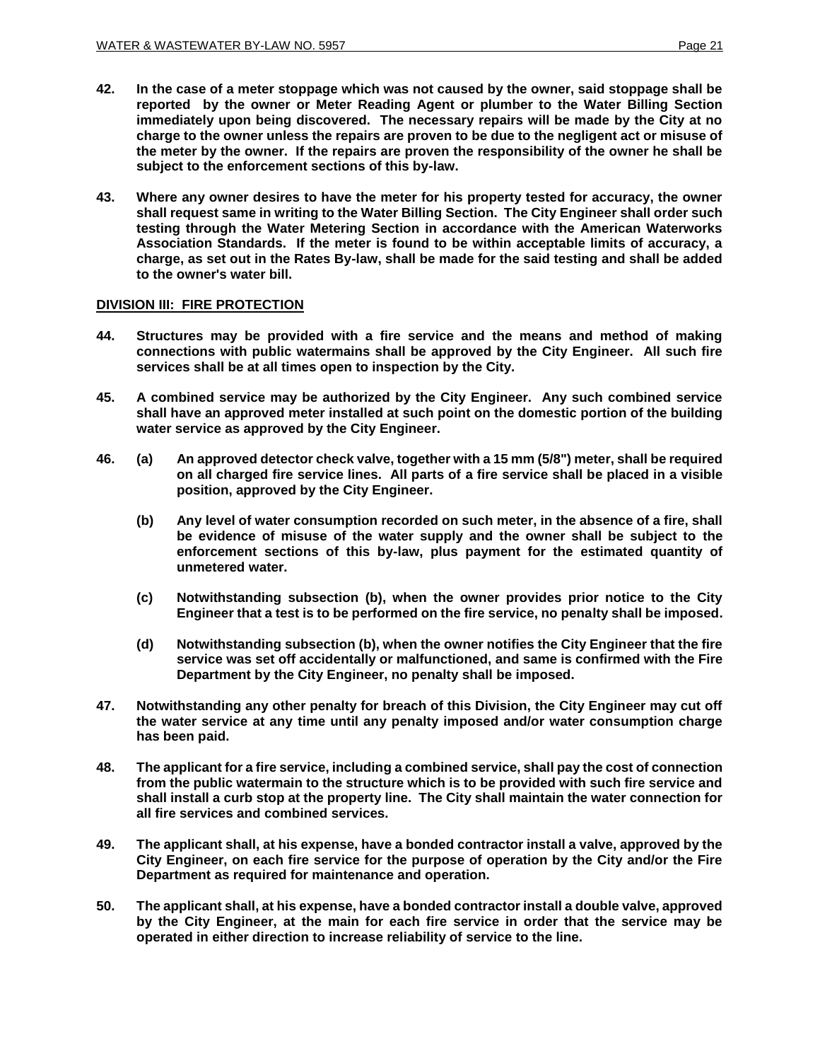**42. In the case of a meter stoppage which was not caused by the owner, said stoppage shall be reported by the owner or Meter Reading Agent or plumber to the Water Billing Section immediately upon being discovered. The necessary repairs will be made by the City at no charge to the owner unless the repairs are proven to be due to the negligent act or misuse of the meter by the owner. If the repairs are proven the responsibility of the owner he shall be subject to the enforcement sections of this by-law.**

**43. Where any owner desires to have the meter for his property tested for accuracy, the owner shall request same in writing to the Water Billing Section. The City Engineer shall order such testing through the Water Metering Section in accordance with the American Waterworks Association Standards. If the meter is found to be within acceptable limits of accuracy, a charge, as set out in the Rates By-law, shall be made for the said testing and shall be added to the owner's water bill.**

## DIVISION III: FIRE PROTECTION

**44. Structures may be provided with a fire service and the means and method of making connections with public watermains shall be approved by the City Engineer. All such fire services shall be at all times open to inspection by the City.**

**45. A combined service may be authorized by the City Engineer. Any such combined service shall have an approved meter installed at such point on the domestic portion of the building water service as approved by the City Engineer.**

**46. (a) An approved detector check valve, together with a 15 mm (5/8") meter, shall be required on all charged fire service lines. All parts of a fire service shall be placed in a visible position, approved by the City Engineer.**

**(b) Any level of water consumption recorded on such meter, in the absence of a fire, shall be evidence of misuse of the water supply and the owner shall be subject to the enforcement sections of this by-law, plus payment for the estimated quantity of unmetered water.**

**(c) Notwithstanding subsection (b), when the owner provides prior notice to the City Engineer that a test is to be performed on the fire service, no penalty shall be imposed.**

**(d) Notwithstanding subsection (b), when the owner notifies the City Engineer that the fire service was set off accidentally or malfunctioned, and same is confirmed with the Fire Department by the City Engineer, no penalty shall be imposed.**

**47. Notwithstanding any other penalty for breach of this Division, the City Engineer may cut off the water service at any time until any penalty imposed and/or water consumption charge has been paid.**

**48. The applicant for a fire service, including a combined service, shall pay the cost of connection from the public watermain to the structure which is to be provided with such fire service and shall install a curb stop at the property line. The City shall maintain the water connection for all fire services and combined services.**

**49. The applicant shall, at his expense, have a bonded contractor install a valve, approved by the City Engineer, on each fire service for the purpose of operation by the City and/or the Fire Department as required for maintenance and operation.**

**50. The applicant shall, at his expense, have a bonded contractor install a double valve, approved by the City Engineer, at the main for each fire service in order that the service may be operated in either direction to increase reliability of service to the line.**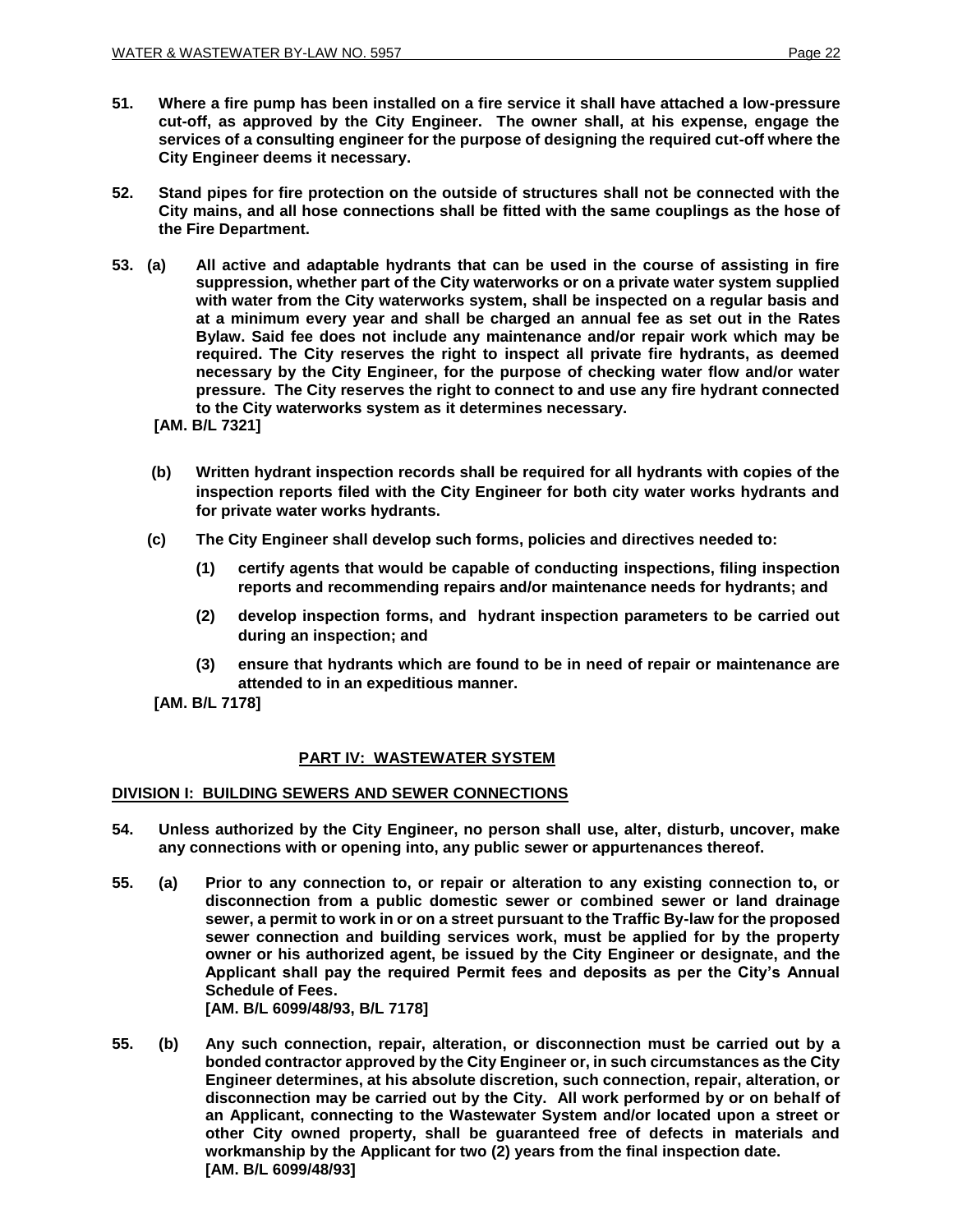**51. Where a fire pump has been installed on a fire service it shall have attached a low-pressure cut-off, as approved by the City Engineer. The owner shall, at his expense, engage the services of a consulting engineer for the purpose of designing the required cut-off where the City Engineer deems it necessary.**

**52. Stand pipes for fire protection on the outside of structures shall not be connected with the City mains, and all hose connections shall be fitted with the same couplings as the hose of the Fire Department.**

**53. (a) All active and adaptable hydrants that can be used in the course of assisting in fire suppression, whether part of the City waterworks or on a private water system supplied with water from the City waterworks system, shall be inspected on a regular basis and at a minimum every year and shall be charged an annual fee as set out in the Rates Bylaw. Said fee does not include any maintenance and/or repair work which may be required. The City reserves the right to inspect all private fire hydrants, as deemed necessary by the City Engineer, for the purpose of checking water flow and/or water pressure. The City reserves the right to connect to and use any fire hydrant connected to the City waterworks system as it determines necessary.**
**[AM. B/L 7321]**

**(b) Written hydrant inspection records shall be required for all hydrants with copies of the inspection reports filed with the City Engineer for both city water works hydrants and for private water works hydrants.**

**(c) The City Engineer shall develop such forms, policies and directives needed to:**

**(1) certify agents that would be capable of conducting inspections, filing inspection reports and recommending repairs and/or maintenance needs for hydrants; and**

**(2) develop inspection forms, and hydrant inspection parameters to be carried out during an inspection; and**

**(3) ensure that hydrants which are found to be in need of repair or maintenance are attended to in an expeditious manner.**

**[AM. B/L 7178]**

## PART IV: WASTEWATER SYSTEM

### DIVISION I: BUILDING SEWERS AND SEWER CONNECTIONS

**54. Unless authorized by the City Engineer, no person shall use, alter, disturb, uncover, make any connections with or opening into, any public sewer or appurtenances thereof.**

**55. (a) Prior to any connection to, or repair or alteration to any existing connection to, or disconnection from a public domestic sewer or combined sewer or land drainage sewer, a permit to work in or on a street pursuant to the Traffic By-law for the proposed sewer connection and building services work, must be applied for by the property owner or his authorized agent, be issued by the City Engineer or designate, and the Applicant shall pay the required Permit fees and deposits as per the City's Annual Schedule of Fees.**
**[AM. B/L 6099/48/93, B/L 7178]**

**55. (b) Any such connection, repair, alteration, or disconnection must be carried out by a bonded contractor approved by the City Engineer or, in such circumstances as the City Engineer determines, at his absolute discretion, such connection, repair, alteration, or disconnection may be carried out by the City. All work performed by or on behalf of an Applicant, connecting to the Wastewater System and/or located upon a street or other City owned property, shall be guaranteed free of defects in materials and workmanship by the Applicant for two (2) years from the final inspection date.**
**[AM. B/L 6099/48/93]**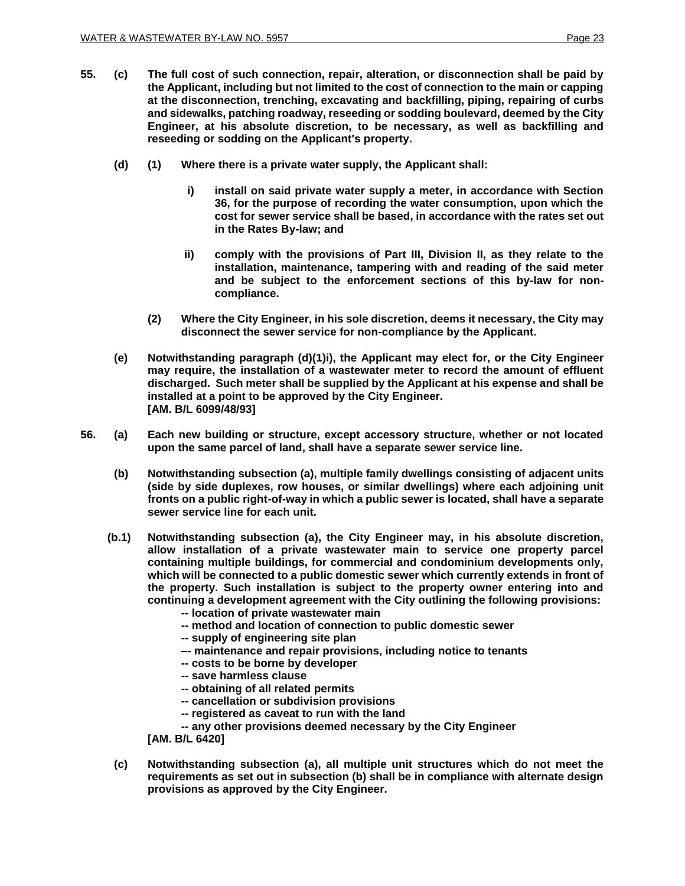**55. (c) The full cost of such connection, repair, alteration, or disconnection shall be paid by the Applicant, including but not limited to the cost of connection to the main or capping at the disconnection, trenching, excavating and backfilling, piping, repairing of curbs and sidewalks, patching roadway, reseeding or sodding boulevard, deemed by the City Engineer, at his absolute discretion, to be necessary, as well as backfilling and reseeding or sodding on the Applicant's property.**

**(d) (1) Where there is a private water supply, the Applicant shall:**

**i) install on said private water supply a meter, in accordance with Section 36, for the purpose of recording the water consumption, upon which the cost for sewer service shall be based, in accordance with the rates set out in the Rates By-law; and**

**ii) comply with the provisions of Part III, Division II, as they relate to the installation, maintenance, tampering with and reading of the said meter and be subject to the enforcement sections of this by-law for non-compliance.**

**(2) Where the City Engineer, in his sole discretion, deems it necessary, the City may disconnect the sewer service for non-compliance by the Applicant.**

**(e) Notwithstanding paragraph (d)(1)i), the Applicant may elect for, or the City Engineer may require, the installation of a wastewater meter to record the amount of effluent discharged. Such meter shall be supplied by the Applicant at his expense and shall be installed at a point to be approved by the City Engineer.**
**[AM. B/L 6099/48/93]**

**56. (a) Each new building or structure, except accessory structure, whether or not located upon the same parcel of land, shall have a separate sewer service line.**

**(b) Notwithstanding subsection (a), multiple family dwellings consisting of adjacent units (side by side duplexes, row houses, or similar dwellings) where each adjoining unit fronts on a public right-of-way in which a public sewer is located, shall have a separate sewer service line for each unit.**

**(b.1) Notwithstanding subsection (a), the City Engineer may, in his absolute discretion, allow installation of a private wastewater main to service one property parcel containing multiple buildings, for commercial and condominium developments only, which will be connected to a public domestic sewer which currently extends in front of the property. Such installation is subject to the property owner entering into and continuing a development agreement with the City outlining the following provisions:**

**-- location of private wastewater main**
**-- method and location of connection to public domestic sewer**
**-- supply of engineering site plan**
**–- maintenance and repair provisions, including notice to tenants**
**-- costs to be borne by developer**
**-- save harmless clause**
**-- obtaining of all related permits**
**-- cancellation or subdivision provisions**
**-- registered as caveat to run with the land**
**-- any other provisions deemed necessary by the City Engineer**

**[AM. B/L 6420]**

**(c) Notwithstanding subsection (a), all multiple unit structures which do not meet the requirements as set out in subsection (b) shall be in compliance with alternate design provisions as approved by the City Engineer.**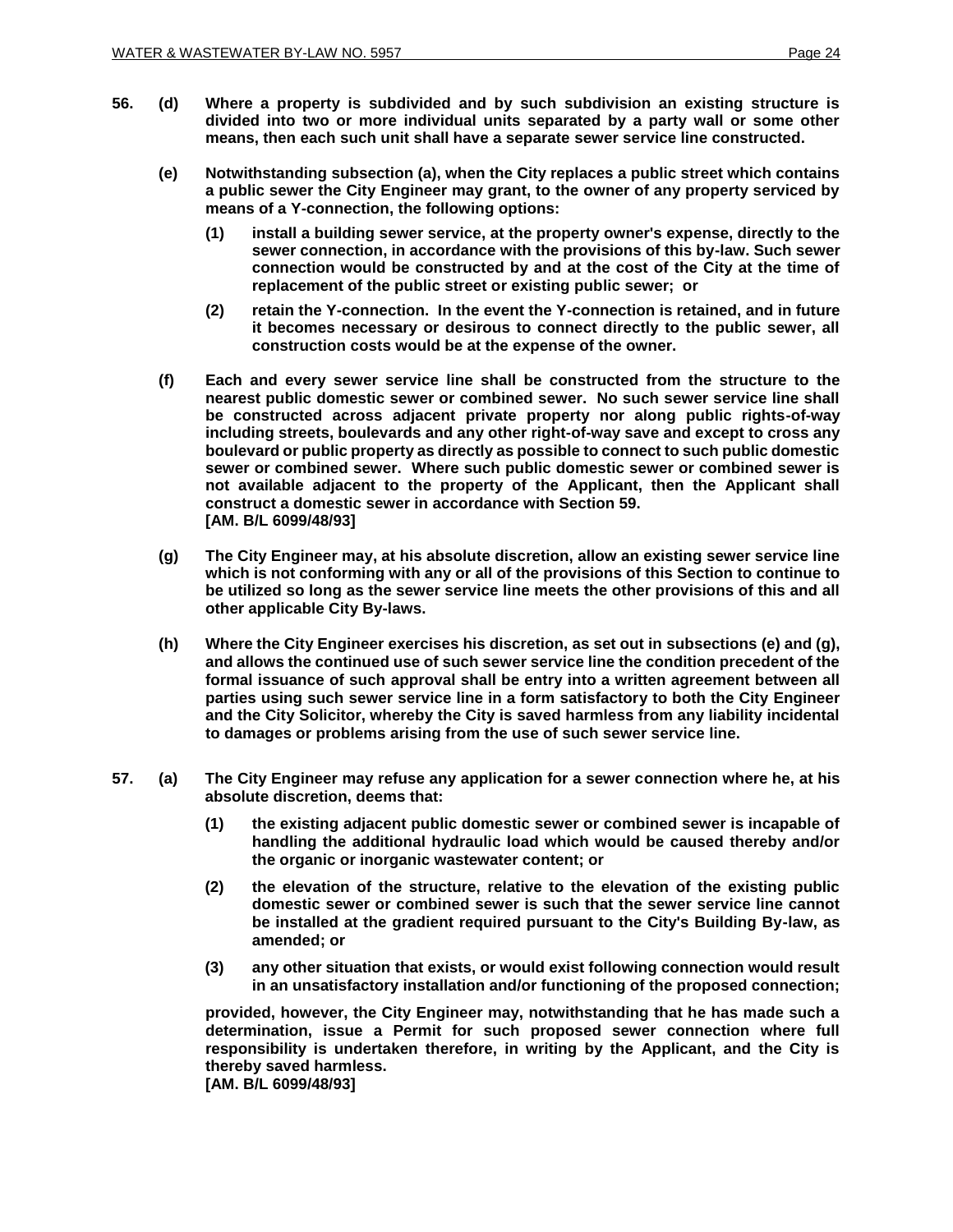**56. (d) Where a property is subdivided and by such subdivision an existing structure is divided into two or more individual units separated by a party wall or some other means, then each such unit shall have a separate sewer service line constructed.**

**(e) Notwithstanding subsection (a), when the City replaces a public street which contains a public sewer the City Engineer may grant, to the owner of any property serviced by means of a Y-connection, the following options:**

**(1) install a building sewer service, at the property owner's expense, directly to the sewer connection, in accordance with the provisions of this by-law. Such sewer connection would be constructed by and at the cost of the City at the time of replacement of the public street or existing public sewer; or**

**(2) retain the Y-connection. In the event the Y-connection is retained, and in future it becomes necessary or desirous to connect directly to the public sewer, all construction costs would be at the expense of the owner.**

**(f) Each and every sewer service line shall be constructed from the structure to the nearest public domestic sewer or combined sewer. No such sewer service line shall be constructed across adjacent private property nor along public rights-of-way including streets, boulevards and any other right-of-way save and except to cross any boulevard or public property as directly as possible to connect to such public domestic sewer or combined sewer. Where such public domestic sewer or combined sewer is not available adjacent to the property of the Applicant, then the Applicant shall construct a domestic sewer in accordance with Section 59.**
**[AM. B/L 6099/48/93]**

**(g) The City Engineer may, at his absolute discretion, allow an existing sewer service line which is not conforming with any or all of the provisions of this Section to continue to be utilized so long as the sewer service line meets the other provisions of this and all other applicable City By-laws.**

**(h) Where the City Engineer exercises his discretion, as set out in subsections (e) and (g), and allows the continued use of such sewer service line the condition precedent of the formal issuance of such approval shall be entry into a written agreement between all parties using such sewer service line in a form satisfactory to both the City Engineer and the City Solicitor, whereby the City is saved harmless from any liability incidental to damages or problems arising from the use of such sewer service line.**

**57. (a) The City Engineer may refuse any application for a sewer connection where he, at his absolute discretion, deems that:**

**(1) the existing adjacent public domestic sewer or combined sewer is incapable of handling the additional hydraulic load which would be caused thereby and/or the organic or inorganic wastewater content; or**

**(2) the elevation of the structure, relative to the elevation of the existing public domestic sewer or combined sewer is such that the sewer service line cannot be installed at the gradient required pursuant to the City's Building By-law, as amended; or**

**(3) any other situation that exists, or would exist following connection would result in an unsatisfactory installation and/or functioning of the proposed connection;**

**provided, however, the City Engineer may, notwithstanding that he has made such a determination, issue a Permit for such proposed sewer connection where full responsibility is undertaken therefore, in writing by the Applicant, and the City is thereby saved harmless.**
**[AM. B/L 6099/48/93]**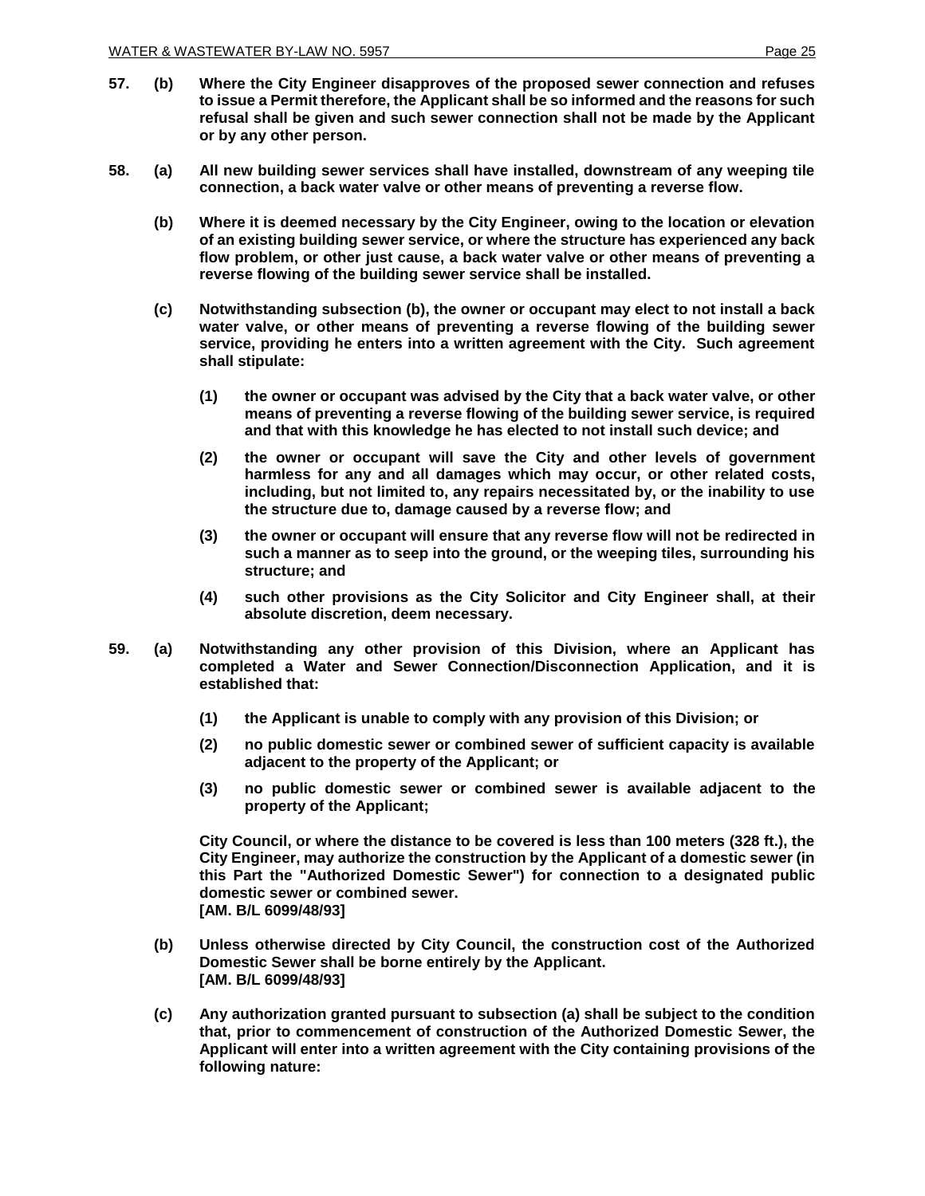**57. (b) Where the City Engineer disapproves of the proposed sewer connection and refuses to issue a Permit therefore, the Applicant shall be so informed and the reasons for such refusal shall be given and such sewer connection shall not be made by the Applicant or by any other person.**

**58. (a) All new building sewer services shall have installed, downstream of any weeping tile connection, a back water valve or other means of preventing a reverse flow.**

**(b) Where it is deemed necessary by the City Engineer, owing to the location or elevation of an existing building sewer service, or where the structure has experienced any back flow problem, or other just cause, a back water valve or other means of preventing a reverse flowing of the building sewer service shall be installed.**

**(c) Notwithstanding subsection (b), the owner or occupant may elect to not install a back water valve, or other means of preventing a reverse flowing of the building sewer service, providing he enters into a written agreement with the City. Such agreement shall stipulate:**

**(1) the owner or occupant was advised by the City that a back water valve, or other means of preventing a reverse flowing of the building sewer service, is required and that with this knowledge he has elected to not install such device; and**

**(2) the owner or occupant will save the City and other levels of government harmless for any and all damages which may occur, or other related costs, including, but not limited to, any repairs necessitated by, or the inability to use the structure due to, damage caused by a reverse flow; and**

**(3) the owner or occupant will ensure that any reverse flow will not be redirected in such a manner as to seep into the ground, or the weeping tiles, surrounding his structure; and**

**(4) such other provisions as the City Solicitor and City Engineer shall, at their absolute discretion, deem necessary.**

**59. (a) Notwithstanding any other provision of this Division, where an Applicant has completed a Water and Sewer Connection/Disconnection Application, and it is established that:**

**(1) the Applicant is unable to comply with any provision of this Division; or**

**(2) no public domestic sewer or combined sewer of sufficient capacity is available adjacent to the property of the Applicant; or**

**(3) no public domestic sewer or combined sewer is available adjacent to the property of the Applicant;**

**City Council, or where the distance to be covered is less than 100 meters (328 ft.), the City Engineer, may authorize the construction by the Applicant of a domestic sewer (in this Part the "Authorized Domestic Sewer") for connection to a designated public domestic sewer or combined sewer.**
**[AM. B/L 6099/48/93]**

**(b) Unless otherwise directed by City Council, the construction cost of the Authorized Domestic Sewer shall be borne entirely by the Applicant.**
**[AM. B/L 6099/48/93]**

**(c) Any authorization granted pursuant to subsection (a) shall be subject to the condition that, prior to commencement of construction of the Authorized Domestic Sewer, the Applicant will enter into a written agreement with the City containing provisions of the following nature:**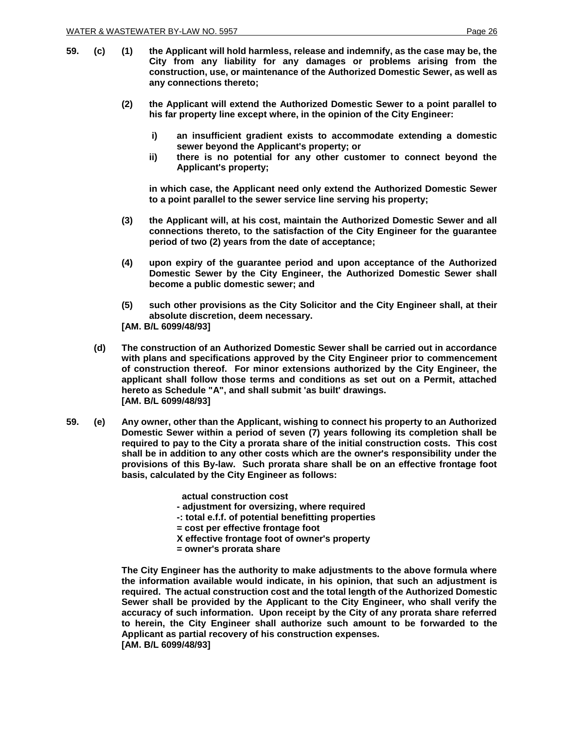**59. (c) (1) the Applicant will hold harmless, release and indemnify, as the case may be, the City from any liability for any damages or problems arising from the construction, use, or maintenance of the Authorized Domestic Sewer, as well as any connections thereto;**

**(2) the Applicant will extend the Authorized Domestic Sewer to a point parallel to his far property line except where, in the opinion of the City Engineer:**

**i) an insufficient gradient exists to accommodate extending a domestic sewer beyond the Applicant's property; or**

**ii) there is no potential for any other customer to connect beyond the Applicant's property;**

**in which case, the Applicant need only extend the Authorized Domestic Sewer to a point parallel to the sewer service line serving his property;**

**(3) the Applicant will, at his cost, maintain the Authorized Domestic Sewer and all connections thereto, to the satisfaction of the City Engineer for the guarantee period of two (2) years from the date of acceptance;**

**(4) upon expiry of the guarantee period and upon acceptance of the Authorized Domestic Sewer by the City Engineer, the Authorized Domestic Sewer shall become a public domestic sewer; and**

**(5) such other provisions as the City Solicitor and the City Engineer shall, at their absolute discretion, deem necessary.**

**[AM. B/L 6099/48/93]**

**(d) The construction of an Authorized Domestic Sewer shall be carried out in accordance with plans and specifications approved by the City Engineer prior to commencement of construction thereof. For minor extensions authorized by the City Engineer, the applicant shall follow those terms and conditions as set out on a Permit, attached hereto as Schedule "A", and shall submit 'as built' drawings.**
**[AM. B/L 6099/48/93]**

**59. (e) Any owner, other than the Applicant, wishing to connect his property to an Authorized Domestic Sewer within a period of seven (7) years following its completion shall be required to pay to the City a prorata share of the initial construction costs. This cost shall be in addition to any other costs which are the owner's responsibility under the provisions of this By-law. Such prorata share shall be on an effective frontage foot basis, calculated by the City Engineer as follows:**

**actual construction cost**
**- adjustment for oversizing, where required**
**-: total e.f.f. of potential benefitting properties**
**= cost per effective frontage foot**
**X effective frontage foot of owner's property**
**= owner's prorata share**

**The City Engineer has the authority to make adjustments to the above formula where the information available would indicate, in his opinion, that such an adjustment is required. The actual construction cost and the total length of the Authorized Domestic Sewer shall be provided by the Applicant to the City Engineer, who shall verify the accuracy of such information. Upon receipt by the City of any prorata share referred to herein, the City Engineer shall authorize such amount to be forwarded to the Applicant as partial recovery of his construction expenses.**
**[AM. B/L 6099/48/93]**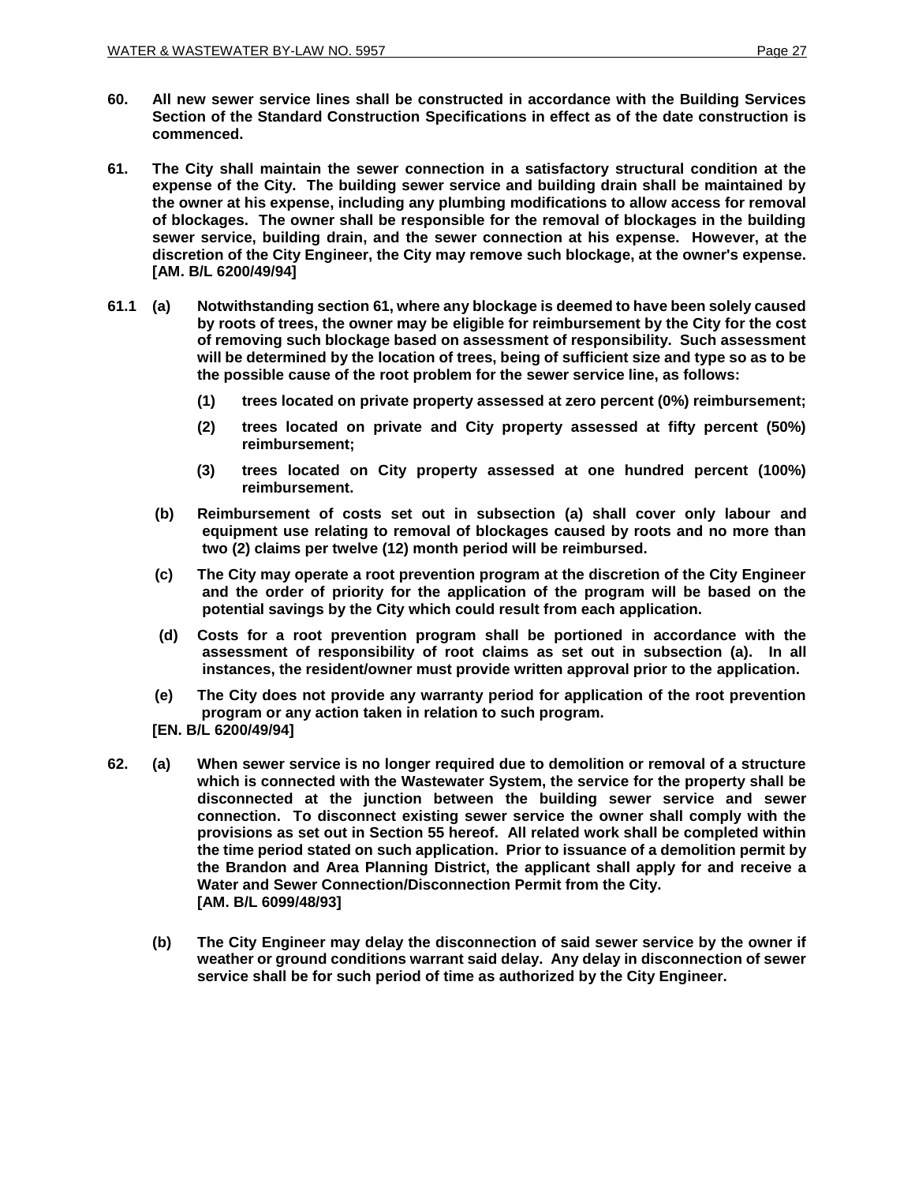**60.** **All new sewer service lines shall be constructed in accordance with the Building Services Section of the Standard Construction Specifications in effect as of the date construction is commenced.**

**61.** **The City shall maintain the sewer connection in a satisfactory structural condition at the expense of the City. The building sewer service and building drain shall be maintained by the owner at his expense, including any plumbing modifications to allow access for removal of blockages. The owner shall be responsible for the removal of blockages in the building sewer service, building drain, and the sewer connection at his expense. However, at the discretion of the City Engineer, the City may remove such blockage, at the owner's expense. [AM. B/L 6200/49/94]**

**61.1** **(a)** **Notwithstanding section 61, where any blockage is deemed to have been solely caused by roots of trees, the owner may be eligible for reimbursement by the City for the cost of removing such blockage based on assessment of responsibility. Such assessment will be determined by the location of trees, being of sufficient size and type so as to be the possible cause of the root problem for the sewer service line, as follows:**

- **(1)** **trees located on private property assessed at zero percent (0%) reimbursement;**
- **(2)** **trees located on private and City property assessed at fifty percent (50%) reimbursement;**
- **(3)** **trees located on City property assessed at one hundred percent (100%) reimbursement.**

**(b)** **Reimbursement of costs set out in subsection (a) shall cover only labour and equipment use relating to removal of blockages caused by roots and no more than two (2) claims per twelve (12) month period will be reimbursed.**

**(c)** **The City may operate a root prevention program at the discretion of the City Engineer and the order of priority for the application of the program will be based on the potential savings by the City which could result from each application.**

**(d)** **Costs for a root prevention program shall be portioned in accordance with the assessment of responsibility of root claims as set out in subsection (a). In all instances, the resident/owner must provide written approval prior to the application.**

**(e)** **The City does not provide any warranty period for application of the root prevention program or any action taken in relation to such program.**

**[EN. B/L 6200/49/94]**

**62.** **(a)** **When sewer service is no longer required due to demolition or removal of a structure which is connected with the Wastewater System, the service for the property shall be disconnected at the junction between the building sewer service and sewer connection. To disconnect existing sewer service the owner shall comply with the provisions as set out in Section 55 hereof. All related work shall be completed within the time period stated on such application. Prior to issuance of a demolition permit by the Brandon and Area Planning District, the applicant shall apply for and receive a Water and Sewer Connection/Disconnection Permit from the City.**
**[AM. B/L 6099/48/93]**

**(b)** **The City Engineer may delay the disconnection of said sewer service by the owner if weather or ground conditions warrant said delay. Any delay in disconnection of sewer service shall be for such period of time as authorized by the City Engineer.**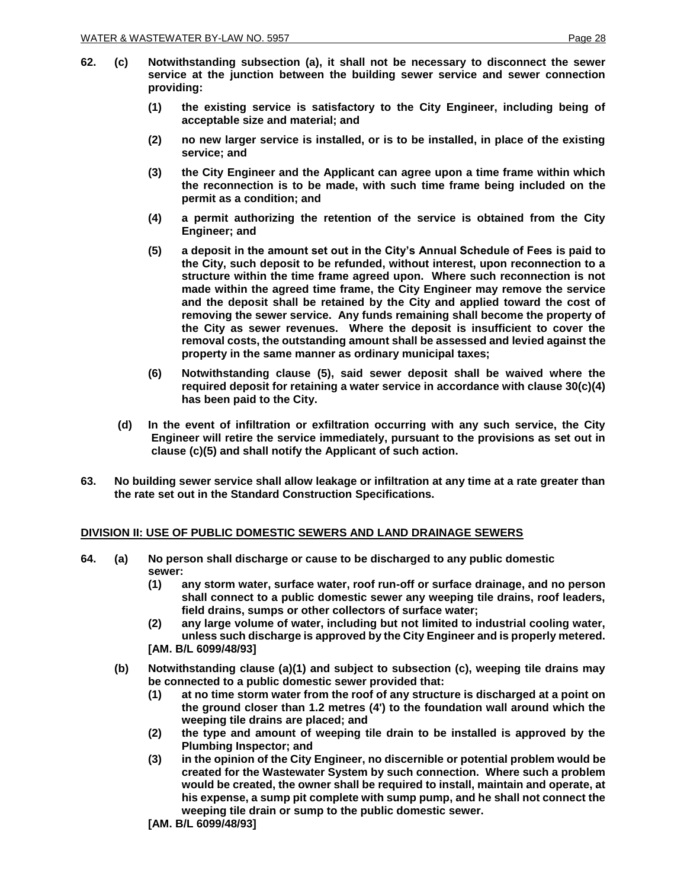**62. (c) Notwithstanding subsection (a), it shall not be necessary to disconnect the sewer service at the junction between the building sewer service and sewer connection providing:**

**(1) the existing service is satisfactory to the City Engineer, including being of acceptable size and material; and**

**(2) no new larger service is installed, or is to be installed, in place of the existing service; and**

**(3) the City Engineer and the Applicant can agree upon a time frame within which the reconnection is to be made, with such time frame being included on the permit as a condition; and**

**(4) a permit authorizing the retention of the service is obtained from the City Engineer; and**

**(5) a deposit in the amount set out in the City's Annual Schedule of Fees is paid to the City, such deposit to be refunded, without interest, upon reconnection to a structure within the time frame agreed upon. Where such reconnection is not made within the agreed time frame, the City Engineer may remove the service and the deposit shall be retained by the City and applied toward the cost of removing the sewer service. Any funds remaining shall become the property of the City as sewer revenues. Where the deposit is insufficient to cover the removal costs, the outstanding amount shall be assessed and levied against the property in the same manner as ordinary municipal taxes;**

**(6) Notwithstanding clause (5), said sewer deposit shall be waived where the required deposit for retaining a water service in accordance with clause 30(c)(4) has been paid to the City.**

**(d) In the event of infiltration or exfiltration occurring with any such service, the City Engineer will retire the service immediately, pursuant to the provisions as set out in clause (c)(5) and shall notify the Applicant of such action.**

**63. No building sewer service shall allow leakage or infiltration at any time at a rate greater than the rate set out in the Standard Construction Specifications.**

## DIVISION II: USE OF PUBLIC DOMESTIC SEWERS AND LAND DRAINAGE SEWERS

**64. (a) No person shall discharge or cause to be discharged to any public domestic sewer:**

**(1) any storm water, surface water, roof run-off or surface drainage, and no person shall connect to a public domestic sewer any weeping tile drains, roof leaders, field drains, sumps or other collectors of surface water;**

**(2) any large volume of water, including but not limited to industrial cooling water, unless such discharge is approved by the City Engineer and is properly metered.**

**[AM. B/L 6099/48/93]**

**(b) Notwithstanding clause (a)(1) and subject to subsection (c), weeping tile drains may be connected to a public domestic sewer provided that:**

**(1) at no time storm water from the roof of any structure is discharged at a point on the ground closer than 1.2 metres (4') to the foundation wall around which the weeping tile drains are placed; and**

**(2) the type and amount of weeping tile drain to be installed is approved by the Plumbing Inspector; and**

**(3) in the opinion of the City Engineer, no discernible or potential problem would be created for the Wastewater System by such connection. Where such a problem would be created, the owner shall be required to install, maintain and operate, at his expense, a sump pit complete with sump pump, and he shall not connect the weeping tile drain or sump to the public domestic sewer.**

**[AM. B/L 6099/48/93]**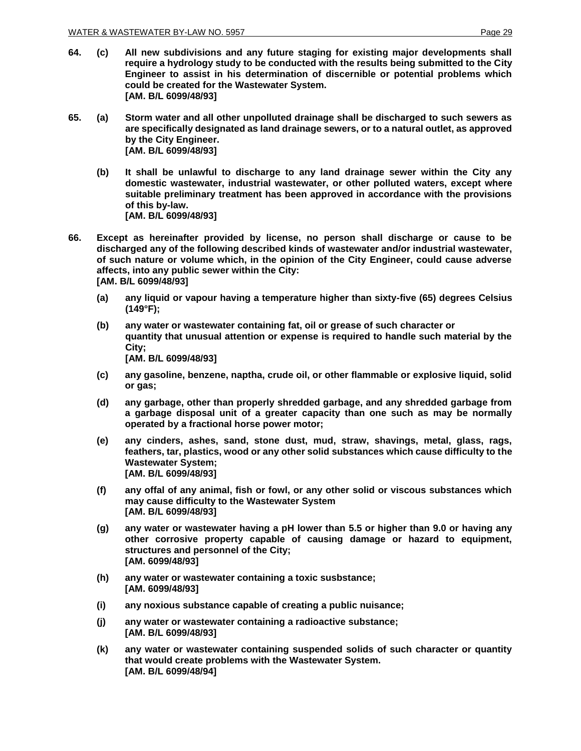**64. (c) All new subdivisions and any future staging for existing major developments shall require a hydrology study to be conducted with the results being submitted to the City Engineer to assist in his determination of discernible or potential problems which could be created for the Wastewater System.**
**[AM. B/L 6099/48/93]**

**65. (a) Storm water and all other unpolluted drainage shall be discharged to such sewers as are specifically designated as land drainage sewers, or to a natural outlet, as approved by the City Engineer.**
**[AM. B/L 6099/48/93]**

**(b) It shall be unlawful to discharge to any land drainage sewer within the City any domestic wastewater, industrial wastewater, or other polluted waters, except where suitable preliminary treatment has been approved in accordance with the provisions of this by-law.**
**[AM. B/L 6099/48/93]**

**66. Except as hereinafter provided by license, no person shall discharge or cause to be discharged any of the following described kinds of wastewater and/or industrial wastewater, of such nature or volume which, in the opinion of the City Engineer, could cause adverse affects, into any public sewer within the City:**
**[AM. B/L 6099/48/93]**

**(a) any liquid or vapour having a temperature higher than sixty-five (65) degrees Celsius (149°F);**

**(b) any water or wastewater containing fat, oil or grease of such character or quantity that unusual attention or expense is required to handle such material by the City;**
**[AM. B/L 6099/48/93]**

**(c) any gasoline, benzene, naptha, crude oil, or other flammable or explosive liquid, solid or gas;**

**(d) any garbage, other than properly shredded garbage, and any shredded garbage from a garbage disposal unit of a greater capacity than one such as may be normally operated by a fractional horse power motor;**

**(e) any cinders, ashes, sand, stone dust, mud, straw, shavings, metal, glass, rags, feathers, tar, plastics, wood or any other solid substances which cause difficulty to the Wastewater System;**
**[AM. B/L 6099/48/93]**

**(f) any offal of any animal, fish or fowl, or any other solid or viscous substances which may cause difficulty to the Wastewater System**
**[AM. B/L 6099/48/93]**

**(g) any water or wastewater having a pH lower than 5.5 or higher than 9.0 or having any other corrosive property capable of causing damage or hazard to equipment, structures and personnel of the City;**
**[AM. 6099/48/93]**

**(h) any water or wastewater containing a toxic susbstance;**
**[AM. 6099/48/93]**

**(i) any noxious substance capable of creating a public nuisance;**

**(j) any water or wastewater containing a radioactive substance;**
**[AM. B/L 6099/48/93]**

**(k) any water or wastewater containing suspended solids of such character or quantity that would create problems with the Wastewater System.**
**[AM. B/L 6099/48/94]**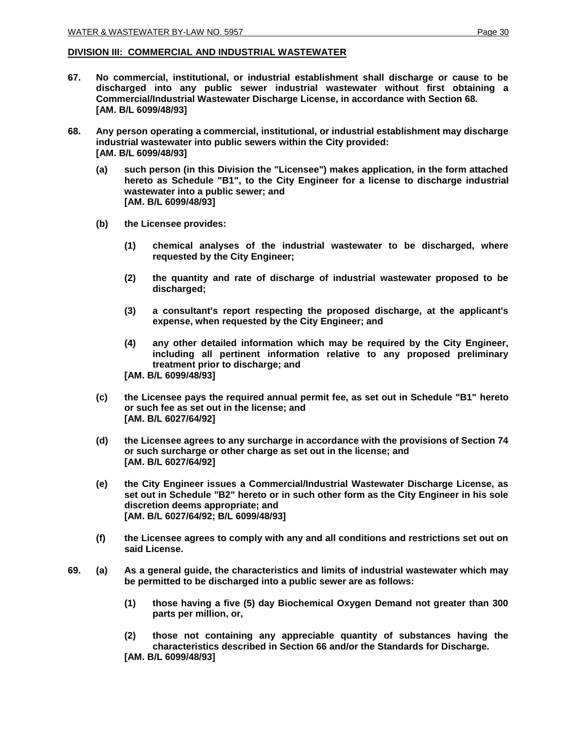## DIVISION III: COMMERCIAL AND INDUSTRIAL WASTEWATER

**67. No commercial, institutional, or industrial establishment shall discharge or cause to be discharged into any public sewer industrial wastewater without first obtaining a Commercial/Industrial Wastewater Discharge License, in accordance with Section 68.**
**[AM. B/L 6099/48/93]**

**68. Any person operating a commercial, institutional, or industrial establishment may discharge industrial wastewater into public sewers within the City provided:**
**[AM. B/L 6099/48/93]**

- **(a) such person (in this Division the "Licensee") makes application, in the form attached hereto as Schedule "B1", to the City Engineer for a license to discharge industrial wastewater into a public sewer; and**
  **[AM. B/L 6099/48/93]**

- **(b) the Licensee provides:**

  - **(1) chemical analyses of the industrial wastewater to be discharged, where requested by the City Engineer;**

  - **(2) the quantity and rate of discharge of industrial wastewater proposed to be discharged;**

  - **(3) a consultant's report respecting the proposed discharge, at the applicant's expense, when requested by the City Engineer; and**

  - **(4) any other detailed information which may be required by the City Engineer, including all pertinent information relative to any proposed preliminary treatment prior to discharge; and**

  **[AM. B/L 6099/48/93]**

- **(c) the Licensee pays the required annual permit fee, as set out in Schedule "B1" hereto or such fee as set out in the license; and**
  **[AM. B/L 6027/64/92]**

- **(d) the Licensee agrees to any surcharge in accordance with the provisions of Section 74 or such surcharge or other charge as set out in the license; and**
  **[AM. B/L 6027/64/92]**

- **(e) the City Engineer issues a Commercial/Industrial Wastewater Discharge License, as set out in Schedule "B2" hereto or in such other form as the City Engineer in his sole discretion deems appropriate; and**
  **[AM. B/L 6027/64/92; B/L 6099/48/93]**

- **(f) the Licensee agrees to comply with any and all conditions and restrictions set out on said License.**

**69. (a) As a general guide, the characteristics and limits of industrial wastewater which may be permitted to be discharged into a public sewer are as follows:**

  - **(1) those having a five (5) day Biochemical Oxygen Demand not greater than 300 parts per million, or,**

  - **(2) those not containing any appreciable quantity of substances having the characteristics described in Section 66 and/or the Standards for Discharge.**

  **[AM. B/L 6099/48/93]**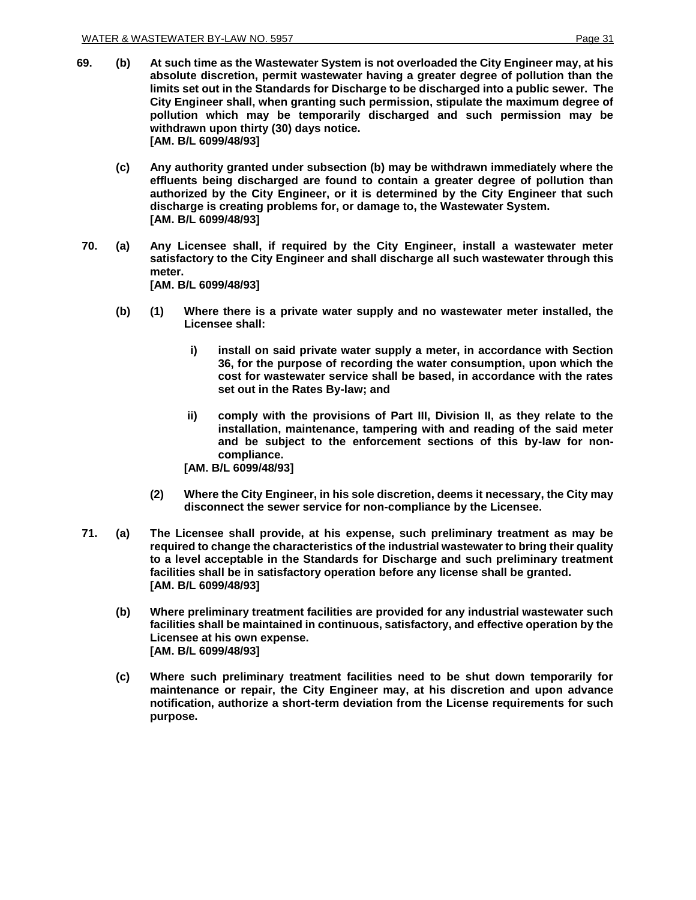**69. (b) At such time as the Wastewater System is not overloaded the City Engineer may, at his absolute discretion, permit wastewater having a greater degree of pollution than the limits set out in the Standards for Discharge to be discharged into a public sewer. The City Engineer shall, when granting such permission, stipulate the maximum degree of pollution which may be temporarily discharged and such permission may be withdrawn upon thirty (30) days notice.**
**[AM. B/L 6099/48/93]**

**(c) Any authority granted under subsection (b) may be withdrawn immediately where the effluents being discharged are found to contain a greater degree of pollution than authorized by the City Engineer, or it is determined by the City Engineer that such discharge is creating problems for, or damage to, the Wastewater System.**
**[AM. B/L 6099/48/93]**

**70. (a) Any Licensee shall, if required by the City Engineer, install a wastewater meter satisfactory to the City Engineer and shall discharge all such wastewater through this meter.**
**[AM. B/L 6099/48/93]**

**(b) (1) Where there is a private water supply and no wastewater meter installed, the Licensee shall:**

**i) install on said private water supply a meter, in accordance with Section 36, for the purpose of recording the water consumption, upon which the cost for wastewater service shall be based, in accordance with the rates set out in the Rates By-law; and**

**ii) comply with the provisions of Part III, Division II, as they relate to the installation, maintenance, tampering with and reading of the said meter and be subject to the enforcement sections of this by-law for non-compliance.**
**[AM. B/L 6099/48/93]**

**(2) Where the City Engineer, in his sole discretion, deems it necessary, the City may disconnect the sewer service for non-compliance by the Licensee.**

**71. (a) The Licensee shall provide, at his expense, such preliminary treatment as may be required to change the characteristics of the industrial wastewater to bring their quality to a level acceptable in the Standards for Discharge and such preliminary treatment facilities shall be in satisfactory operation before any license shall be granted.**
**[AM. B/L 6099/48/93]**

**(b) Where preliminary treatment facilities are provided for any industrial wastewater such facilities shall be maintained in continuous, satisfactory, and effective operation by the Licensee at his own expense.**
**[AM. B/L 6099/48/93]**

**(c) Where such preliminary treatment facilities need to be shut down temporarily for maintenance or repair, the City Engineer may, at his discretion and upon advance notification, authorize a short-term deviation from the License requirements for such purpose.**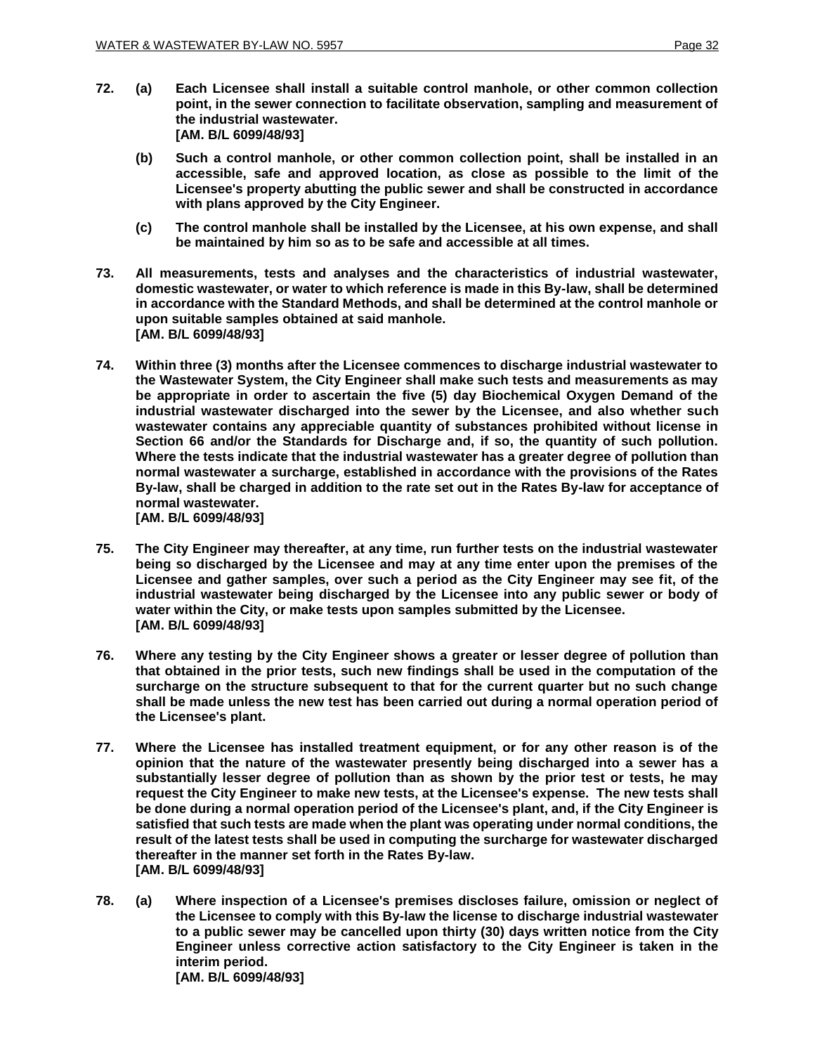**72. (a) Each Licensee shall install a suitable control manhole, or other common collection point, in the sewer connection to facilitate observation, sampling and measurement of the industrial wastewater.**
**[AM. B/L 6099/48/93]**

**(b) Such a control manhole, or other common collection point, shall be installed in an accessible, safe and approved location, as close as possible to the limit of the Licensee's property abutting the public sewer and shall be constructed in accordance with plans approved by the City Engineer.**

**(c) The control manhole shall be installed by the Licensee, at his own expense, and shall be maintained by him so as to be safe and accessible at all times.**

**73. All measurements, tests and analyses and the characteristics of industrial wastewater, domestic wastewater, or water to which reference is made in this By-law, shall be determined in accordance with the Standard Methods, and shall be determined at the control manhole or upon suitable samples obtained at said manhole.**
**[AM. B/L 6099/48/93]**

**74. Within three (3) months after the Licensee commences to discharge industrial wastewater to the Wastewater System, the City Engineer shall make such tests and measurements as may be appropriate in order to ascertain the five (5) day Biochemical Oxygen Demand of the industrial wastewater discharged into the sewer by the Licensee, and also whether such wastewater contains any appreciable quantity of substances prohibited without license in Section 66 and/or the Standards for Discharge and, if so, the quantity of such pollution. Where the tests indicate that the industrial wastewater has a greater degree of pollution than normal wastewater a surcharge, established in accordance with the provisions of the Rates By-law, shall be charged in addition to the rate set out in the Rates By-law for acceptance of normal wastewater.**
**[AM. B/L 6099/48/93]**

**75. The City Engineer may thereafter, at any time, run further tests on the industrial wastewater being so discharged by the Licensee and may at any time enter upon the premises of the Licensee and gather samples, over such a period as the City Engineer may see fit, of the industrial wastewater being discharged by the Licensee into any public sewer or body of water within the City, or make tests upon samples submitted by the Licensee.**
**[AM. B/L 6099/48/93]**

**76. Where any testing by the City Engineer shows a greater or lesser degree of pollution than that obtained in the prior tests, such new findings shall be used in the computation of the surcharge on the structure subsequent to that for the current quarter but no such change shall be made unless the new test has been carried out during a normal operation period of the Licensee's plant.**

**77. Where the Licensee has installed treatment equipment, or for any other reason is of the opinion that the nature of the wastewater presently being discharged into a sewer has a substantially lesser degree of pollution than as shown by the prior test or tests, he may request the City Engineer to make new tests, at the Licensee's expense. The new tests shall be done during a normal operation period of the Licensee's plant, and, if the City Engineer is satisfied that such tests are made when the plant was operating under normal conditions, the result of the latest tests shall be used in computing the surcharge for wastewater discharged thereafter in the manner set forth in the Rates By-law.**
**[AM. B/L 6099/48/93]**

**78. (a) Where inspection of a Licensee's premises discloses failure, omission or neglect of the Licensee to comply with this By-law the license to discharge industrial wastewater to a public sewer may be cancelled upon thirty (30) days written notice from the City Engineer unless corrective action satisfactory to the City Engineer is taken in the interim period.**
**[AM. B/L 6099/48/93]**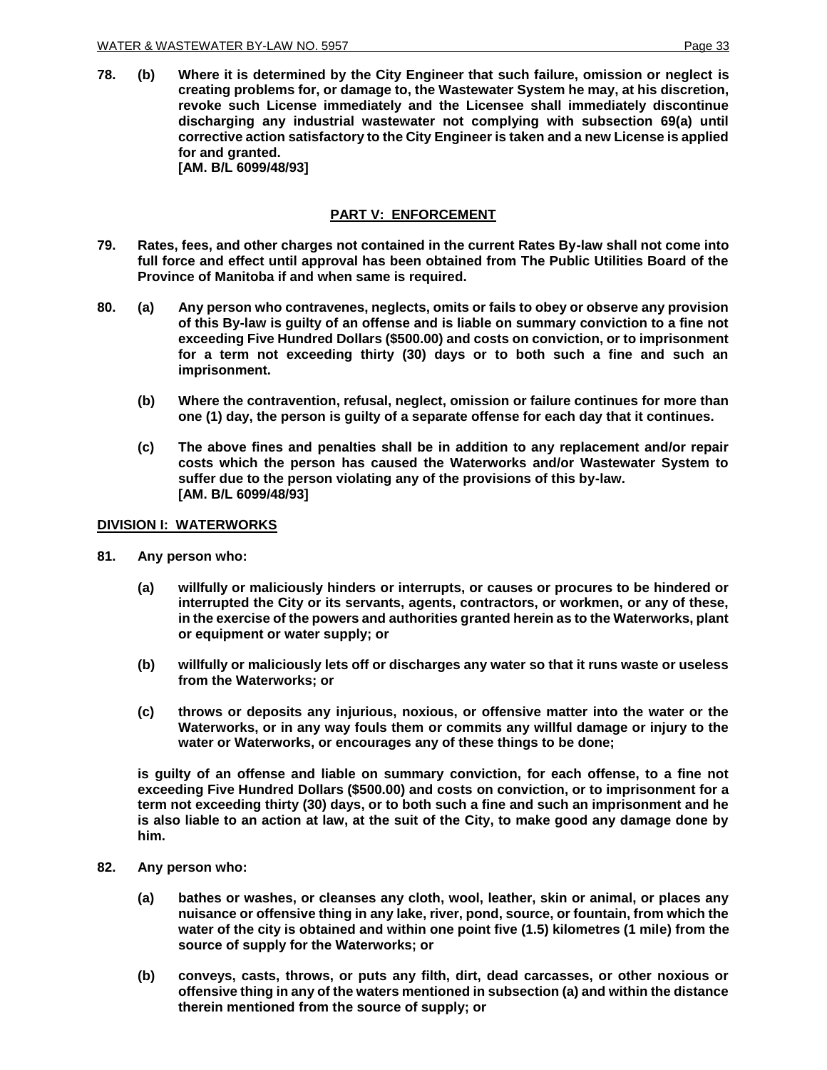**78. (b) Where it is determined by the City Engineer that such failure, omission or neglect is creating problems for, or damage to, the Wastewater System he may, at his discretion, revoke such License immediately and the Licensee shall immediately discontinue discharging any industrial wastewater not complying with subsection 69(a) until corrective action satisfactory to the City Engineer is taken and a new License is applied for and granted.**
**[AM. B/L 6099/48/93]**

## PART V: ENFORCEMENT

**79. Rates, fees, and other charges not contained in the current Rates By-law shall not come into full force and effect until approval has been obtained from The Public Utilities Board of the Province of Manitoba if and when same is required.**

**80. (a) Any person who contravenes, neglects, omits or fails to obey or observe any provision of this By-law is guilty of an offense and is liable on summary conviction to a fine not exceeding Five Hundred Dollars ($500.00) and costs on conviction, or to imprisonment for a term not exceeding thirty (30) days or to both such a fine and such an imprisonment.**

**(b) Where the contravention, refusal, neglect, omission or failure continues for more than one (1) day, the person is guilty of a separate offense for each day that it continues.**

**(c) The above fines and penalties shall be in addition to any replacement and/or repair costs which the person has caused the Waterworks and/or Wastewater System to suffer due to the person violating any of the provisions of this by-law.**
**[AM. B/L 6099/48/93]**

### DIVISION I: WATERWORKS

**81. Any person who:**

**(a) willfully or maliciously hinders or interrupts, or causes or procures to be hindered or interrupted the City or its servants, agents, contractors, or workmen, or any of these, in the exercise of the powers and authorities granted herein as to the Waterworks, plant or equipment or water supply; or**

**(b) willfully or maliciously lets off or discharges any water so that it runs waste or useless from the Waterworks; or**

**(c) throws or deposits any injurious, noxious, or offensive matter into the water or the Waterworks, or in any way fouls them or commits any willful damage or injury to the water or Waterworks, or encourages any of these things to be done;**

**is guilty of an offense and liable on summary conviction, for each offense, to a fine not exceeding Five Hundred Dollars ($500.00) and costs on conviction, or to imprisonment for a term not exceeding thirty (30) days, or to both such a fine and such an imprisonment and he is also liable to an action at law, at the suit of the City, to make good any damage done by him.**

**82. Any person who:**

**(a) bathes or washes, or cleanses any cloth, wool, leather, skin or animal, or places any nuisance or offensive thing in any lake, river, pond, source, or fountain, from which the water of the city is obtained and within one point five (1.5) kilometres (1 mile) from the source of supply for the Waterworks; or**

**(b) conveys, casts, throws, or puts any filth, dirt, dead carcasses, or other noxious or offensive thing in any of the waters mentioned in subsection (a) and within the distance therein mentioned from the source of supply; or**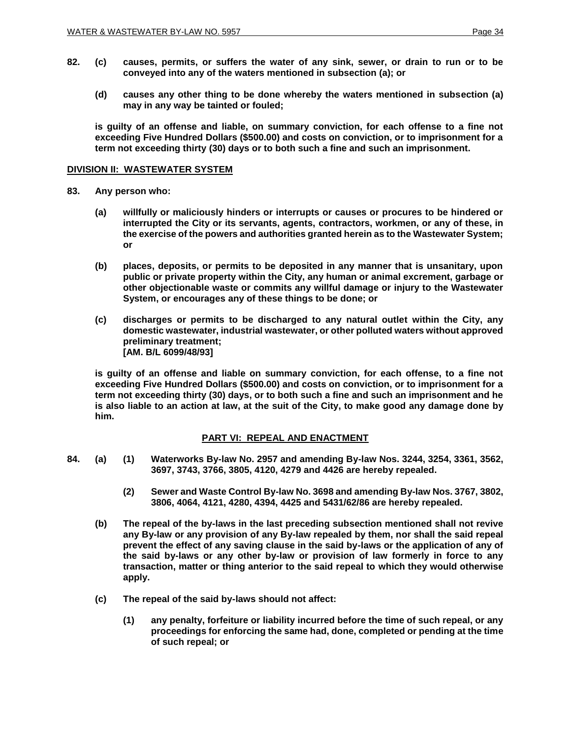**82. (c) causes, permits, or suffers the water of any sink, sewer, or drain to run or to be conveyed into any of the waters mentioned in subsection (a); or**

**(d) causes any other thing to be done whereby the waters mentioned in subsection (a) may in any way be tainted or fouled;**

**is guilty of an offense and liable, on summary conviction, for each offense to a fine not exceeding Five Hundred Dollars ($500.00) and costs on conviction, or to imprisonment for a term not exceeding thirty (30) days or to both such a fine and such an imprisonment.**

## DIVISION II: WASTEWATER SYSTEM

**83. Any person who:**

**(a) willfully or maliciously hinders or interrupts or causes or procures to be hindered or interrupted the City or its servants, agents, contractors, workmen, or any of these, in the exercise of the powers and authorities granted herein as to the Wastewater System; or**

**(b) places, deposits, or permits to be deposited in any manner that is unsanitary, upon public or private property within the City, any human or animal excrement, garbage or other objectionable waste or commits any willful damage or injury to the Wastewater System, or encourages any of these things to be done; or**

**(c) discharges or permits to be discharged to any natural outlet within the City, any domestic wastewater, industrial wastewater, or other polluted waters without approved preliminary treatment;**
**[AM. B/L 6099/48/93]**

**is guilty of an offense and liable on summary conviction, for each offense, to a fine not exceeding Five Hundred Dollars ($500.00) and costs on conviction, or to imprisonment for a term not exceeding thirty (30) days, or to both such a fine and such an imprisonment and he is also liable to an action at law, at the suit of the City, to make good any damage done by him.**

## PART VI: REPEAL AND ENACTMENT

**84. (a) (1) Waterworks By-law No. 2957 and amending By-law Nos. 3244, 3254, 3361, 3562, 3697, 3743, 3766, 3805, 4120, 4279 and 4426 are hereby repealed.**

**(2) Sewer and Waste Control By-law No. 3698 and amending By-law Nos. 3767, 3802, 3806, 4064, 4121, 4280, 4394, 4425 and 5431/62/86 are hereby repealed.**

**(b) The repeal of the by-laws in the last preceding subsection mentioned shall not revive any By-law or any provision of any By-law repealed by them, nor shall the said repeal prevent the effect of any saving clause in the said by-laws or the application of any of the said by-laws or any other by-law or provision of law formerly in force to any transaction, matter or thing anterior to the said repeal to which they would otherwise apply.**

**(c) The repeal of the said by-laws should not affect:**

**(1) any penalty, forfeiture or liability incurred before the time of such repeal, or any proceedings for enforcing the same had, done, completed or pending at the time of such repeal; or**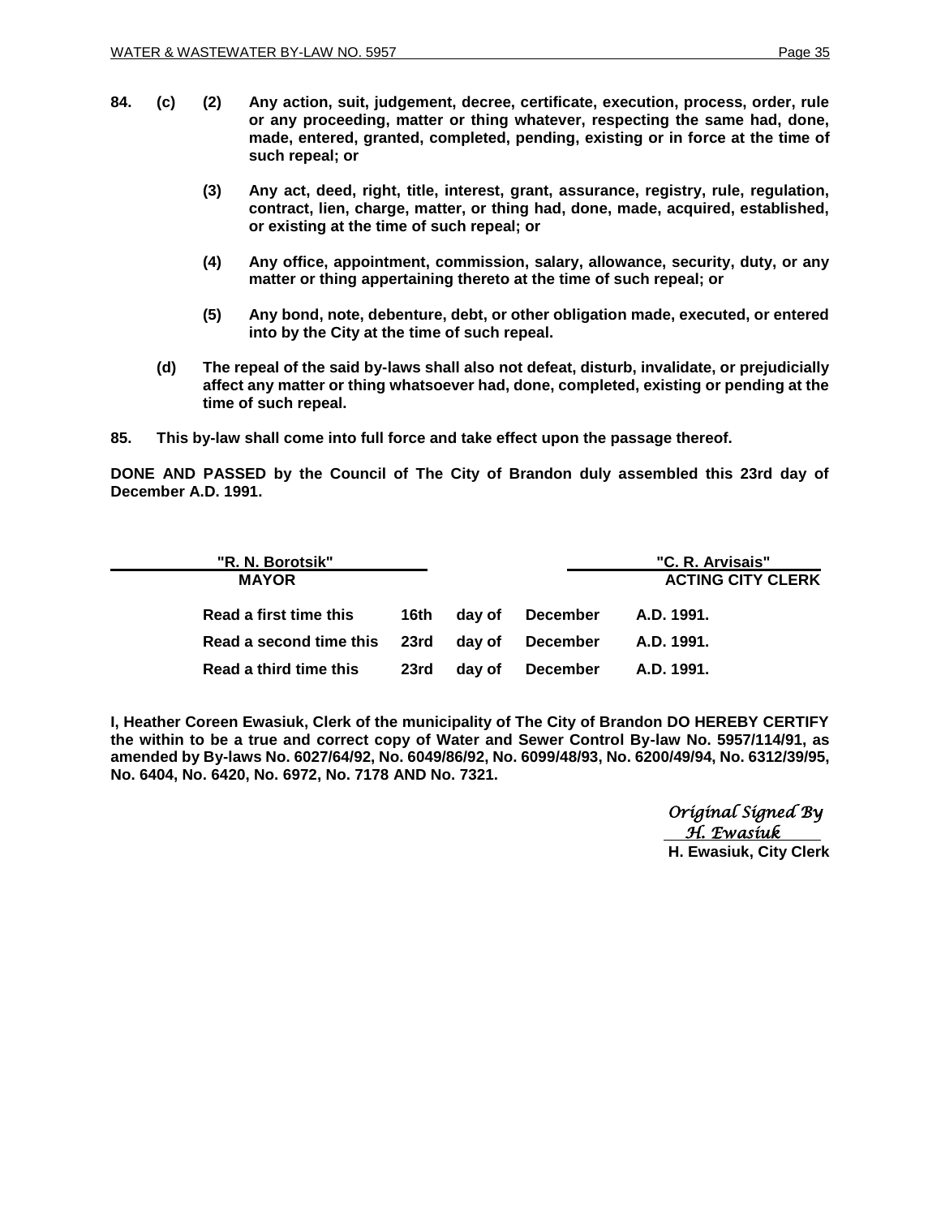**84. (c) (2) Any action, suit, judgement, decree, certificate, execution, process, order, rule or any proceeding, matter or thing whatever, respecting the same had, done, made, entered, granted, completed, pending, existing or in force at the time of such repeal; or**

**(3) Any act, deed, right, title, interest, grant, assurance, registry, rule, regulation, contract, lien, charge, matter, or thing had, done, made, acquired, established, or existing at the time of such repeal; or**

**(4) Any office, appointment, commission, salary, allowance, security, duty, or any matter or thing appertaining thereto at the time of such repeal; or**

**(5) Any bond, note, debenture, debt, or other obligation made, executed, or entered into by the City at the time of such repeal.**

**(d) The repeal of the said by-laws shall also not defeat, disturb, invalidate, or prejudicially affect any matter or thing whatsoever had, done, completed, existing or pending at the time of such repeal.**

**85. This by-law shall come into full force and take effect upon the passage thereof.**

**DONE AND PASSED by the Council of The City of Brandon duly assembled this 23rd day of December A.D. 1991.**

| "R. N. Borotsik" | "C. R. Arvisais" |
|---|---|
| **MAYOR** | **ACTING CITY CLERK** |

| | | | | |
|---|---|---|---|---|
| **Read a first time this** | **16th** | **day of** | **December** | **A.D. 1991.** |
| **Read a second time this** | **23rd** | **day of** | **December** | **A.D. 1991.** |
| **Read a third time this** | **23rd** | **day of** | **December** | **A.D. 1991.** |

**I, Heather Coreen Ewasiuk, Clerk of the municipality of The City of Brandon DO HEREBY CERTIFY the within to be a true and correct copy of Water and Sewer Control By-law No. 5957/114/91, as amended by By-laws No. 6027/64/92, No. 6049/86/92, No. 6099/48/93, No. 6200/49/94, No. 6312/39/95, No. 6404, No. 6420, No. 6972, No. 7178 AND No. 7321.**

*Original Signed By*
*H. Ewasiuk*
**H. Ewasiuk, City Clerk**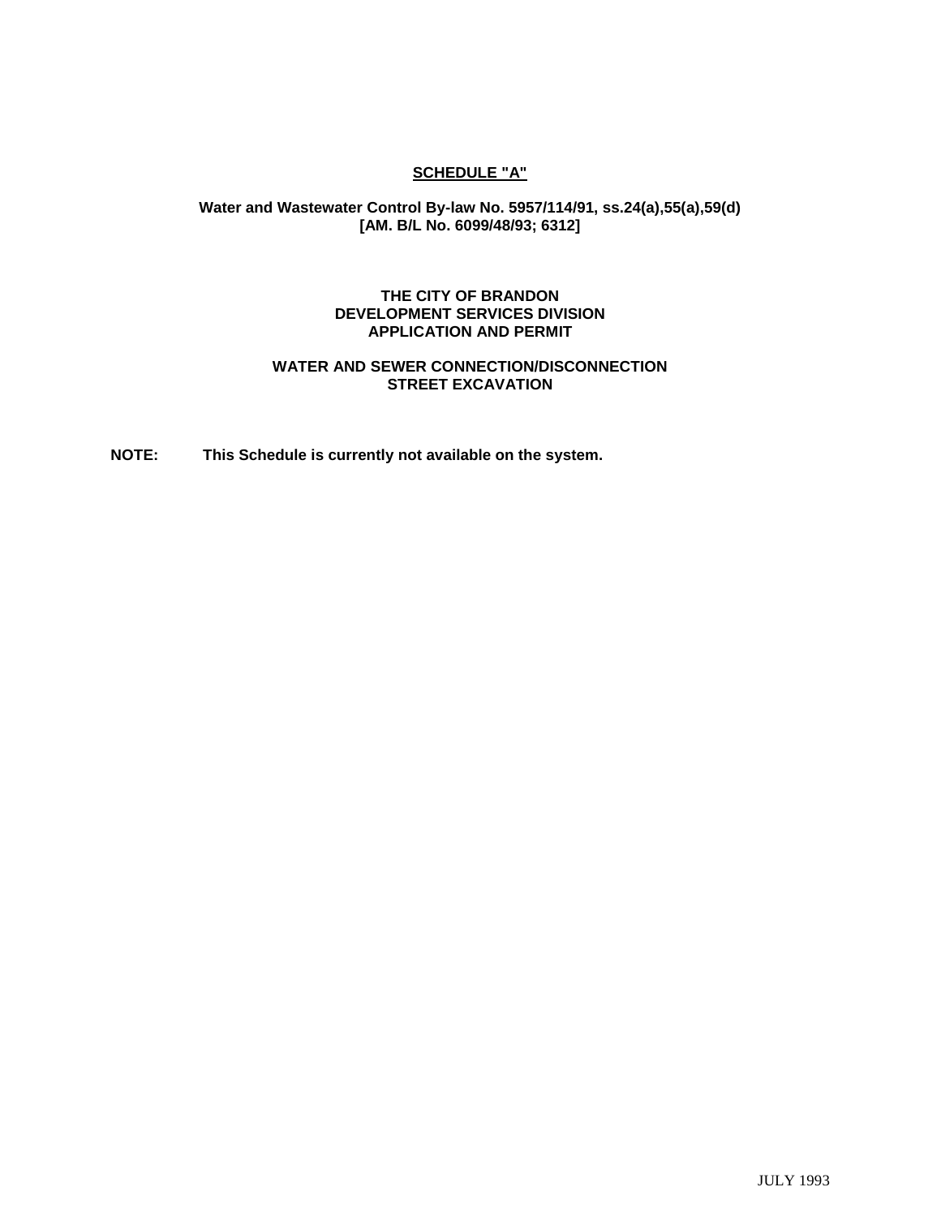# SCHEDULE "A"

**Water and Wastewater Control By-law No. 5957/114/91, ss.24(a),55(a),59(d)**
**[AM. B/L No. 6099/48/93; 6312]**

**THE CITY OF BRANDON**
**DEVELOPMENT SERVICES DIVISION**
**APPLICATION AND PERMIT**

**WATER AND SEWER CONNECTION/DISCONNECTION**
**STREET EXCAVATION**

**NOTE:** **This Schedule is currently not available on the system.**

JULY 1993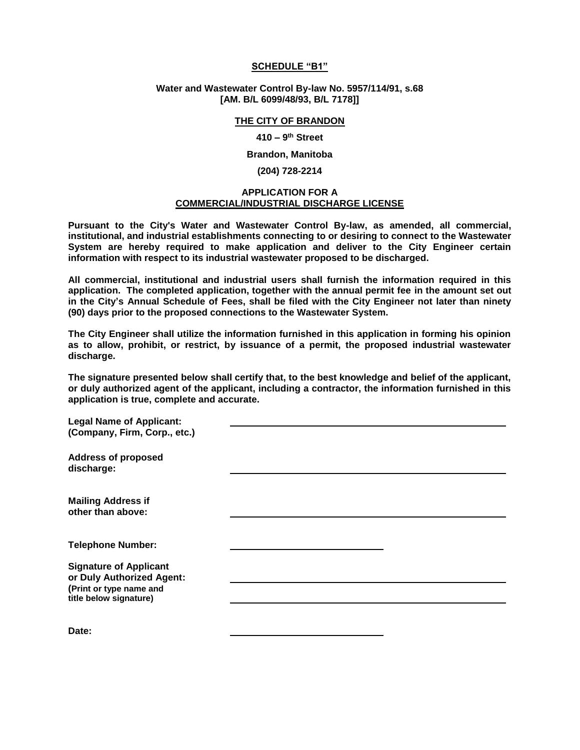## SCHEDULE "B1"

**Water and Wastewater Control By-law No. 5957/114/91, s.68**
**[AM. B/L 6099/48/93, B/L 7178]]**

**THE CITY OF BRANDON**

**410 – 9th Street**

**Brandon, Manitoba**

**(204) 728-2214**

## APPLICATION FOR A COMMERCIAL/INDUSTRIAL DISCHARGE LICENSE

**Pursuant to the City's Water and Wastewater Control By-law, as amended, all commercial, institutional, and industrial establishments connecting to or desiring to connect to the Wastewater System are hereby required to make application and deliver to the City Engineer certain information with respect to its industrial wastewater proposed to be discharged.**

**All commercial, institutional and industrial users shall furnish the information required in this application. The completed application, together with the annual permit fee in the amount set out in the City's Annual Schedule of Fees, shall be filed with the City Engineer not later than ninety (90) days prior to the proposed connections to the Wastewater System.**

**The City Engineer shall utilize the information furnished in this application in forming his opinion as to allow, prohibit, or restrict, by issuance of a permit, the proposed industrial wastewater discharge.**

**The signature presented below shall certify that, to the best knowledge and belief of the applicant, or duly authorized agent of the applicant, including a contractor, the information furnished in this application is true, complete and accurate.**

**Legal Name of Applicant:**
**(Company, Firm, Corp., etc.)** ______________________________

**Address of proposed discharge:** ______________________________

**Mailing Address if other than above:** ______________________________

**Telephone Number:** ____________________

**Signature of Applicant or Duly Authorized Agent:** ______________________________
**(Print or type name and title below signature)** ______________________________

**Date:** ____________________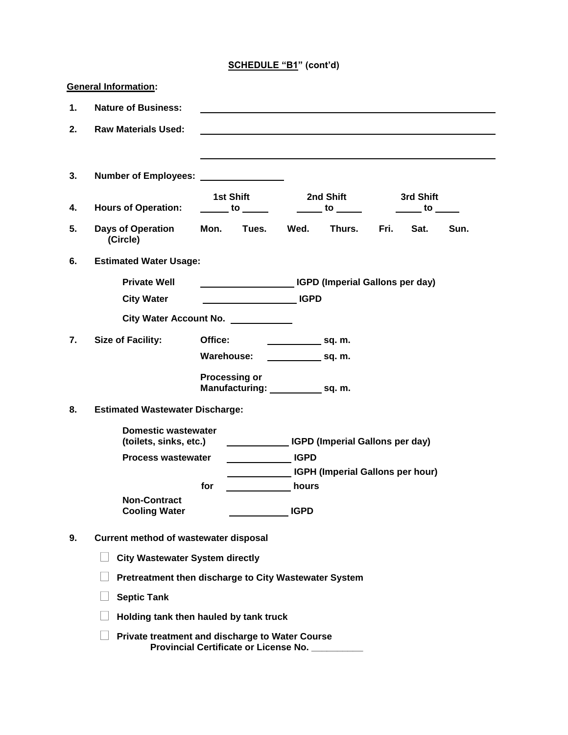**SCHEDULE "B1" (cont'd)**

**General Information:**

1. **Nature of Business:** ______________________________

2. **Raw Materials Used:** ______________________________

   ______________________________

3. **Number of Employees:** ____________

4. **Hours of Operation:**

| 1st Shift | 2nd Shift | 3rd Shift |
|---|---|---|
| _____ to _____ | _____ to _____ | _____ to _____ |

5. **Days of Operation (Circle)** **Mon. Tues. Wed. Thurs. Fri. Sat. Sun.**

6. **Estimated Water Usage:**

   **Private Well** ______________ **IGPD (Imperial Gallons per day)**

   **City Water** ______________ **IGPD**

   **City Water Account No.** __________

7. **Size of Facility:**

   **Office:** __________ **sq. m.**

   **Warehouse:** __________ **sq. m.**

   **Processing or Manufacturing:** __________ **sq. m.**

8. **Estimated Wastewater Discharge:**

   **Domestic wastewater (toilets, sinks, etc.)** __________ **IGPD (Imperial Gallons per day)**

   **Process wastewater** __________ **IGPD**

   __________ **IGPH (Imperial Gallons per hour)**

   **for** __________ **hours**

   **Non-Contract Cooling Water** __________ **IGPD**

9. **Current method of wastewater disposal**

   ☐ **City Wastewater System directly**

   ☐ **Pretreatment then discharge to City Wastewater System**

   ☐ **Septic Tank**

   ☐ **Holding tank then hauled by tank truck**

   ☐ **Private treatment and discharge to Water Course**
   **Provincial Certificate or License No.** __________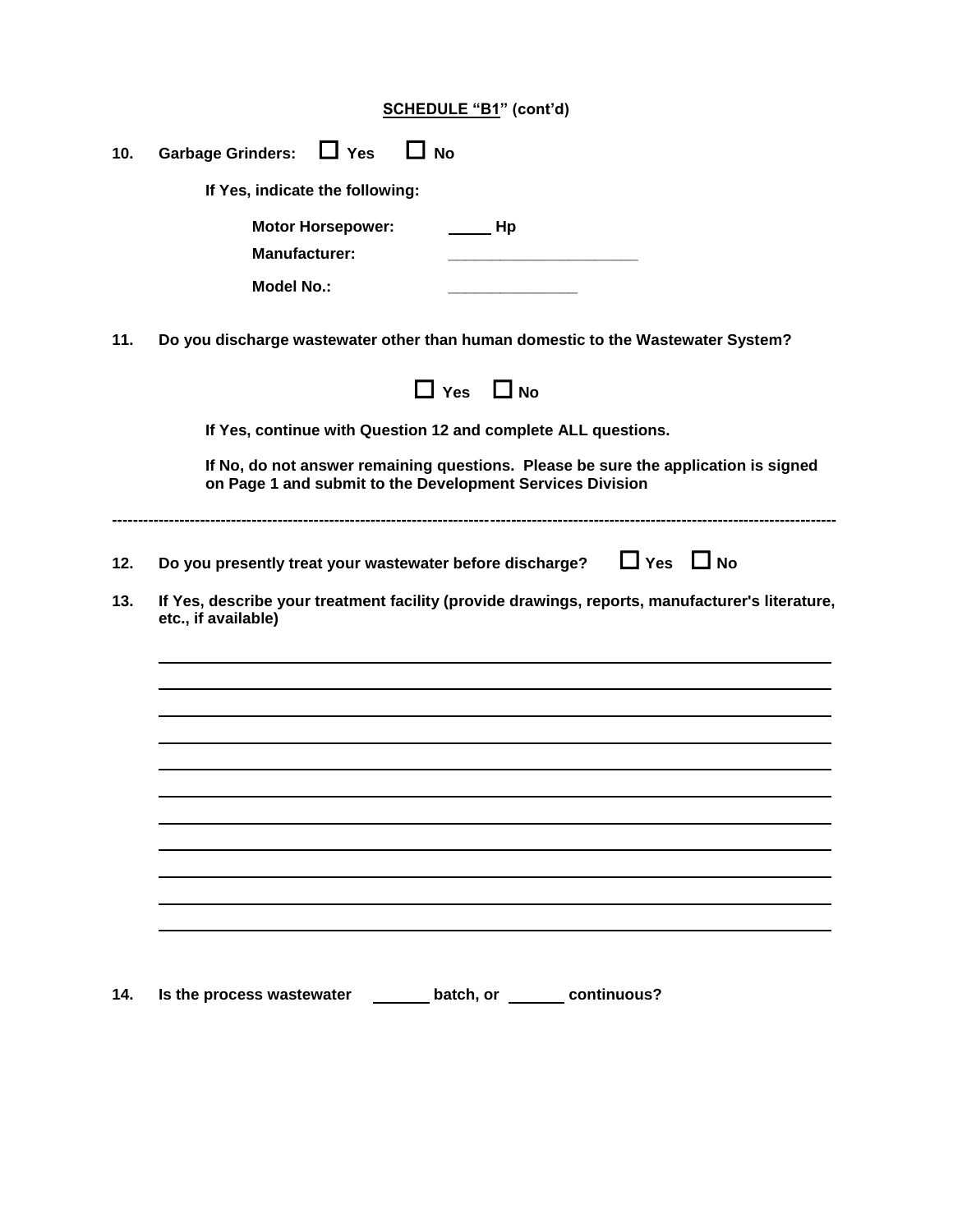**SCHEDULE "B1" (cont'd)**

**10. Garbage Grinders: ☐ Yes ☐ No**

**If Yes, indicate the following:**

**Motor Horsepower:** _____ **Hp**

**Manufacturer:** ____________________

**Model No.:** ______________

**11. Do you discharge wastewater other than human domestic to the Wastewater System?**

**☐ Yes ☐ No**

**If Yes, continue with Question 12 and complete ALL questions.**

**If No, do not answer remaining questions. Please be sure the application is signed on Page 1 and submit to the Development Services Division**

---

**12. Do you presently treat your wastewater before discharge? ☐ Yes ☐ No**

**13. If Yes, describe your treatment facility (provide drawings, reports, manufacturer's literature, etc., if available)**

______________________________________________________________________________

______________________________________________________________________________

______________________________________________________________________________

______________________________________________________________________________

______________________________________________________________________________

______________________________________________________________________________

______________________________________________________________________________

______________________________________________________________________________

______________________________________________________________________________

______________________________________________________________________________

______________________________________________________________________________

**14. Is the process wastewater ______ batch, or ______ continuous?**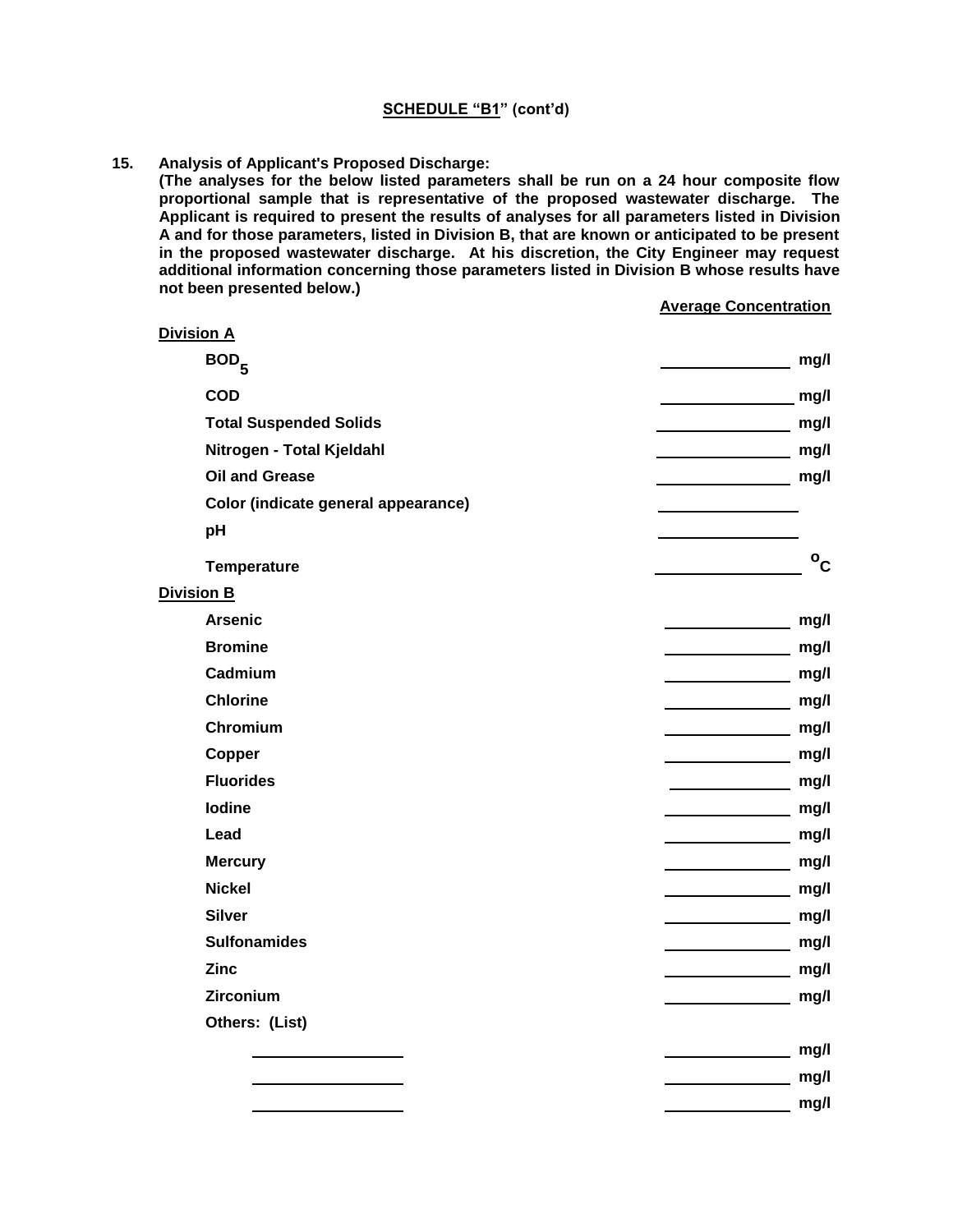## SCHEDULE "B1" (cont'd)

**15. Analysis of Applicant's Proposed Discharge:**

**(The analyses for the below listed parameters shall be run on a 24 hour composite flow proportional sample that is representative of the proposed wastewater discharge. The Applicant is required to present the results of analyses for all parameters listed in Division A and for those parameters, listed in Division B, that are known or anticipated to be present in the proposed wastewater discharge. At his discretion, the City Engineer may request additional information concerning those parameters listed in Division B whose results have not been presented below.)**

| Parameter | Average Concentration |
| --- | --- |
| **Division A** | |
| $BOD_5$ | ________ mg/l |
| COD | ________ mg/l |
| Total Suspended Solids | ________ mg/l |
| Nitrogen - Total Kjeldahl | ________ mg/l |
| Oil and Grease | ________ mg/l |
| Color (indicate general appearance) | ________ |
| pH | ________ |
| Temperature | ________ $^{o}C$ |
| **Division B** | |
| Arsenic | ________ mg/l |
| Bromine | ________ mg/l |
| Cadmium | ________ mg/l |
| Chlorine | ________ mg/l |
| Chromium | ________ mg/l |
| Copper | ________ mg/l |
| Fluorides | ________ mg/l |
| Iodine | ________ mg/l |
| Lead | ________ mg/l |
| Mercury | ________ mg/l |
| Nickel | ________ mg/l |
| Silver | ________ mg/l |
| Sulfonamides | ________ mg/l |
| Zinc | ________ mg/l |
| Zirconium | ________ mg/l |
| Others: (List) | |
| ________ | ________ mg/l |
| ________ | ________ mg/l |
| ________ | ________ mg/l |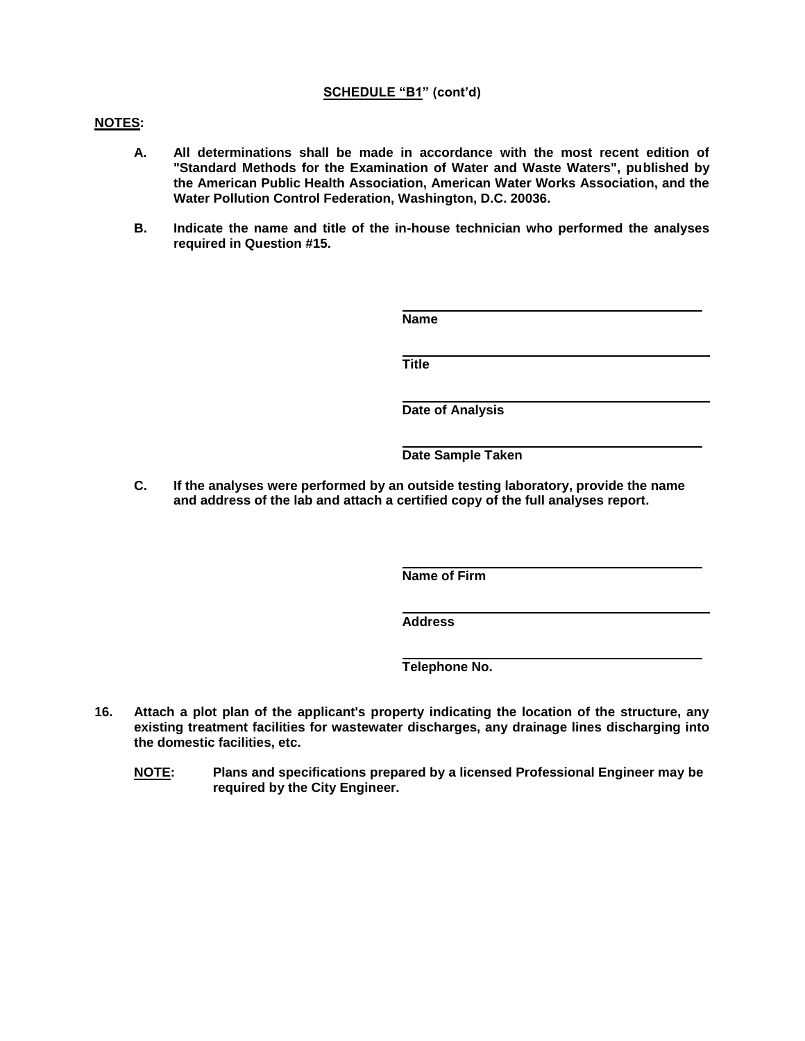**SCHEDULE "B1" (cont'd)**

**NOTES:**

**A.** **All determinations shall be made in accordance with the most recent edition of "Standard Methods for the Examination of Water and Waste Waters", published by the American Public Health Association, American Water Works Association, and the Water Pollution Control Federation, Washington, D.C. 20036.**

**B.** **Indicate the name and title of the in-house technician who performed the analyses required in Question #15.**

\_\_\_\_\_\_\_\_\_\_\_\_\_\_\_\_\_\_\_\_\_\_\_\_\_\_\_\_\_\_\_\_\_\_\_\_\_\_\_\_
**Name**

\_\_\_\_\_\_\_\_\_\_\_\_\_\_\_\_\_\_\_\_\_\_\_\_\_\_\_\_\_\_\_\_\_\_\_\_\_\_\_\_
**Title**

\_\_\_\_\_\_\_\_\_\_\_\_\_\_\_\_\_\_\_\_\_\_\_\_\_\_\_\_\_\_\_\_\_\_\_\_\_\_\_\_
**Date of Analysis**

\_\_\_\_\_\_\_\_\_\_\_\_\_\_\_\_\_\_\_\_\_\_\_\_\_\_\_\_\_\_\_\_\_\_\_\_\_\_\_\_
**Date Sample Taken**

**C.** **If the analyses were performed by an outside testing laboratory, provide the name and address of the lab and attach a certified copy of the full analyses report.**

\_\_\_\_\_\_\_\_\_\_\_\_\_\_\_\_\_\_\_\_\_\_\_\_\_\_\_\_\_\_\_\_\_\_\_\_\_\_\_\_
**Name of Firm**

\_\_\_\_\_\_\_\_\_\_\_\_\_\_\_\_\_\_\_\_\_\_\_\_\_\_\_\_\_\_\_\_\_\_\_\_\_\_\_\_
**Address**

\_\_\_\_\_\_\_\_\_\_\_\_\_\_\_\_\_\_\_\_\_\_\_\_\_\_\_\_\_\_\_\_\_\_\_\_\_\_\_\_
**Telephone No.**

**16.** **Attach a plot plan of the applicant's property indicating the location of the structure, any existing treatment facilities for wastewater discharges, any drainage lines discharging into the domestic facilities, etc.**

**NOTE:** **Plans and specifications prepared by a licensed Professional Engineer may be required by the City Engineer.**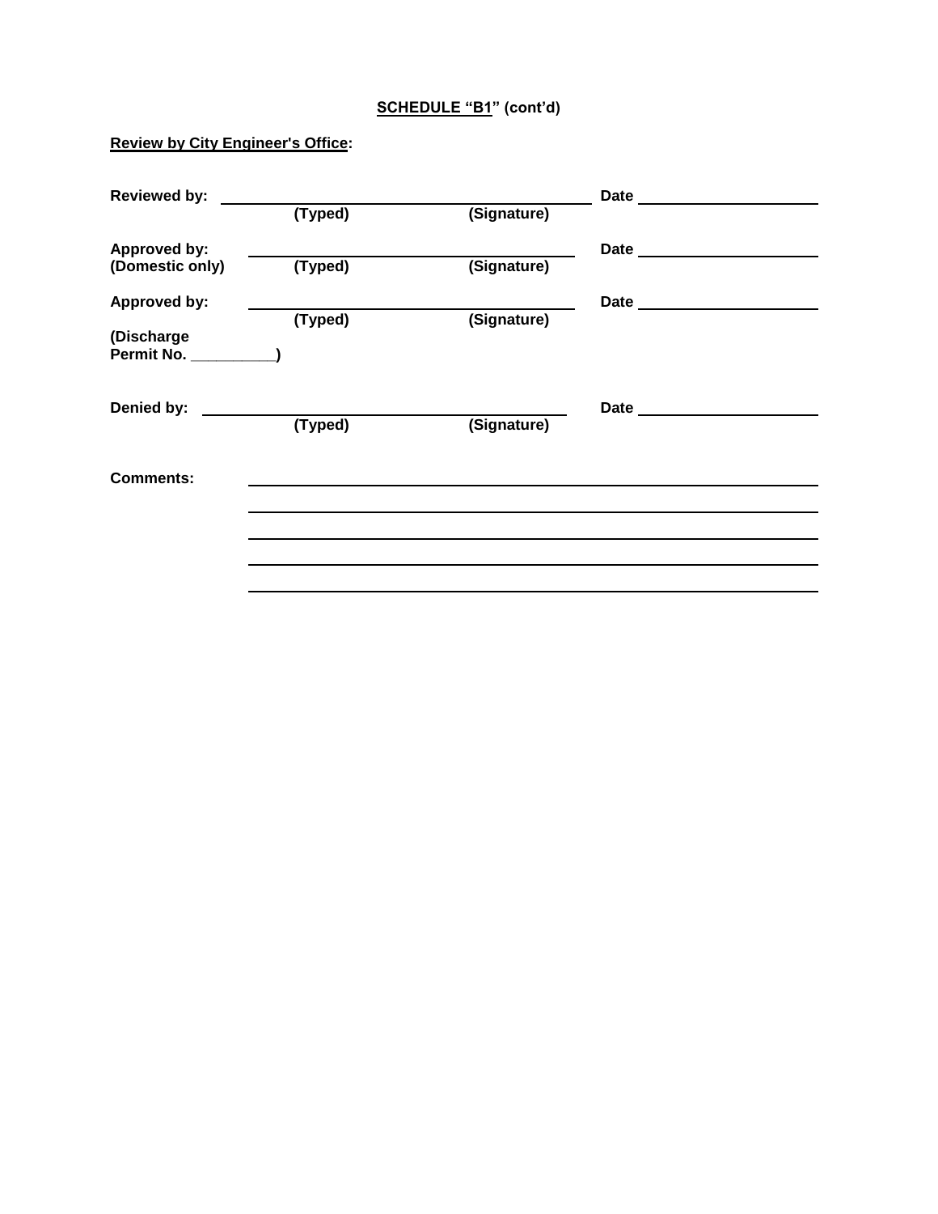**SCHEDULE "B1" (cont'd)**

**Review by City Engineer's Office:**

**Reviewed by:** ______________________________________________ **Date** ____________________
(Typed) (Signature)

**Approved by:**
**(Domestic only)** ______________________________________________ **Date** ____________________
(Typed) (Signature)

**Approved by:** ______________________________________________ **Date** ____________________
(Typed) (Signature)

**(Discharge Permit No. __________)**

**Denied by:** ______________________________________________ **Date** ____________________
(Typed) (Signature)

**Comments:** ______________________________________________________________

______________________________________________________________

______________________________________________________________

______________________________________________________________

______________________________________________________________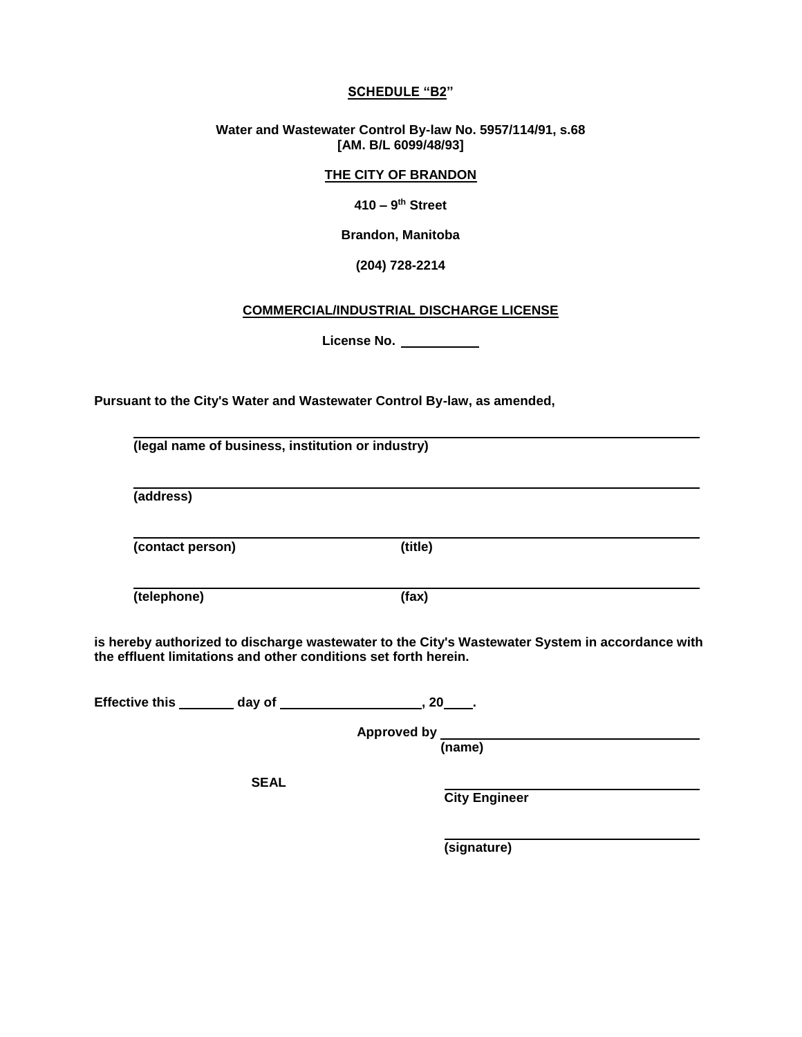**SCHEDULE "B2"**

**Water and Wastewater Control By-law No. 5957/114/91, s.68**
**[AM. B/L 6099/48/93]**

**THE CITY OF BRANDON**

**410 – 9th Street**

**Brandon, Manitoba**

**(204) 728-2214**

**COMMERCIAL/INDUSTRIAL DISCHARGE LICENSE**

**License No. \_\_\_\_\_\_\_\_\_\_\_**

**Pursuant to the City's Water and Wastewater Control By-law, as amended,**

\_\_\_\_\_\_\_\_\_\_\_\_\_\_\_\_\_\_\_\_\_\_\_\_\_\_\_\_\_\_\_\_\_\_\_\_\_\_\_\_\_\_\_\_\_\_\_\_\_\_\_\_\_\_\_\_
**(legal name of business, institution or industry)**

\_\_\_\_\_\_\_\_\_\_\_\_\_\_\_\_\_\_\_\_\_\_\_\_\_\_\_\_\_\_\_\_\_\_\_\_\_\_\_\_\_\_\_\_\_\_\_\_\_\_\_\_\_\_\_\_
**(address)**

\_\_\_\_\_\_\_\_\_\_\_\_\_\_\_\_\_\_\_\_\_\_\_\_\_\_\_\_\_\_\_\_\_\_\_\_\_\_\_\_\_\_\_\_\_\_\_\_\_\_\_\_\_\_\_\_
**(contact person)** **(title)**

\_\_\_\_\_\_\_\_\_\_\_\_\_\_\_\_\_\_\_\_\_\_\_\_\_\_\_\_\_\_\_\_\_\_\_\_\_\_\_\_\_\_\_\_\_\_\_\_\_\_\_\_\_\_\_\_
**(telephone)** **(fax)**

**is hereby authorized to discharge wastewater to the City's Wastewater System in accordance with the effluent limitations and other conditions set forth herein.**

**Effective this \_\_\_\_\_\_\_\_ day of \_\_\_\_\_\_\_\_\_\_\_\_\_\_\_\_\_\_\_\_, 20\_\_\_\_.**

**Approved by \_\_\_\_\_\_\_\_\_\_\_\_\_\_\_\_\_\_\_\_\_\_\_\_\_\_\_\_\_\_\_\_\_\_\_\_\_**
**(name)**

**SEAL**

\_\_\_\_\_\_\_\_\_\_\_\_\_\_\_\_\_\_\_\_\_\_\_\_\_\_\_\_\_\_\_\_\_\_\_\_\_
**City Engineer**

\_\_\_\_\_\_\_\_\_\_\_\_\_\_\_\_\_\_\_\_\_\_\_\_\_\_\_\_\_\_\_\_\_\_\_\_\_
**(signature)**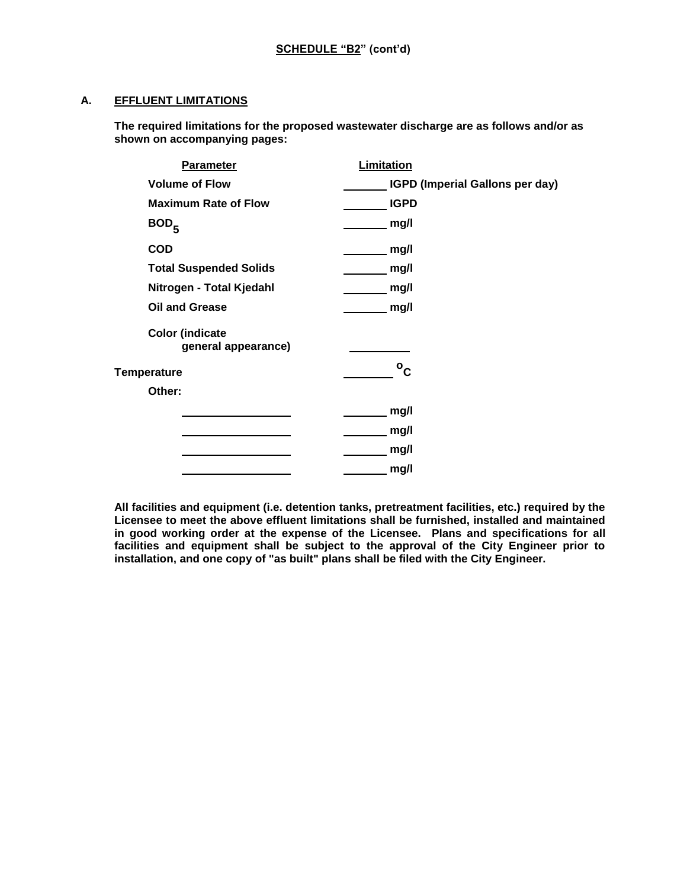**SCHEDULE "B2" (cont'd)**

## A. EFFLUENT LIMITATIONS

**The required limitations for the proposed wastewater discharge are as follows and/or as shown on accompanying pages:**

| Parameter | Limitation |
| --- | --- |
| Volume of Flow | _______ IGPD (Imperial Gallons per day) |
| Maximum Rate of Flow | _______ IGPD |
| $BOD_5$ | _______ mg/l |
| COD | _______ mg/l |
| Total Suspended Solids | _______ mg/l |
| Nitrogen - Total Kjedahl | _______ mg/l |
| Oil and Grease | _______ mg/l |
| Color (indicate general appearance) | _________ |
| Temperature | _______ $^{o}C$ |
| Other: | |
| _________________ | _______ mg/l |
| _________________ | _______ mg/l |
| _________________ | _______ mg/l |
| _________________ | _______ mg/l |

**All facilities and equipment (i.e. detention tanks, pretreatment facilities, etc.) required by the Licensee to meet the above effluent limitations shall be furnished, installed and maintained in good working order at the expense of the Licensee. Plans and specifications for all facilities and equipment shall be subject to the approval of the City Engineer prior to installation, and one copy of "as built" plans shall be filed with the City Engineer.**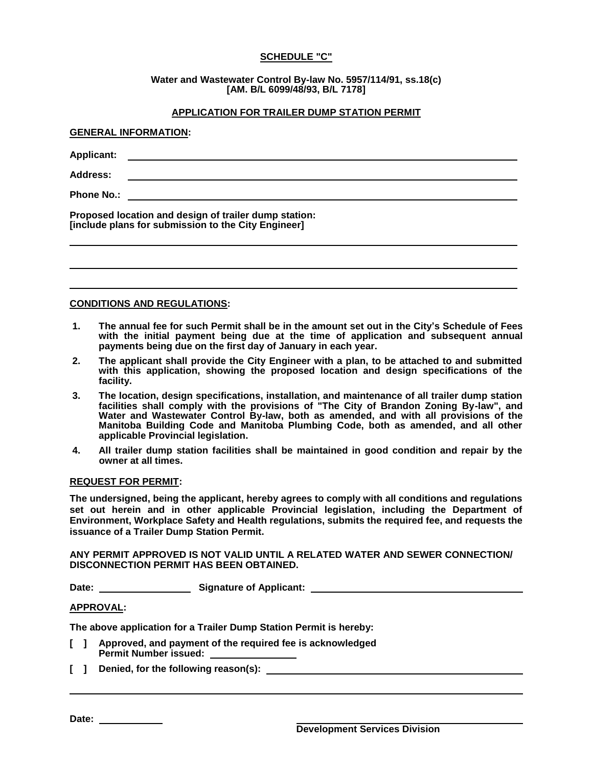**SCHEDULE "C"**

**Water and Wastewater Control By-law No. 5957/114/91, ss.18(c)**
**[AM. B/L 6099/48/93, B/L 7178]**

**APPLICATION FOR TRAILER DUMP STATION PERMIT**

**GENERAL INFORMATION:**

**Applicant:** ____________________________________________

**Address:** ____________________________________________

**Phone No.:** ____________________________________________

**Proposed location and design of trailer dump station:**
**[include plans for submission to the City Engineer]**

____________________________________________

____________________________________________

____________________________________________

**CONDITIONS AND REGULATIONS:**

1. **The annual fee for such Permit shall be in the amount set out in the City's Schedule of Fees with the initial payment being due at the time of application and subsequent annual payments being due on the first day of January in each year.**
2. **The applicant shall provide the City Engineer with a plan, to be attached to and submitted with this application, showing the proposed location and design specifications of the facility.**
3. **The location, design specifications, installation, and maintenance of all trailer dump station facilities shall comply with the provisions of "The City of Brandon Zoning By-law", and Water and Wastewater Control By-law, both as amended, and with all provisions of the Manitoba Building Code and Manitoba Plumbing Code, both as amended, and all other applicable Provincial legislation.**
4. **All trailer dump station facilities shall be maintained in good condition and repair by the owner at all times.**

**REQUEST FOR PERMIT:**

**The undersigned, being the applicant, hereby agrees to comply with all conditions and regulations set out herein and in other applicable Provincial legislation, including the Department of Environment, Workplace Safety and Health regulations, submits the required fee, and requests the issuance of a Trailer Dump Station Permit.**

**ANY PERMIT APPROVED IS NOT VALID UNTIL A RELATED WATER AND SEWER CONNECTION/ DISCONNECTION PERMIT HAS BEEN OBTAINED.**

**Date:** ________________ **Signature of Applicant:** ____________________________________

**APPROVAL:**

**The above application for a Trailer Dump Station Permit is hereby:**

**[ ] Approved, and payment of the required fee is acknowledged**
**Permit Number issued:** ________________

**[ ] Denied, for the following reason(s):** ____________________________________________

____________________________________________

**Date:** ____________

____________________________________
**Development Services Division**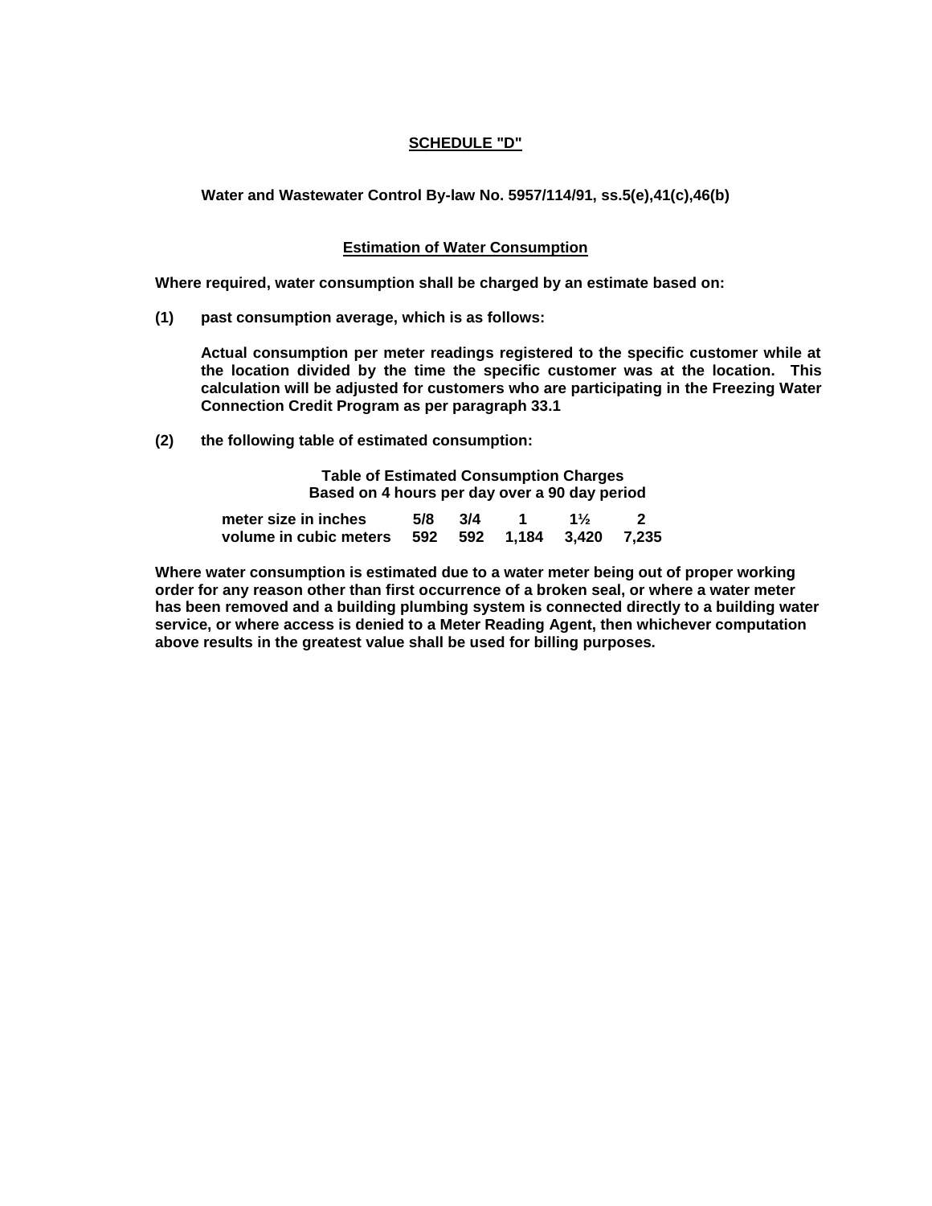# SCHEDULE "D"

**Water and Wastewater Control By-law No. 5957/114/91, ss.5(e),41(c),46(b)**

## Estimation of Water Consumption

**Where required, water consumption shall be charged by an estimate based on:**

**(1) past consumption average, which is as follows:**

**Actual consumption per meter readings registered to the specific customer while at the location divided by the time the specific customer was at the location. This calculation will be adjusted for customers who are participating in the Freezing Water Connection Credit Program as per paragraph 33.1**

**(2) the following table of estimated consumption:**

**Table of Estimated Consumption Charges**
**Based on 4 hours per day over a 90 day period**

| meter size in inches | 5/8 | 3/4 | 1 | 1½ | 2 |
|---|---|---|---|---|---|
| volume in cubic meters | 592 | 592 | 1,184 | 3,420 | 7,235 |

**Where water consumption is estimated due to a water meter being out of proper working order for any reason other than first occurrence of a broken seal, or where a water meter has been removed and a building plumbing system is connected directly to a building water service, or where access is denied to a Meter Reading Agent, then whichever computation above results in the greatest value shall be used for billing purposes.**